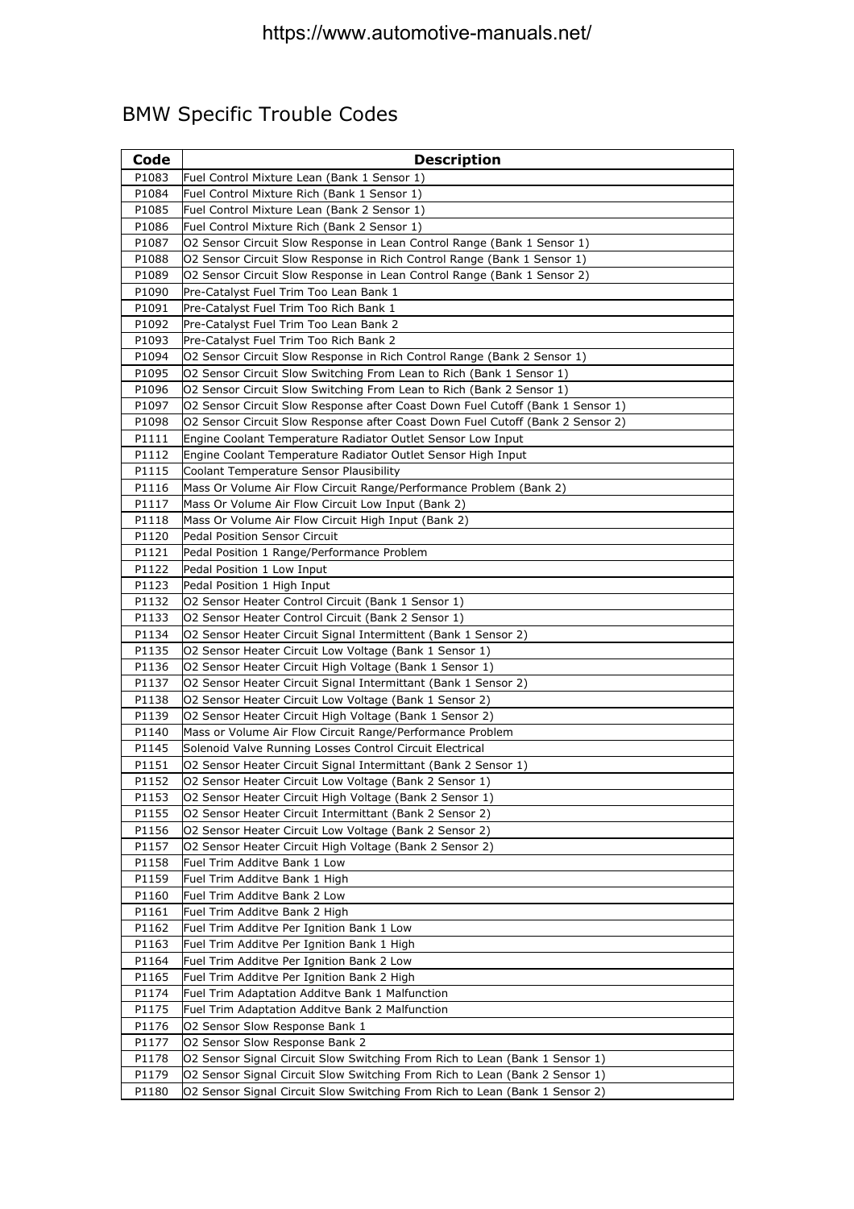# BMW Specific Trouble Codes

| Code | Description |
|---|---|
| P1083 | Fuel Control Mixture Lean (Bank 1 Sensor 1) |
| P1084 | Fuel Control Mixture Rich (Bank 1 Sensor 1) |
| P1085 | Fuel Control Mixture Lean (Bank 2 Sensor 1) |
| P1086 | Fuel Control Mixture Rich (Bank 2 Sensor 1) |
| P1087 | O2 Sensor Circuit Slow Response in Lean Control Range (Bank 1 Sensor 1) |
| P1088 | O2 Sensor Circuit Slow Response in Rich Control Range (Bank 1 Sensor 1) |
| P1089 | O2 Sensor Circuit Slow Response in Lean Control Range (Bank 1 Sensor 2) |
| P1090 | Pre-Catalyst Fuel Trim Too Lean Bank 1 |
| P1091 | Pre-Catalyst Fuel Trim Too Rich Bank 1 |
| P1092 | Pre-Catalyst Fuel Trim Too Lean Bank 2 |
| P1093 | Pre-Catalyst Fuel Trim Too Rich Bank 2 |
| P1094 | O2 Sensor Circuit Slow Response in Rich Control Range (Bank 2 Sensor 1) |
| P1095 | O2 Sensor Circuit Slow Switching From Lean to Rich (Bank 1 Sensor 1) |
| P1096 | O2 Sensor Circuit Slow Switching From Lean to Rich (Bank 2 Sensor 1) |
| P1097 | O2 Sensor Circuit Slow Response after Coast Down Fuel Cutoff (Bank 1 Sensor 1) |
| P1098 | O2 Sensor Circuit Slow Response after Coast Down Fuel Cutoff (Bank 2 Sensor 2) |
| P1111 | Engine Coolant Temperature Radiator Outlet Sensor Low Input |
| P1112 | Engine Coolant Temperature Radiator Outlet Sensor High Input |
| P1115 | Coolant Temperature Sensor Plausibility |
| P1116 | Mass Or Volume Air Flow Circuit Range/Performance Problem (Bank 2) |
| P1117 | Mass Or Volume Air Flow Circuit Low Input (Bank 2) |
| P1118 | Mass Or Volume Air Flow Circuit High Input (Bank 2) |
| P1120 | Pedal Position Sensor Circuit |
| P1121 | Pedal Position 1 Range/Performance Problem |
| P1122 | Pedal Position 1 Low Input |
| P1123 | Pedal Position 1 High Input |
| P1132 | O2 Sensor Heater Control Circuit (Bank 1 Sensor 1) |
| P1133 | O2 Sensor Heater Control Circuit (Bank 2 Sensor 1) |
| P1134 | O2 Sensor Heater Circuit Signal Intermittent (Bank 1 Sensor 2) |
| P1135 | O2 Sensor Heater Circuit Low Voltage (Bank 1 Sensor 1) |
| P1136 | O2 Sensor Heater Circuit High Voltage (Bank 1 Sensor 1) |
| P1137 | O2 Sensor Heater Circuit Signal Intermittant (Bank 1 Sensor 2) |
| P1138 | O2 Sensor Heater Circuit Low Voltage (Bank 1 Sensor 2) |
| P1139 | O2 Sensor Heater Circuit High Voltage (Bank 1 Sensor 2) |
| P1140 | Mass or Volume Air Flow Circuit Range/Performance Problem |
| P1145 | Solenoid Valve Running Losses Control Circuit Electrical |
| P1151 | O2 Sensor Heater Circuit Signal Intermittant (Bank 2 Sensor 1) |
| P1152 | O2 Sensor Heater Circuit Low Voltage (Bank 2 Sensor 1) |
| P1153 | O2 Sensor Heater Circuit High Voltage (Bank 2 Sensor 1) |
| P1155 | O2 Sensor Heater Circuit Intermittant (Bank 2 Sensor 2) |
| P1156 | O2 Sensor Heater Circuit Low Voltage (Bank 2 Sensor 2) |
| P1157 | O2 Sensor Heater Circuit High Voltage (Bank 2 Sensor 2) |
| P1158 | Fuel Trim Additve Bank 1 Low |
| P1159 | Fuel Trim Additve Bank 1 High |
| P1160 | Fuel Trim Additve Bank 2 Low |
| P1161 | Fuel Trim Additve Bank 2 High |
| P1162 | Fuel Trim Additve Per Ignition Bank 1 Low |
| P1163 | Fuel Trim Additve Per Ignition Bank 1 High |
| P1164 | Fuel Trim Additve Per Ignition Bank 2 Low |
| P1165 | Fuel Trim Additve Per Ignition Bank 2 High |
| P1174 | Fuel Trim Adaptation Additve Bank 1 Malfunction |
| P1175 | Fuel Trim Adaptation Additve Bank 2 Malfunction |
| P1176 | O2 Sensor Slow Response Bank 1 |
| P1177 | O2 Sensor Slow Response Bank 2 |
| P1178 | O2 Sensor Signal Circuit Slow Switching From Rich to Lean (Bank 1 Sensor 1) |
| P1179 | O2 Sensor Signal Circuit Slow Switching From Rich to Lean (Bank 2 Sensor 1) |
| P1180 | O2 Sensor Signal Circuit Slow Switching From Rich to Lean (Bank 1 Sensor 2) |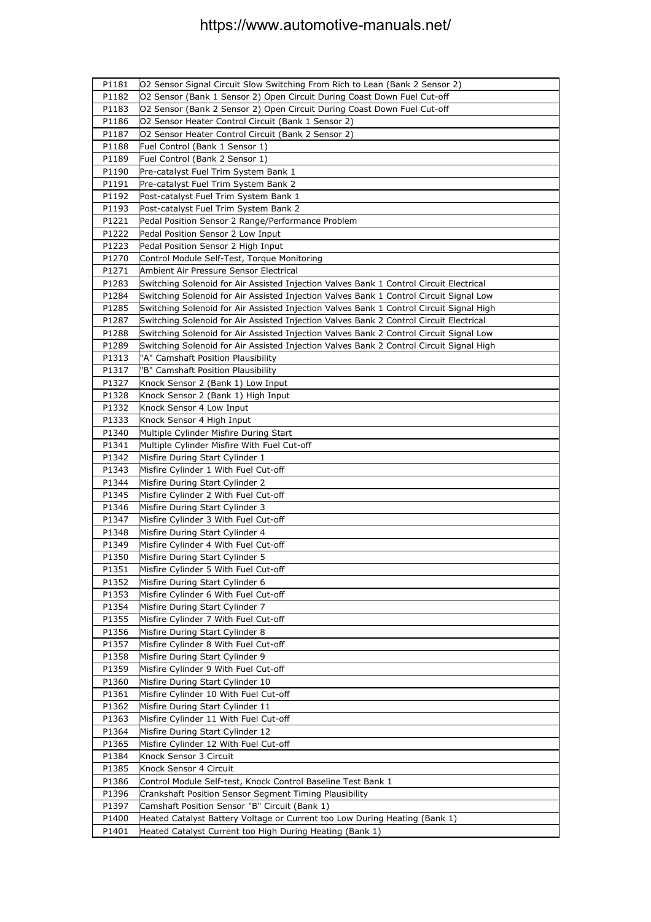| | |
|---|---|
| P1181 | O2 Sensor Signal Circuit Slow Switching From Rich to Lean (Bank 2 Sensor 2) |
| P1182 | O2 Sensor (Bank 1 Sensor 2) Open Circuit During Coast Down Fuel Cut-off |
| P1183 | O2 Sensor (Bank 2 Sensor 2) Open Circuit During Coast Down Fuel Cut-off |
| P1186 | O2 Sensor Heater Control Circuit (Bank 1 Sensor 2) |
| P1187 | O2 Sensor Heater Control Circuit (Bank 2 Sensor 2) |
| P1188 | Fuel Control (Bank 1 Sensor 1) |
| P1189 | Fuel Control (Bank 2 Sensor 1) |
| P1190 | Pre-catalyst Fuel Trim System Bank 1 |
| P1191 | Pre-catalyst Fuel Trim System Bank 2 |
| P1192 | Post-catalyst Fuel Trim System Bank 1 |
| P1193 | Post-catalyst Fuel Trim System Bank 2 |
| P1221 | Pedal Position Sensor 2 Range/Performance Problem |
| P1222 | Pedal Position Sensor 2 Low Input |
| P1223 | Pedal Position Sensor 2 High Input |
| P1270 | Control Module Self-Test, Torque Monitoring |
| P1271 | Ambient Air Pressure Sensor Electrical |
| P1283 | Switching Solenoid for Air Assisted Injection Valves Bank 1 Control Circuit Electrical |
| P1284 | Switching Solenoid for Air Assisted Injection Valves Bank 1 Control Circuit Signal Low |
| P1285 | Switching Solenoid for Air Assisted Injection Valves Bank 1 Control Circuit Signal High |
| P1287 | Switching Solenoid for Air Assisted Injection Valves Bank 2 Control Circuit Electrical |
| P1288 | Switching Solenoid for Air Assisted Injection Valves Bank 2 Control Circuit Signal Low |
| P1289 | Switching Solenoid for Air Assisted Injection Valves Bank 2 Control Circuit Signal High |
| P1313 | "A" Camshaft Position Plausibility |
| P1317 | "B" Camshaft Position Plausibility |
| P1327 | Knock Sensor 2 (Bank 1) Low Input |
| P1328 | Knock Sensor 2 (Bank 1) High Input |
| P1332 | Knock Sensor 4 Low Input |
| P1333 | Knock Sensor 4 High Input |
| P1340 | Multiple Cylinder Misfire During Start |
| P1341 | Multiple Cylinder Misfire With Fuel Cut-off |
| P1342 | Misfire During Start Cylinder 1 |
| P1343 | Misfire Cylinder 1 With Fuel Cut-off |
| P1344 | Misfire During Start Cylinder 2 |
| P1345 | Misfire Cylinder 2 With Fuel Cut-off |
| P1346 | Misfire During Start Cylinder 3 |
| P1347 | Misfire Cylinder 3 With Fuel Cut-off |
| P1348 | Misfire During Start Cylinder 4 |
| P1349 | Misfire Cylinder 4 With Fuel Cut-off |
| P1350 | Misfire During Start Cylinder 5 |
| P1351 | Misfire Cylinder 5 With Fuel Cut-off |
| P1352 | Misfire During Start Cylinder 6 |
| P1353 | Misfire Cylinder 6 With Fuel Cut-off |
| P1354 | Misfire During Start Cylinder 7 |
| P1355 | Misfire Cylinder 7 With Fuel Cut-off |
| P1356 | Misfire During Start Cylinder 8 |
| P1357 | Misfire Cylinder 8 With Fuel Cut-off |
| P1358 | Misfire During Start Cylinder 9 |
| P1359 | Misfire Cylinder 9 With Fuel Cut-off |
| P1360 | Misfire During Start Cylinder 10 |
| P1361 | Misfire Cylinder 10 With Fuel Cut-off |
| P1362 | Misfire During Start Cylinder 11 |
| P1363 | Misfire Cylinder 11 With Fuel Cut-off |
| P1364 | Misfire During Start Cylinder 12 |
| P1365 | Misfire Cylinder 12 With Fuel Cut-off |
| P1384 | Knock Sensor 3 Circuit |
| P1385 | Knock Sensor 4 Circuit |
| P1386 | Control Module Self-test, Knock Control Baseline Test Bank 1 |
| P1396 | Crankshaft Position Sensor Segment Timing Plausibility |
| P1397 | Camshaft Position Sensor "B" Circuit (Bank 1) |
| P1400 | Heated Catalyst Battery Voltage or Current too Low During Heating (Bank 1) |
| P1401 | Heated Catalyst Current too High During Heating (Bank 1) |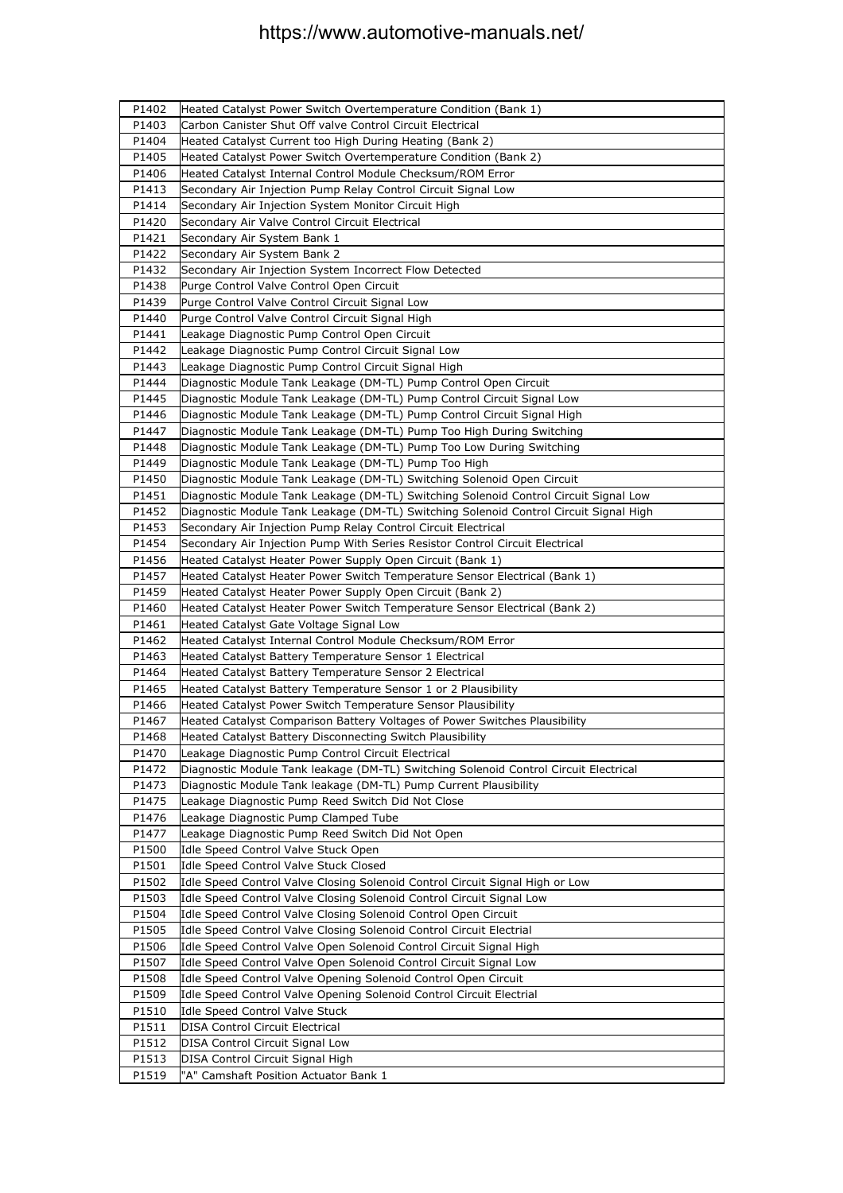| P1402 | Heated Catalyst Power Switch Overtemperature Condition (Bank 1) |
|---|---|
| P1403 | Carbon Canister Shut Off valve Control Circuit Electrical |
| P1404 | Heated Catalyst Current too High During Heating (Bank 2) |
| P1405 | Heated Catalyst Power Switch Overtemperature Condition (Bank 2) |
| P1406 | Heated Catalyst Internal Control Module Checksum/ROM Error |
| P1413 | Secondary Air Injection Pump Relay Control Circuit Signal Low |
| P1414 | Secondary Air Injection System Monitor Circuit High |
| P1420 | Secondary Air Valve Control Circuit Electrical |
| P1421 | Secondary Air System Bank 1 |
| P1422 | Secondary Air System Bank 2 |
| P1432 | Secondary Air Injection System Incorrect Flow Detected |
| P1438 | Purge Control Valve Control Open Circuit |
| P1439 | Purge Control Valve Control Circuit Signal Low |
| P1440 | Purge Control Valve Control Circuit Signal High |
| P1441 | Leakage Diagnostic Pump Control Open Circuit |
| P1442 | Leakage Diagnostic Pump Control Circuit Signal Low |
| P1443 | Leakage Diagnostic Pump Control Circuit Signal High |
| P1444 | Diagnostic Module Tank Leakage (DM-TL) Pump Control Open Circuit |
| P1445 | Diagnostic Module Tank Leakage (DM-TL) Pump Control Circuit Signal Low |
| P1446 | Diagnostic Module Tank Leakage (DM-TL) Pump Control Circuit Signal High |
| P1447 | Diagnostic Module Tank Leakage (DM-TL) Pump Too High During Switching |
| P1448 | Diagnostic Module Tank Leakage (DM-TL) Pump Too Low During Switching |
| P1449 | Diagnostic Module Tank Leakage (DM-TL) Pump Too High |
| P1450 | Diagnostic Module Tank Leakage (DM-TL) Switching Solenoid Open Circuit |
| P1451 | Diagnostic Module Tank Leakage (DM-TL) Switching Solenoid Control Circuit Signal Low |
| P1452 | Diagnostic Module Tank Leakage (DM-TL) Switching Solenoid Control Circuit Signal High |
| P1453 | Secondary Air Injection Pump Relay Control Circuit Electrical |
| P1454 | Secondary Air Injection Pump With Series Resistor Control Circuit Electrical |
| P1456 | Heated Catalyst Heater Power Supply Open Circuit (Bank 1) |
| P1457 | Heated Catalyst Heater Power Switch Temperature Sensor Electrical (Bank 1) |
| P1459 | Heated Catalyst Heater Power Supply Open Circuit (Bank 2) |
| P1460 | Heated Catalyst Heater Power Switch Temperature Sensor Electrical (Bank 2) |
| P1461 | Heated Catalyst Gate Voltage Signal Low |
| P1462 | Heated Catalyst Internal Control Module Checksum/ROM Error |
| P1463 | Heated Catalyst Battery Temperature Sensor 1 Electrical |
| P1464 | Heated Catalyst Battery Temperature Sensor 2 Electrical |
| P1465 | Heated Catalyst Battery Temperature Sensor 1 or 2 Plausibility |
| P1466 | Heated Catalyst Power Switch Temperature Sensor Plausibility |
| P1467 | Heated Catalyst Comparison Battery Voltages of Power Switches Plausibility |
| P1468 | Heated Catalyst Battery Disconnecting Switch Plausibility |
| P1470 | Leakage Diagnostic Pump Control Circuit Electrical |
| P1472 | Diagnostic Module Tank leakage (DM-TL) Switching Solenoid Control Circuit Electrical |
| P1473 | Diagnostic Module Tank leakage (DM-TL) Pump Current Plausibility |
| P1475 | Leakage Diagnostic Pump Reed Switch Did Not Close |
| P1476 | Leakage Diagnostic Pump Clamped Tube |
| P1477 | Leakage Diagnostic Pump Reed Switch Did Not Open |
| P1500 | Idle Speed Control Valve Stuck Open |
| P1501 | Idle Speed Control Valve Stuck Closed |
| P1502 | Idle Speed Control Valve Closing Solenoid Control Circuit Signal High or Low |
| P1503 | Idle Speed Control Valve Closing Solenoid Control Circuit Signal Low |
| P1504 | Idle Speed Control Valve Closing Solenoid Control Open Circuit |
| P1505 | Idle Speed Control Valve Closing Solenoid Control Circuit Electrial |
| P1506 | Idle Speed Control Valve Open Solenoid Control Circuit Signal High |
| P1507 | Idle Speed Control Valve Open Solenoid Control Circuit Signal Low |
| P1508 | Idle Speed Control Valve Opening Solenoid Control Open Circuit |
| P1509 | Idle Speed Control Valve Opening Solenoid Control Circuit Electrial |
| P1510 | Idle Speed Control Valve Stuck |
| P1511 | DISA Control Circuit Electrical |
| P1512 | DISA Control Circuit Signal Low |
| P1513 | DISA Control Circuit Signal High |
| P1519 | "A" Camshaft Position Actuator Bank 1 |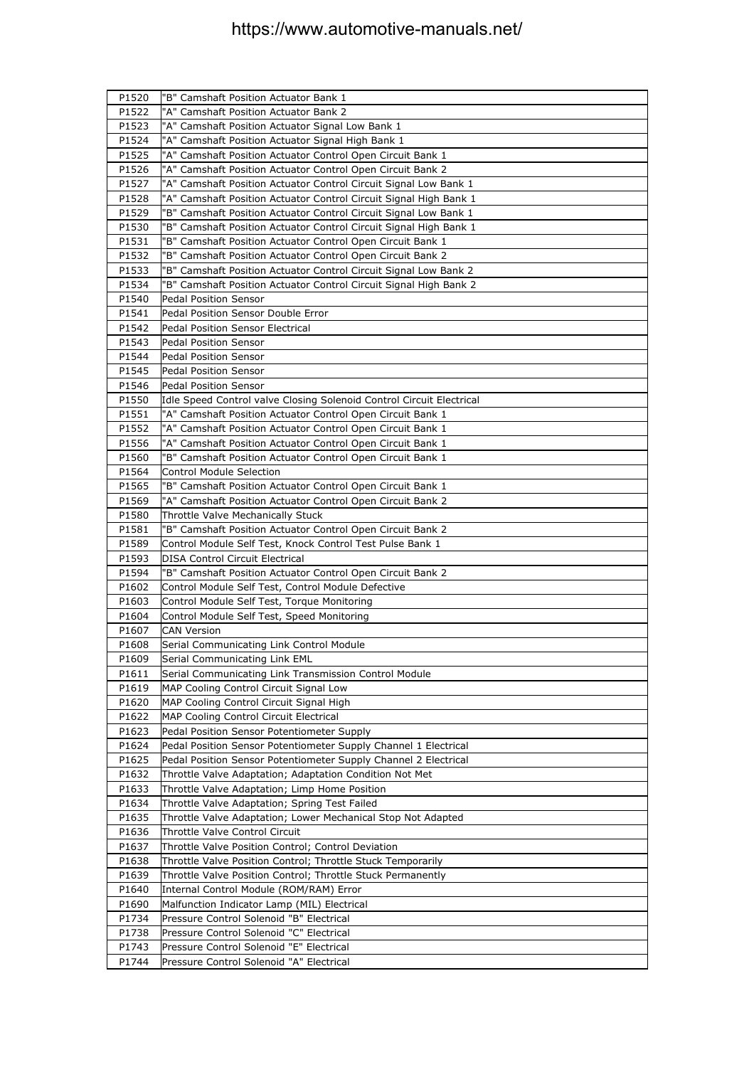| | |
|---|---|
| P1520 | "B" Camshaft Position Actuator Bank 1 |
| P1522 | "A" Camshaft Position Actuator Bank 2 |
| P1523 | "A" Camshaft Position Actuator Signal Low Bank 1 |
| P1524 | "A" Camshaft Position Actuator Signal High Bank 1 |
| P1525 | "A" Camshaft Position Actuator Control Open Circuit Bank 1 |
| P1526 | "A" Camshaft Position Actuator Control Open Circuit Bank 2 |
| P1527 | "A" Camshaft Position Actuator Control Circuit Signal Low Bank 1 |
| P1528 | "A" Camshaft Position Actuator Control Circuit Signal High Bank 1 |
| P1529 | "B" Camshaft Position Actuator Control Circuit Signal Low Bank 1 |
| P1530 | "B" Camshaft Position Actuator Control Circuit Signal High Bank 1 |
| P1531 | "B" Camshaft Position Actuator Control Open Circuit Bank 1 |
| P1532 | "B" Camshaft Position Actuator Control Open Circuit Bank 2 |
| P1533 | "B" Camshaft Position Actuator Control Circuit Signal Low Bank 2 |
| P1534 | "B" Camshaft Position Actuator Control Circuit Signal High Bank 2 |
| P1540 | Pedal Position Sensor |
| P1541 | Pedal Position Sensor Double Error |
| P1542 | Pedal Position Sensor Electrical |
| P1543 | Pedal Position Sensor |
| P1544 | Pedal Position Sensor |
| P1545 | Pedal Position Sensor |
| P1546 | Pedal Position Sensor |
| P1550 | Idle Speed Control valve Closing Solenoid Control Circuit Electrical |
| P1551 | "A" Camshaft Position Actuator Control Open Circuit Bank 1 |
| P1552 | "A" Camshaft Position Actuator Control Open Circuit Bank 1 |
| P1556 | "A" Camshaft Position Actuator Control Open Circuit Bank 1 |
| P1560 | "B" Camshaft Position Actuator Control Open Circuit Bank 1 |
| P1564 | Control Module Selection |
| P1565 | "B" Camshaft Position Actuator Control Open Circuit Bank 1 |
| P1569 | "A" Camshaft Position Actuator Control Open Circuit Bank 2 |
| P1580 | Throttle Valve Mechanically Stuck |
| P1581 | "B" Camshaft Position Actuator Control Open Circuit Bank 2 |
| P1589 | Control Module Self Test, Knock Control Test Pulse Bank 1 |
| P1593 | DISA Control Circuit Electrical |
| P1594 | "B" Camshaft Position Actuator Control Open Circuit Bank 2 |
| P1602 | Control Module Self Test, Control Module Defective |
| P1603 | Control Module Self Test, Torque Monitoring |
| P1604 | Control Module Self Test, Speed Monitoring |
| P1607 | CAN Version |
| P1608 | Serial Communicating Link Control Module |
| P1609 | Serial Communicating Link EML |
| P1611 | Serial Communicating Link Transmission Control Module |
| P1619 | MAP Cooling Control Circuit Signal Low |
| P1620 | MAP Cooling Control Circuit Signal High |
| P1622 | MAP Cooling Control Circuit Electrical |
| P1623 | Pedal Position Sensor Potentiometer Supply |
| P1624 | Pedal Position Sensor Potentiometer Supply Channel 1 Electrical |
| P1625 | Pedal Position Sensor Potentiometer Supply Channel 2 Electrical |
| P1632 | Throttle Valve Adaptation; Adaptation Condition Not Met |
| P1633 | Throttle Valve Adaptation; Limp Home Position |
| P1634 | Throttle Valve Adaptation; Spring Test Failed |
| P1635 | Throttle Valve Adaptation; Lower Mechanical Stop Not Adapted |
| P1636 | Throttle Valve Control Circuit |
| P1637 | Throttle Valve Position Control; Control Deviation |
| P1638 | Throttle Valve Position Control; Throttle Stuck Temporarily |
| P1639 | Throttle Valve Position Control; Throttle Stuck Permanently |
| P1640 | Internal Control Module (ROM/RAM) Error |
| P1690 | Malfunction Indicator Lamp (MIL) Electrical |
| P1734 | Pressure Control Solenoid "B" Electrical |
| P1738 | Pressure Control Solenoid "C" Electrical |
| P1743 | Pressure Control Solenoid "E" Electrical |
| P1744 | Pressure Control Solenoid "A" Electrical |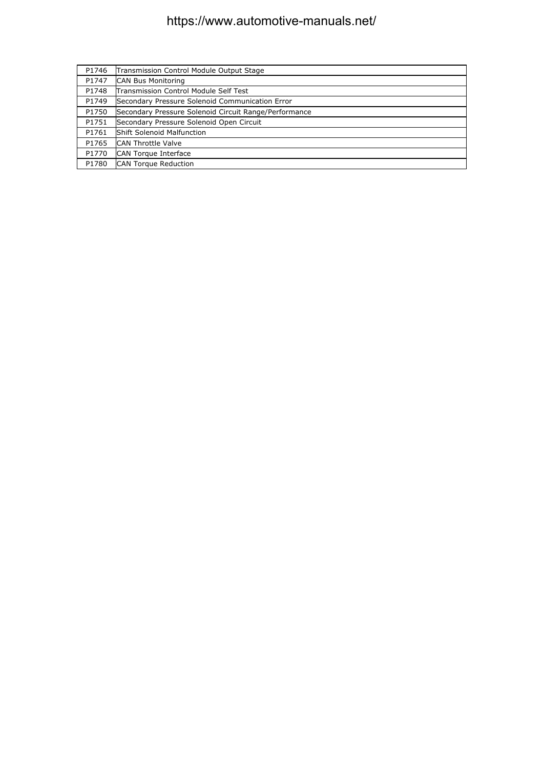| P1746 | Transmission Control Module Output Stage |
|---|---|
| P1747 | CAN Bus Monitoring |
| P1748 | Transmission Control Module Self Test |
| P1749 | Secondary Pressure Solenoid Communication Error |
| P1750 | Secondary Pressure Solenoid Circuit Range/Performance |
| P1751 | Secondary Pressure Solenoid Open Circuit |
| P1761 | Shift Solenoid Malfunction |
| P1765 | CAN Throttle Valve |
| P1770 | CAN Torque Interface |
| P1780 | CAN Torque Reduction |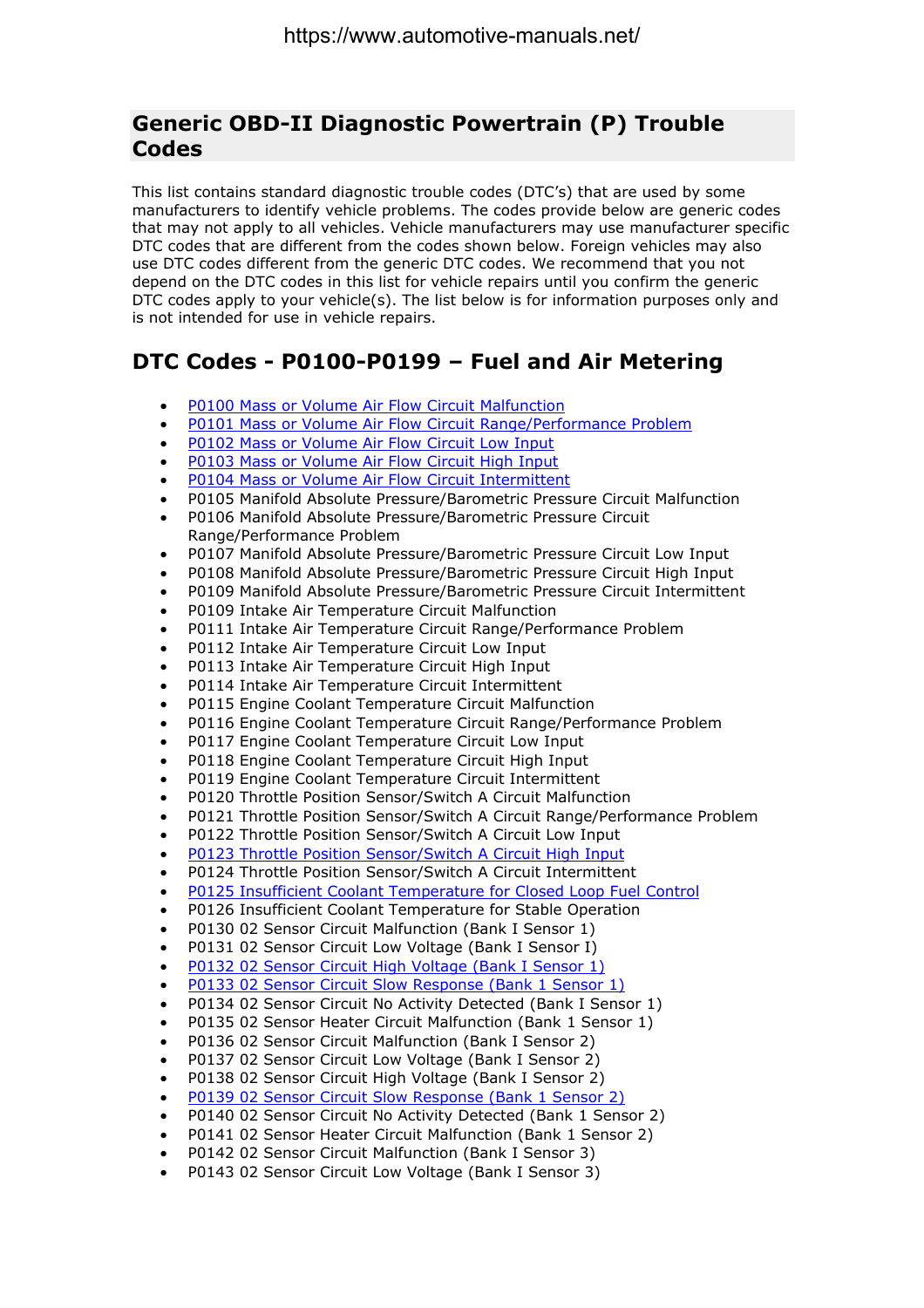## Generic OBD-II Diagnostic Powertrain (P) Trouble Codes

This list contains standard diagnostic trouble codes (DTC's) that are used by some manufacturers to identify vehicle problems. The codes provide below are generic codes that may not apply to all vehicles. Vehicle manufacturers may use manufacturer specific DTC codes that are different from the codes shown below. Foreign vehicles may also use DTC codes different from the generic DTC codes. We recommend that you not depend on the DTC codes in this list for vehicle repairs until you confirm the generic DTC codes apply to your vehicle(s). The list below is for information purposes only and is not intended for use in vehicle repairs.

## DTC Codes - P0100-P0199 – Fuel and Air Metering

- P0100 Mass or Volume Air Flow Circuit Malfunction
- P0101 Mass or Volume Air Flow Circuit Range/Performance Problem
- P0102 Mass or Volume Air Flow Circuit Low Input
- P0103 Mass or Volume Air Flow Circuit High Input
- P0104 Mass or Volume Air Flow Circuit Intermittent
- P0105 Manifold Absolute Pressure/Barometric Pressure Circuit Malfunction
- P0106 Manifold Absolute Pressure/Barometric Pressure Circuit Range/Performance Problem
- P0107 Manifold Absolute Pressure/Barometric Pressure Circuit Low Input
- P0108 Manifold Absolute Pressure/Barometric Pressure Circuit High Input
- P0109 Manifold Absolute Pressure/Barometric Pressure Circuit Intermittent
- P0109 Intake Air Temperature Circuit Malfunction
- P0111 Intake Air Temperature Circuit Range/Performance Problem
- P0112 Intake Air Temperature Circuit Low Input
- P0113 Intake Air Temperature Circuit High Input
- P0114 Intake Air Temperature Circuit Intermittent
- P0115 Engine Coolant Temperature Circuit Malfunction
- P0116 Engine Coolant Temperature Circuit Range/Performance Problem
- P0117 Engine Coolant Temperature Circuit Low Input
- P0118 Engine Coolant Temperature Circuit High Input
- P0119 Engine Coolant Temperature Circuit Intermittent
- P0120 Throttle Position Sensor/Switch A Circuit Malfunction
- P0121 Throttle Position Sensor/Switch A Circuit Range/Performance Problem
- P0122 Throttle Position Sensor/Switch A Circuit Low Input
- P0123 Throttle Position Sensor/Switch A Circuit High Input
- P0124 Throttle Position Sensor/Switch A Circuit Intermittent
- P0125 Insufficient Coolant Temperature for Closed Loop Fuel Control
- P0126 Insufficient Coolant Temperature for Stable Operation
- P0130 02 Sensor Circuit Malfunction (Bank I Sensor 1)
- P0131 02 Sensor Circuit Low Voltage (Bank I Sensor I)
- P0132 02 Sensor Circuit High Voltage (Bank I Sensor 1)
- P0133 02 Sensor Circuit Slow Response (Bank 1 Sensor 1)
- P0134 02 Sensor Circuit No Activity Detected (Bank I Sensor 1)
- P0135 02 Sensor Heater Circuit Malfunction (Bank 1 Sensor 1)
- P0136 02 Sensor Circuit Malfunction (Bank I Sensor 2)
- P0137 02 Sensor Circuit Low Voltage (Bank I Sensor 2)
- P0138 02 Sensor Circuit High Voltage (Bank I Sensor 2)
- P0139 02 Sensor Circuit Slow Response (Bank 1 Sensor 2)
- P0140 02 Sensor Circuit No Activity Detected (Bank 1 Sensor 2)
- P0141 02 Sensor Heater Circuit Malfunction (Bank 1 Sensor 2)
- P0142 02 Sensor Circuit Malfunction (Bank I Sensor 3)
- P0143 02 Sensor Circuit Low Voltage (Bank I Sensor 3)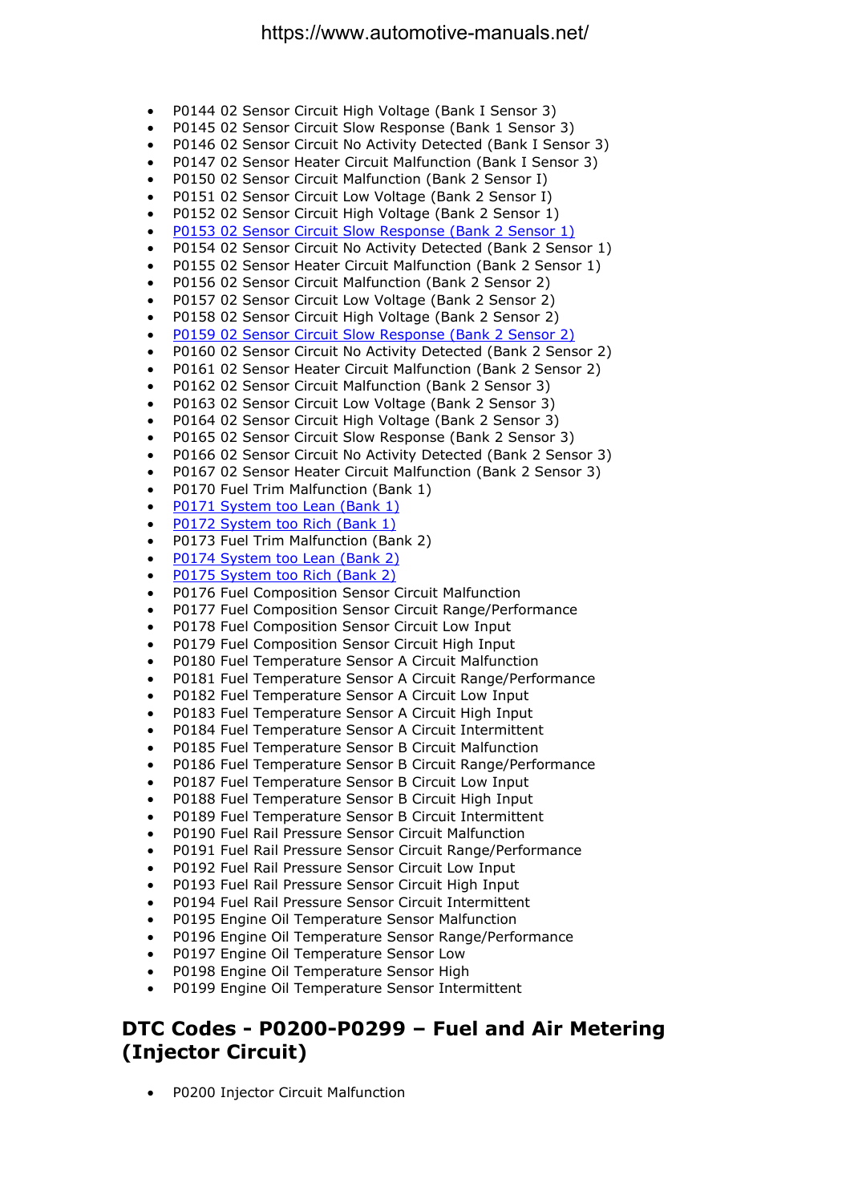- P0144 02 Sensor Circuit High Voltage (Bank I Sensor 3)
- P0145 02 Sensor Circuit Slow Response (Bank 1 Sensor 3)
- P0146 02 Sensor Circuit No Activity Detected (Bank I Sensor 3)
- P0147 02 Sensor Heater Circuit Malfunction (Bank I Sensor 3)
- P0150 02 Sensor Circuit Malfunction (Bank 2 Sensor I)
- P0151 02 Sensor Circuit Low Voltage (Bank 2 Sensor I)
- P0152 02 Sensor Circuit High Voltage (Bank 2 Sensor 1)
- P0153 02 Sensor Circuit Slow Response (Bank 2 Sensor 1)
- P0154 02 Sensor Circuit No Activity Detected (Bank 2 Sensor 1)
- P0155 02 Sensor Heater Circuit Malfunction (Bank 2 Sensor 1)
- P0156 02 Sensor Circuit Malfunction (Bank 2 Sensor 2)
- P0157 02 Sensor Circuit Low Voltage (Bank 2 Sensor 2)
- P0158 02 Sensor Circuit High Voltage (Bank 2 Sensor 2)
- P0159 02 Sensor Circuit Slow Response (Bank 2 Sensor 2)
- P0160 02 Sensor Circuit No Activity Detected (Bank 2 Sensor 2)
- P0161 02 Sensor Heater Circuit Malfunction (Bank 2 Sensor 2)
- P0162 02 Sensor Circuit Malfunction (Bank 2 Sensor 3)
- P0163 02 Sensor Circuit Low Voltage (Bank 2 Sensor 3)
- P0164 02 Sensor Circuit High Voltage (Bank 2 Sensor 3)
- P0165 02 Sensor Circuit Slow Response (Bank 2 Sensor 3)
- P0166 02 Sensor Circuit No Activity Detected (Bank 2 Sensor 3)
- P0167 02 Sensor Heater Circuit Malfunction (Bank 2 Sensor 3)
- P0170 Fuel Trim Malfunction (Bank 1)
- P0171 System too Lean (Bank 1)
- P0172 System too Rich (Bank 1)
- P0173 Fuel Trim Malfunction (Bank 2)
- P0174 System too Lean (Bank 2)
- P0175 System too Rich (Bank 2)
- P0176 Fuel Composition Sensor Circuit Malfunction
- P0177 Fuel Composition Sensor Circuit Range/Performance
- P0178 Fuel Composition Sensor Circuit Low Input
- P0179 Fuel Composition Sensor Circuit High Input
- P0180 Fuel Temperature Sensor A Circuit Malfunction
- P0181 Fuel Temperature Sensor A Circuit Range/Performance
- P0182 Fuel Temperature Sensor A Circuit Low Input
- P0183 Fuel Temperature Sensor A Circuit High Input
- P0184 Fuel Temperature Sensor A Circuit Intermittent
- P0185 Fuel Temperature Sensor B Circuit Malfunction
- P0186 Fuel Temperature Sensor B Circuit Range/Performance
- P0187 Fuel Temperature Sensor B Circuit Low Input
- P0188 Fuel Temperature Sensor B Circuit High Input
- P0189 Fuel Temperature Sensor B Circuit Intermittent
- P0190 Fuel Rail Pressure Sensor Circuit Malfunction
- P0191 Fuel Rail Pressure Sensor Circuit Range/Performance
- P0192 Fuel Rail Pressure Sensor Circuit Low Input
- P0193 Fuel Rail Pressure Sensor Circuit High Input
- P0194 Fuel Rail Pressure Sensor Circuit Intermittent
- P0195 Engine Oil Temperature Sensor Malfunction
- P0196 Engine Oil Temperature Sensor Range/Performance
- P0197 Engine Oil Temperature Sensor Low
- P0198 Engine Oil Temperature Sensor High
- P0199 Engine Oil Temperature Sensor Intermittent

## DTC Codes - P0200-P0299 – Fuel and Air Metering (Injector Circuit)

- P0200 Injector Circuit Malfunction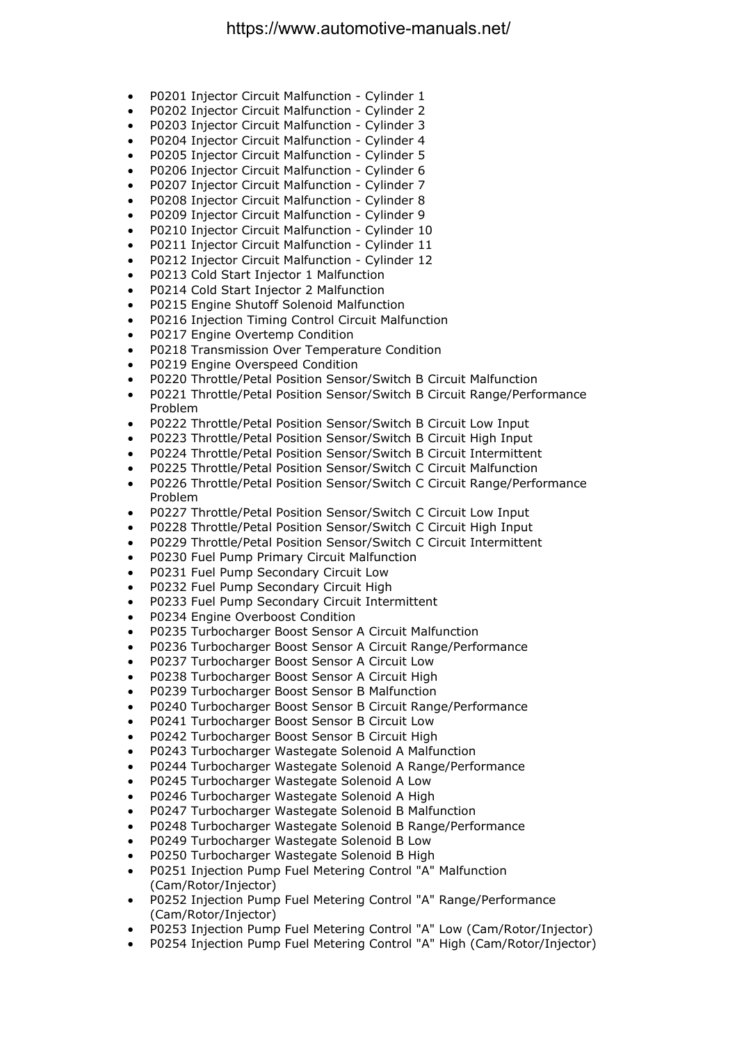- P0201 Injector Circuit Malfunction - Cylinder 1
- P0202 Injector Circuit Malfunction - Cylinder 2
- P0203 Injector Circuit Malfunction - Cylinder 3
- P0204 Injector Circuit Malfunction - Cylinder 4
- P0205 Injector Circuit Malfunction - Cylinder 5
- P0206 Injector Circuit Malfunction - Cylinder 6
- P0207 Injector Circuit Malfunction - Cylinder 7
- P0208 Injector Circuit Malfunction - Cylinder 8
- P0209 Injector Circuit Malfunction - Cylinder 9
- P0210 Injector Circuit Malfunction - Cylinder 10
- P0211 Injector Circuit Malfunction - Cylinder 11
- P0212 Injector Circuit Malfunction - Cylinder 12
- P0213 Cold Start Injector 1 Malfunction
- P0214 Cold Start Injector 2 Malfunction
- P0215 Engine Shutoff Solenoid Malfunction
- P0216 Injection Timing Control Circuit Malfunction
- P0217 Engine Overtemp Condition
- P0218 Transmission Over Temperature Condition
- P0219 Engine Overspeed Condition
- P0220 Throttle/Petal Position Sensor/Switch B Circuit Malfunction
- P0221 Throttle/Petal Position Sensor/Switch B Circuit Range/Performance Problem
- P0222 Throttle/Petal Position Sensor/Switch B Circuit Low Input
- P0223 Throttle/Petal Position Sensor/Switch B Circuit High Input
- P0224 Throttle/Petal Position Sensor/Switch B Circuit Intermittent
- P0225 Throttle/Petal Position Sensor/Switch C Circuit Malfunction
- P0226 Throttle/Petal Position Sensor/Switch C Circuit Range/Performance Problem
- P0227 Throttle/Petal Position Sensor/Switch C Circuit Low Input
- P0228 Throttle/Petal Position Sensor/Switch C Circuit High Input
- P0229 Throttle/Petal Position Sensor/Switch C Circuit Intermittent
- P0230 Fuel Pump Primary Circuit Malfunction
- P0231 Fuel Pump Secondary Circuit Low
- P0232 Fuel Pump Secondary Circuit High
- P0233 Fuel Pump Secondary Circuit Intermittent
- P0234 Engine Overboost Condition
- P0235 Turbocharger Boost Sensor A Circuit Malfunction
- P0236 Turbocharger Boost Sensor A Circuit Range/Performance
- P0237 Turbocharger Boost Sensor A Circuit Low
- P0238 Turbocharger Boost Sensor A Circuit High
- P0239 Turbocharger Boost Sensor B Malfunction
- P0240 Turbocharger Boost Sensor B Circuit Range/Performance
- P0241 Turbocharger Boost Sensor B Circuit Low
- P0242 Turbocharger Boost Sensor B Circuit High
- P0243 Turbocharger Wastegate Solenoid A Malfunction
- P0244 Turbocharger Wastegate Solenoid A Range/Performance
- P0245 Turbocharger Wastegate Solenoid A Low
- P0246 Turbocharger Wastegate Solenoid A High
- P0247 Turbocharger Wastegate Solenoid B Malfunction
- P0248 Turbocharger Wastegate Solenoid B Range/Performance
- P0249 Turbocharger Wastegate Solenoid B Low
- P0250 Turbocharger Wastegate Solenoid B High
- P0251 Injection Pump Fuel Metering Control "A" Malfunction (Cam/Rotor/Injector)
- P0252 Injection Pump Fuel Metering Control "A" Range/Performance (Cam/Rotor/Injector)
- P0253 Injection Pump Fuel Metering Control "A" Low (Cam/Rotor/Injector)
- P0254 Injection Pump Fuel Metering Control "A" High (Cam/Rotor/Injector)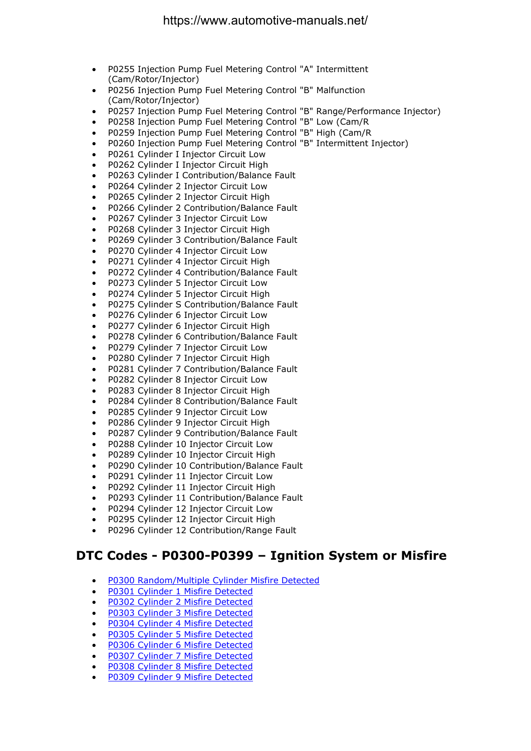- P0255 Injection Pump Fuel Metering Control "A" Intermittent (Cam/Rotor/Injector)
- P0256 Injection Pump Fuel Metering Control "B" Malfunction (Cam/Rotor/Injector)
- P0257 Injection Pump Fuel Metering Control "B" Range/Performance Injector)
- P0258 Injection Pump Fuel Metering Control "B" Low (Cam/R
- P0259 Injection Pump Fuel Metering Control "B" High (Cam/R
- P0260 Injection Pump Fuel Metering Control "B" Intermittent Injector)
- P0261 Cylinder I Injector Circuit Low
- P0262 Cylinder I Injector Circuit High
- P0263 Cylinder I Contribution/Balance Fault
- P0264 Cylinder 2 Injector Circuit Low
- P0265 Cylinder 2 Injector Circuit High
- P0266 Cylinder 2 Contribution/Balance Fault
- P0267 Cylinder 3 Injector Circuit Low
- P0268 Cylinder 3 Injector Circuit High
- P0269 Cylinder 3 Contribution/Balance Fault
- P0270 Cylinder 4 Injector Circuit Low
- P0271 Cylinder 4 Injector Circuit High
- P0272 Cylinder 4 Contribution/Balance Fault
- P0273 Cylinder 5 Injector Circuit Low
- P0274 Cylinder 5 Injector Circuit High
- P0275 Cylinder S Contribution/Balance Fault
- P0276 Cylinder 6 Injector Circuit Low
- P0277 Cylinder 6 Injector Circuit High
- P0278 Cylinder 6 Contribution/Balance Fault
- P0279 Cylinder 7 Injector Circuit Low
- P0280 Cylinder 7 Injector Circuit High
- P0281 Cylinder 7 Contribution/Balance Fault
- P0282 Cylinder 8 Injector Circuit Low
- P0283 Cylinder 8 Injector Circuit High
- P0284 Cylinder 8 Contribution/Balance Fault
- P0285 Cylinder 9 Injector Circuit Low
- P0286 Cylinder 9 Injector Circuit High
- P0287 Cylinder 9 Contribution/Balance Fault
- P0288 Cylinder 10 Injector Circuit Low
- P0289 Cylinder 10 Injector Circuit High
- P0290 Cylinder 10 Contribution/Balance Fault
- P0291 Cylinder 11 Injector Circuit Low
- P0292 Cylinder 11 Injector Circuit High
- P0293 Cylinder 11 Contribution/Balance Fault
- P0294 Cylinder 12 Injector Circuit Low
- P0295 Cylinder 12 Injector Circuit High
- P0296 Cylinder 12 Contribution/Range Fault

## DTC Codes - P0300-P0399 – Ignition System or Misfire

- P0300 Random/Multiple Cylinder Misfire Detected
- P0301 Cylinder 1 Misfire Detected
- P0302 Cylinder 2 Misfire Detected
- P0303 Cylinder 3 Misfire Detected
- P0304 Cylinder 4 Misfire Detected
- P0305 Cylinder 5 Misfire Detected
- P0306 Cylinder 6 Misfire Detected
- P0307 Cylinder 7 Misfire Detected
- P0308 Cylinder 8 Misfire Detected
- P0309 Cylinder 9 Misfire Detected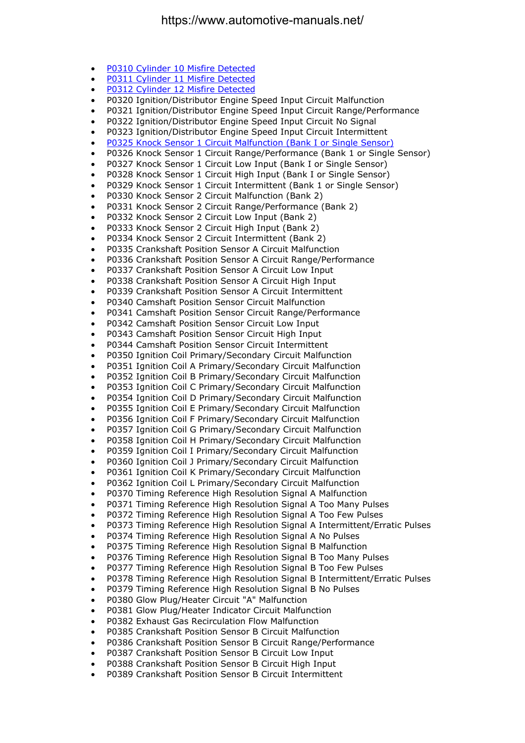- P0310 Cylinder 10 Misfire Detected
- P0311 Cylinder 11 Misfire Detected
- P0312 Cylinder 12 Misfire Detected
- P0320 Ignition/Distributor Engine Speed Input Circuit Malfunction
- P0321 Ignition/Distributor Engine Speed Input Circuit Range/Performance
- P0322 Ignition/Distributor Engine Speed Input Circuit No Signal
- P0323 Ignition/Distributor Engine Speed Input Circuit Intermittent
- P0325 Knock Sensor 1 Circuit Malfunction (Bank I or Single Sensor)
- P0326 Knock Sensor 1 Circuit Range/Performance (Bank 1 or Single Sensor)
- P0327 Knock Sensor 1 Circuit Low Input (Bank I or Single Sensor)
- P0328 Knock Sensor 1 Circuit High Input (Bank I or Single Sensor)
- P0329 Knock Sensor 1 Circuit Intermittent (Bank 1 or Single Sensor)
- P0330 Knock Sensor 2 Circuit Malfunction (Bank 2)
- P0331 Knock Sensor 2 Circuit Range/Performance (Bank 2)
- P0332 Knock Sensor 2 Circuit Low Input (Bank 2)
- P0333 Knock Sensor 2 Circuit High Input (Bank 2)
- P0334 Knock Sensor 2 Circuit Intermittent (Bank 2)
- P0335 Crankshaft Position Sensor A Circuit Malfunction
- P0336 Crankshaft Position Sensor A Circuit Range/Performance
- P0337 Crankshaft Position Sensor A Circuit Low Input
- P0338 Crankshaft Position Sensor A Circuit High Input
- P0339 Crankshaft Position Sensor A Circuit Intermittent
- P0340 Camshaft Position Sensor Circuit Malfunction
- P0341 Camshaft Position Sensor Circuit Range/Performance
- P0342 Camshaft Position Sensor Circuit Low Input
- P0343 Camshaft Position Sensor Circuit High Input
- P0344 Camshaft Position Sensor Circuit Intermittent
- P0350 Ignition Coil Primary/Secondary Circuit Malfunction
- P0351 Ignition Coil A Primary/Secondary Circuit Malfunction
- P0352 Ignition Coil B Primary/Secondary Circuit Malfunction
- P0353 Ignition Coil C Primary/Secondary Circuit Malfunction
- P0354 Ignition Coil D Primary/Secondary Circuit Malfunction
- P0355 Ignition Coil E Primary/Secondary Circuit Malfunction
- P0356 Ignition Coil F Primary/Secondary Circuit Malfunction
- P0357 Ignition Coil G Primary/Secondary Circuit Malfunction
- P0358 Ignition Coil H Primary/Secondary Circuit Malfunction
- P0359 Ignition Coil I Primary/Secondary Circuit Malfunction
- P0360 Ignition Coil J Primary/Secondary Circuit Malfunction
- P0361 Ignition Coil K Primary/Secondary Circuit Malfunction
- P0362 Ignition Coil L Primary/Secondary Circuit Malfunction
- P0370 Timing Reference High Resolution Signal A Malfunction
- P0371 Timing Reference High Resolution Signal A Too Many Pulses
- P0372 Timing Reference High Resolution Signal A Too Few Pulses
- P0373 Timing Reference High Resolution Signal A Intermittent/Erratic Pulses
- P0374 Timing Reference High Resolution Signal A No Pulses
- P0375 Timing Reference High Resolution Signal B Malfunction
- P0376 Timing Reference High Resolution Signal B Too Many Pulses
- P0377 Timing Reference High Resolution Signal B Too Few Pulses
- P0378 Timing Reference High Resolution Signal B Intermittent/Erratic Pulses
- P0379 Timing Reference High Resolution Signal B No Pulses
- P0380 Glow Plug/Heater Circuit "A" Malfunction
- P0381 Glow Plug/Heater Indicator Circuit Malfunction
- P0382 Exhaust Gas Recirculation Flow Malfunction
- P0385 Crankshaft Position Sensor B Circuit Malfunction
- P0386 Crankshaft Position Sensor B Circuit Range/Performance
- P0387 Crankshaft Position Sensor B Circuit Low Input
- P0388 Crankshaft Position Sensor B Circuit High Input
- P0389 Crankshaft Position Sensor B Circuit Intermittent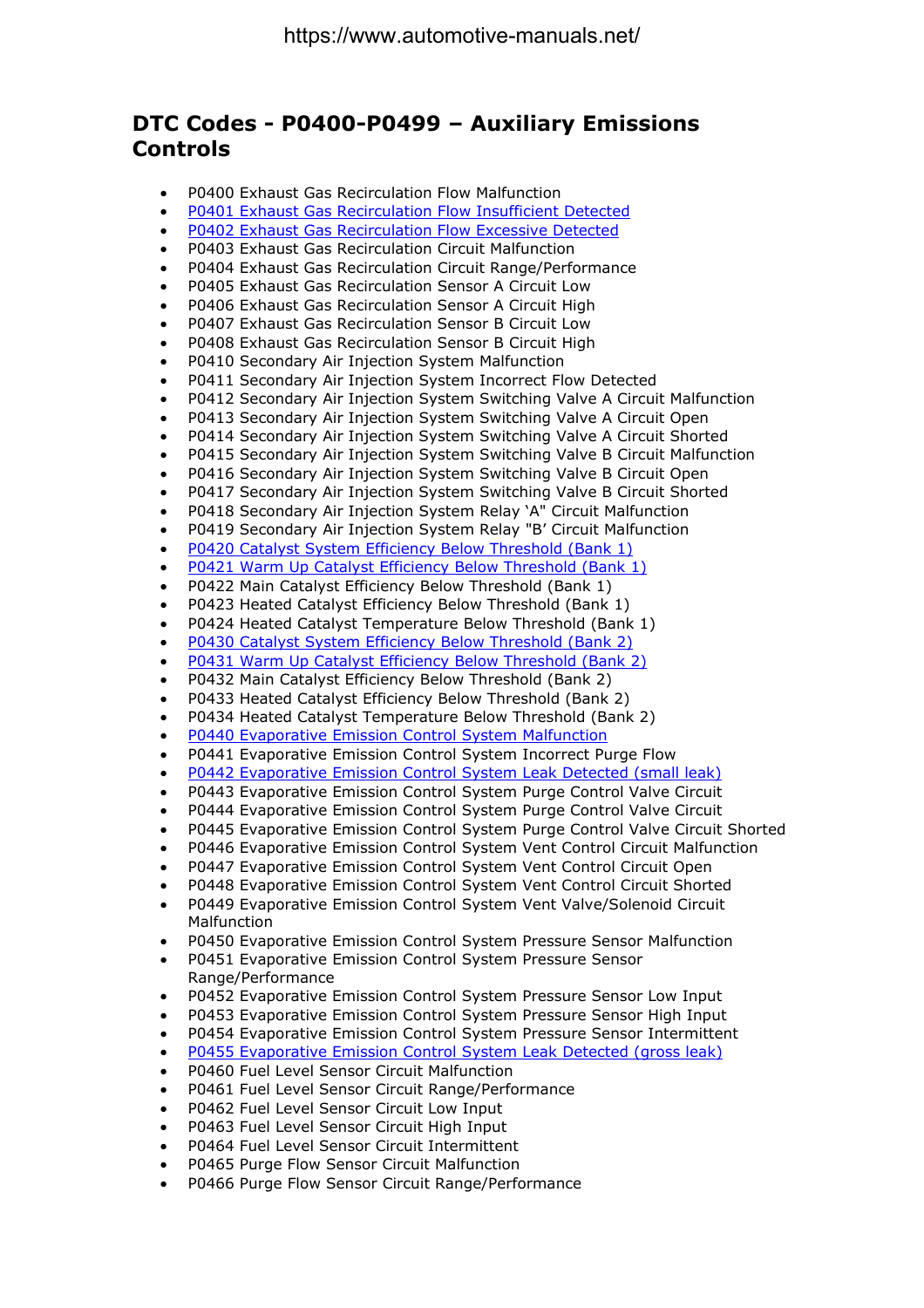## DTC Codes - P0400-P0499 – Auxiliary Emissions Controls

- P0400 Exhaust Gas Recirculation Flow Malfunction
- P0401 Exhaust Gas Recirculation Flow Insufficient Detected
- P0402 Exhaust Gas Recirculation Flow Excessive Detected
- P0403 Exhaust Gas Recirculation Circuit Malfunction
- P0404 Exhaust Gas Recirculation Circuit Range/Performance
- P0405 Exhaust Gas Recirculation Sensor A Circuit Low
- P0406 Exhaust Gas Recirculation Sensor A Circuit High
- P0407 Exhaust Gas Recirculation Sensor B Circuit Low
- P0408 Exhaust Gas Recirculation Sensor B Circuit High
- P0410 Secondary Air Injection System Malfunction
- P0411 Secondary Air Injection System Incorrect Flow Detected
- P0412 Secondary Air Injection System Switching Valve A Circuit Malfunction
- P0413 Secondary Air Injection System Switching Valve A Circuit Open
- P0414 Secondary Air Injection System Switching Valve A Circuit Shorted
- P0415 Secondary Air Injection System Switching Valve B Circuit Malfunction
- P0416 Secondary Air Injection System Switching Valve B Circuit Open
- P0417 Secondary Air Injection System Switching Valve B Circuit Shorted
- P0418 Secondary Air Injection System Relay 'A" Circuit Malfunction
- P0419 Secondary Air Injection System Relay "B' Circuit Malfunction
- P0420 Catalyst System Efficiency Below Threshold (Bank 1)
- P0421 Warm Up Catalyst Efficiency Below Threshold (Bank 1)
- P0422 Main Catalyst Efficiency Below Threshold (Bank 1)
- P0423 Heated Catalyst Efficiency Below Threshold (Bank 1)
- P0424 Heated Catalyst Temperature Below Threshold (Bank 1)
- P0430 Catalyst System Efficiency Below Threshold (Bank 2)
- P0431 Warm Up Catalyst Efficiency Below Threshold (Bank 2)
- P0432 Main Catalyst Efficiency Below Threshold (Bank 2)
- P0433 Heated Catalyst Efficiency Below Threshold (Bank 2)
- P0434 Heated Catalyst Temperature Below Threshold (Bank 2)
- P0440 Evaporative Emission Control System Malfunction
- P0441 Evaporative Emission Control System Incorrect Purge Flow
- P0442 Evaporative Emission Control System Leak Detected (small leak)
- P0443 Evaporative Emission Control System Purge Control Valve Circuit
- P0444 Evaporative Emission Control System Purge Control Valve Circuit
- P0445 Evaporative Emission Control System Purge Control Valve Circuit Shorted
- P0446 Evaporative Emission Control System Vent Control Circuit Malfunction
- P0447 Evaporative Emission Control System Vent Control Circuit Open
- P0448 Evaporative Emission Control System Vent Control Circuit Shorted
- P0449 Evaporative Emission Control System Vent Valve/Solenoid Circuit Malfunction
- P0450 Evaporative Emission Control System Pressure Sensor Malfunction
- P0451 Evaporative Emission Control System Pressure Sensor Range/Performance
- P0452 Evaporative Emission Control System Pressure Sensor Low Input
- P0453 Evaporative Emission Control System Pressure Sensor High Input
- P0454 Evaporative Emission Control System Pressure Sensor Intermittent
- P0455 Evaporative Emission Control System Leak Detected (gross leak)
- P0460 Fuel Level Sensor Circuit Malfunction
- P0461 Fuel Level Sensor Circuit Range/Performance
- P0462 Fuel Level Sensor Circuit Low Input
- P0463 Fuel Level Sensor Circuit High Input
- P0464 Fuel Level Sensor Circuit Intermittent
- P0465 Purge Flow Sensor Circuit Malfunction
- P0466 Purge Flow Sensor Circuit Range/Performance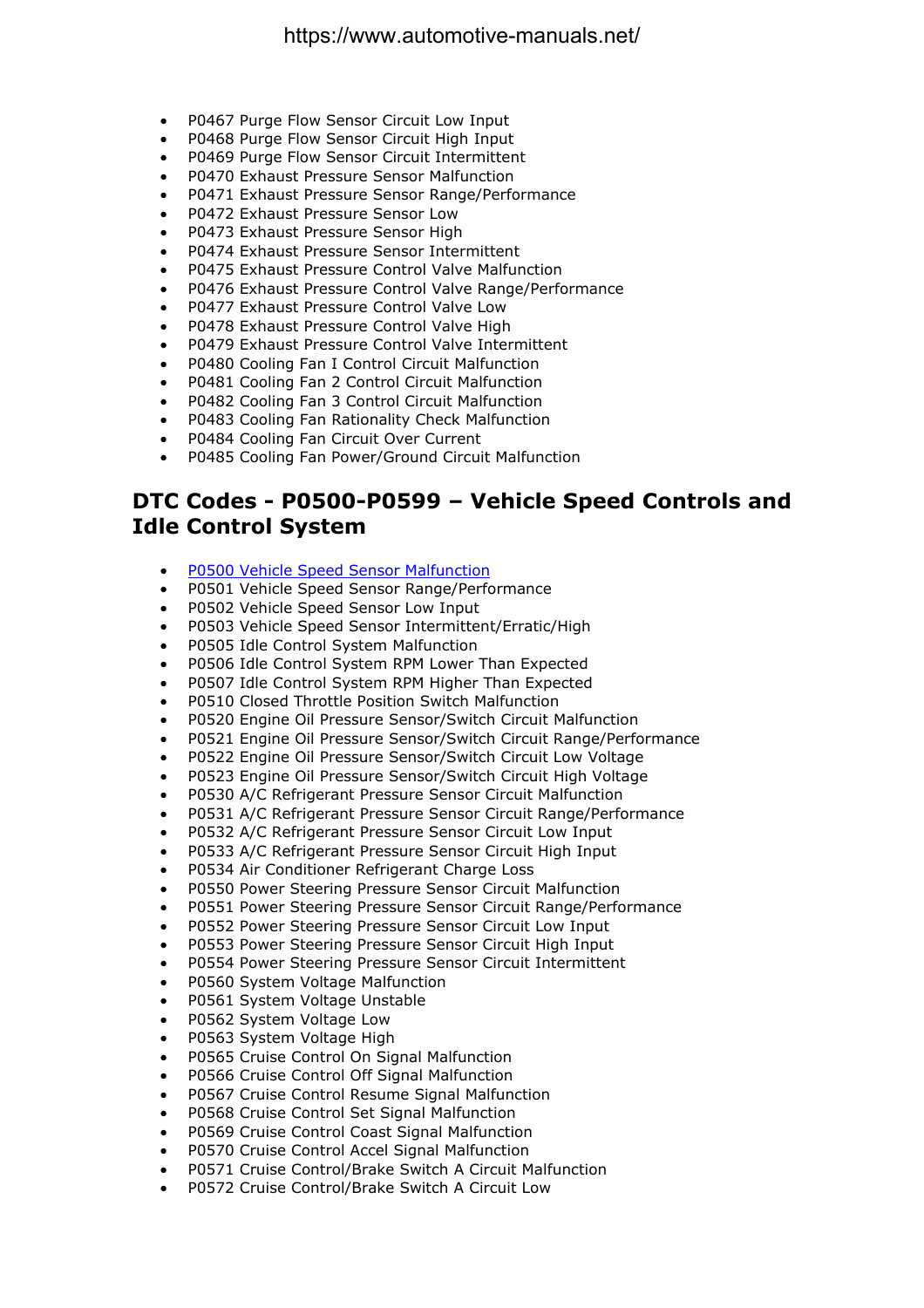- P0467 Purge Flow Sensor Circuit Low Input
- P0468 Purge Flow Sensor Circuit High Input
- P0469 Purge Flow Sensor Circuit Intermittent
- P0470 Exhaust Pressure Sensor Malfunction
- P0471 Exhaust Pressure Sensor Range/Performance
- P0472 Exhaust Pressure Sensor Low
- P0473 Exhaust Pressure Sensor High
- P0474 Exhaust Pressure Sensor Intermittent
- P0475 Exhaust Pressure Control Valve Malfunction
- P0476 Exhaust Pressure Control Valve Range/Performance
- P0477 Exhaust Pressure Control Valve Low
- P0478 Exhaust Pressure Control Valve High
- P0479 Exhaust Pressure Control Valve Intermittent
- P0480 Cooling Fan I Control Circuit Malfunction
- P0481 Cooling Fan 2 Control Circuit Malfunction
- P0482 Cooling Fan 3 Control Circuit Malfunction
- P0483 Cooling Fan Rationality Check Malfunction
- P0484 Cooling Fan Circuit Over Current
- P0485 Cooling Fan Power/Ground Circuit Malfunction

## DTC Codes - P0500-P0599 – Vehicle Speed Controls and Idle Control System

- P0500 Vehicle Speed Sensor Malfunction
- P0501 Vehicle Speed Sensor Range/Performance
- P0502 Vehicle Speed Sensor Low Input
- P0503 Vehicle Speed Sensor Intermittent/Erratic/High
- P0505 Idle Control System Malfunction
- P0506 Idle Control System RPM Lower Than Expected
- P0507 Idle Control System RPM Higher Than Expected
- P0510 Closed Throttle Position Switch Malfunction
- P0520 Engine Oil Pressure Sensor/Switch Circuit Malfunction
- P0521 Engine Oil Pressure Sensor/Switch Circuit Range/Performance
- P0522 Engine Oil Pressure Sensor/Switch Circuit Low Voltage
- P0523 Engine Oil Pressure Sensor/Switch Circuit High Voltage
- P0530 A/C Refrigerant Pressure Sensor Circuit Malfunction
- P0531 A/C Refrigerant Pressure Sensor Circuit Range/Performance
- P0532 A/C Refrigerant Pressure Sensor Circuit Low Input
- P0533 A/C Refrigerant Pressure Sensor Circuit High Input
- P0534 Air Conditioner Refrigerant Charge Loss
- P0550 Power Steering Pressure Sensor Circuit Malfunction
- P0551 Power Steering Pressure Sensor Circuit Range/Performance
- P0552 Power Steering Pressure Sensor Circuit Low Input
- P0553 Power Steering Pressure Sensor Circuit High Input
- P0554 Power Steering Pressure Sensor Circuit Intermittent
- P0560 System Voltage Malfunction
- P0561 System Voltage Unstable
- P0562 System Voltage Low
- P0563 System Voltage High
- P0565 Cruise Control On Signal Malfunction
- P0566 Cruise Control Off Signal Malfunction
- P0567 Cruise Control Resume Signal Malfunction
- P0568 Cruise Control Set Signal Malfunction
- P0569 Cruise Control Coast Signal Malfunction
- P0570 Cruise Control Accel Signal Malfunction
- P0571 Cruise Control/Brake Switch A Circuit Malfunction
- P0572 Cruise Control/Brake Switch A Circuit Low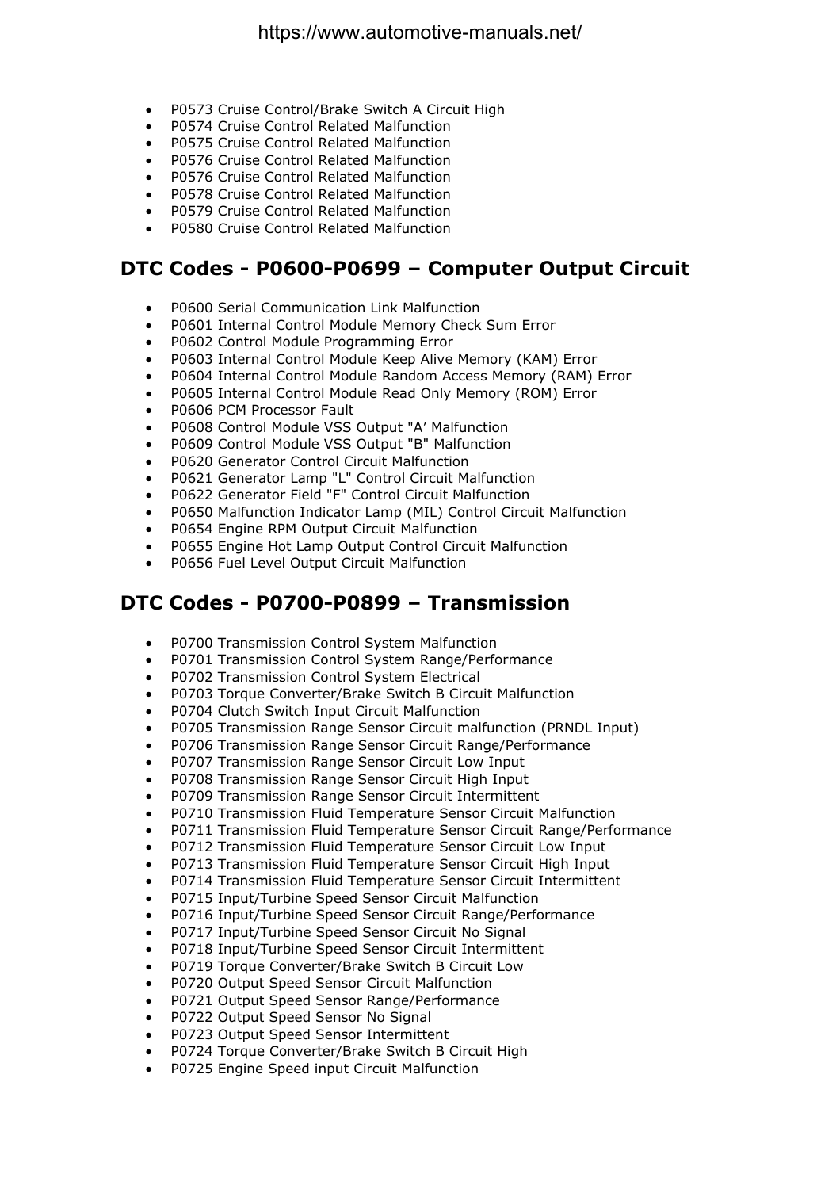- P0573 Cruise Control/Brake Switch A Circuit High
- P0574 Cruise Control Related Malfunction
- P0575 Cruise Control Related Malfunction
- P0576 Cruise Control Related Malfunction
- P0576 Cruise Control Related Malfunction
- P0578 Cruise Control Related Malfunction
- P0579 Cruise Control Related Malfunction
- P0580 Cruise Control Related Malfunction

## DTC Codes - P0600-P0699 – Computer Output Circuit

- P0600 Serial Communication Link Malfunction
- P0601 Internal Control Module Memory Check Sum Error
- P0602 Control Module Programming Error
- P0603 Internal Control Module Keep Alive Memory (KAM) Error
- P0604 Internal Control Module Random Access Memory (RAM) Error
- P0605 Internal Control Module Read Only Memory (ROM) Error
- P0606 PCM Processor Fault
- P0608 Control Module VSS Output "A' Malfunction
- P0609 Control Module VSS Output "B" Malfunction
- P0620 Generator Control Circuit Malfunction
- P0621 Generator Lamp "L" Control Circuit Malfunction
- P0622 Generator Field "F" Control Circuit Malfunction
- P0650 Malfunction Indicator Lamp (MIL) Control Circuit Malfunction
- P0654 Engine RPM Output Circuit Malfunction
- P0655 Engine Hot Lamp Output Control Circuit Malfunction
- P0656 Fuel Level Output Circuit Malfunction

## DTC Codes - P0700-P0899 – Transmission

- P0700 Transmission Control System Malfunction
- P0701 Transmission Control System Range/Performance
- P0702 Transmission Control System Electrical
- P0703 Torque Converter/Brake Switch B Circuit Malfunction
- P0704 Clutch Switch Input Circuit Malfunction
- P0705 Transmission Range Sensor Circuit malfunction (PRNDL Input)
- P0706 Transmission Range Sensor Circuit Range/Performance
- P0707 Transmission Range Sensor Circuit Low Input
- P0708 Transmission Range Sensor Circuit High Input
- P0709 Transmission Range Sensor Circuit Intermittent
- P0710 Transmission Fluid Temperature Sensor Circuit Malfunction
- P0711 Transmission Fluid Temperature Sensor Circuit Range/Performance
- P0712 Transmission Fluid Temperature Sensor Circuit Low Input
- P0713 Transmission Fluid Temperature Sensor Circuit High Input
- P0714 Transmission Fluid Temperature Sensor Circuit Intermittent
- P0715 Input/Turbine Speed Sensor Circuit Malfunction
- P0716 Input/Turbine Speed Sensor Circuit Range/Performance
- P0717 Input/Turbine Speed Sensor Circuit No Signal
- P0718 Input/Turbine Speed Sensor Circuit Intermittent
- P0719 Torque Converter/Brake Switch B Circuit Low
- P0720 Output Speed Sensor Circuit Malfunction
- P0721 Output Speed Sensor Range/Performance
- P0722 Output Speed Sensor No Signal
- P0723 Output Speed Sensor Intermittent
- P0724 Torque Converter/Brake Switch B Circuit High
- P0725 Engine Speed input Circuit Malfunction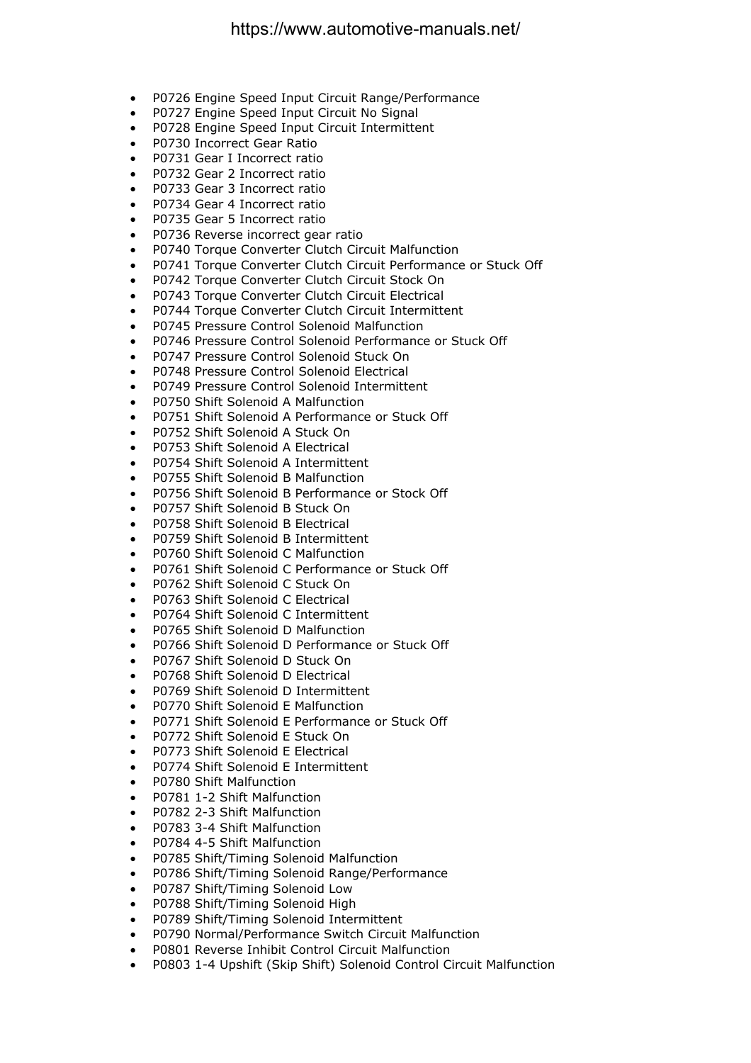- P0726 Engine Speed Input Circuit Range/Performance
- P0727 Engine Speed Input Circuit No Signal
- P0728 Engine Speed Input Circuit Intermittent
- P0730 Incorrect Gear Ratio
- P0731 Gear I Incorrect ratio
- P0732 Gear 2 Incorrect ratio
- P0733 Gear 3 Incorrect ratio
- P0734 Gear 4 Incorrect ratio
- P0735 Gear 5 Incorrect ratio
- P0736 Reverse incorrect gear ratio
- P0740 Torque Converter Clutch Circuit Malfunction
- P0741 Torque Converter Clutch Circuit Performance or Stuck Off
- P0742 Torque Converter Clutch Circuit Stock On
- P0743 Torque Converter Clutch Circuit Electrical
- P0744 Torque Converter Clutch Circuit Intermittent
- P0745 Pressure Control Solenoid Malfunction
- P0746 Pressure Control Solenoid Performance or Stuck Off
- P0747 Pressure Control Solenoid Stuck On
- P0748 Pressure Control Solenoid Electrical
- P0749 Pressure Control Solenoid Intermittent
- P0750 Shift Solenoid A Malfunction
- P0751 Shift Solenoid A Performance or Stuck Off
- P0752 Shift Solenoid A Stuck On
- P0753 Shift Solenoid A Electrical
- P0754 Shift Solenoid A Intermittent
- P0755 Shift Solenoid B Malfunction
- P0756 Shift Solenoid B Performance or Stock Off
- P0757 Shift Solenoid B Stuck On
- P0758 Shift Solenoid B Electrical
- P0759 Shift Solenoid B Intermittent
- P0760 Shift Solenoid C Malfunction
- P0761 Shift Solenoid C Performance or Stuck Off
- P0762 Shift Solenoid C Stuck On
- P0763 Shift Solenoid C Electrical
- P0764 Shift Solenoid C Intermittent
- P0765 Shift Solenoid D Malfunction
- P0766 Shift Solenoid D Performance or Stuck Off
- P0767 Shift Solenoid D Stuck On
- P0768 Shift Solenoid D Electrical
- P0769 Shift Solenoid D Intermittent
- P0770 Shift Solenoid E Malfunction
- P0771 Shift Solenoid E Performance or Stuck Off
- P0772 Shift Solenoid E Stuck On
- P0773 Shift Solenoid E Electrical
- P0774 Shift Solenoid E Intermittent
- P0780 Shift Malfunction
- P0781 1-2 Shift Malfunction
- P0782 2-3 Shift Malfunction
- P0783 3-4 Shift Malfunction
- P0784 4-5 Shift Malfunction
- P0785 Shift/Timing Solenoid Malfunction
- P0786 Shift/Timing Solenoid Range/Performance
- P0787 Shift/Timing Solenoid Low
- P0788 Shift/Timing Solenoid High
- P0789 Shift/Timing Solenoid Intermittent
- P0790 Normal/Performance Switch Circuit Malfunction
- P0801 Reverse Inhibit Control Circuit Malfunction
- P0803 1-4 Upshift (Skip Shift) Solenoid Control Circuit Malfunction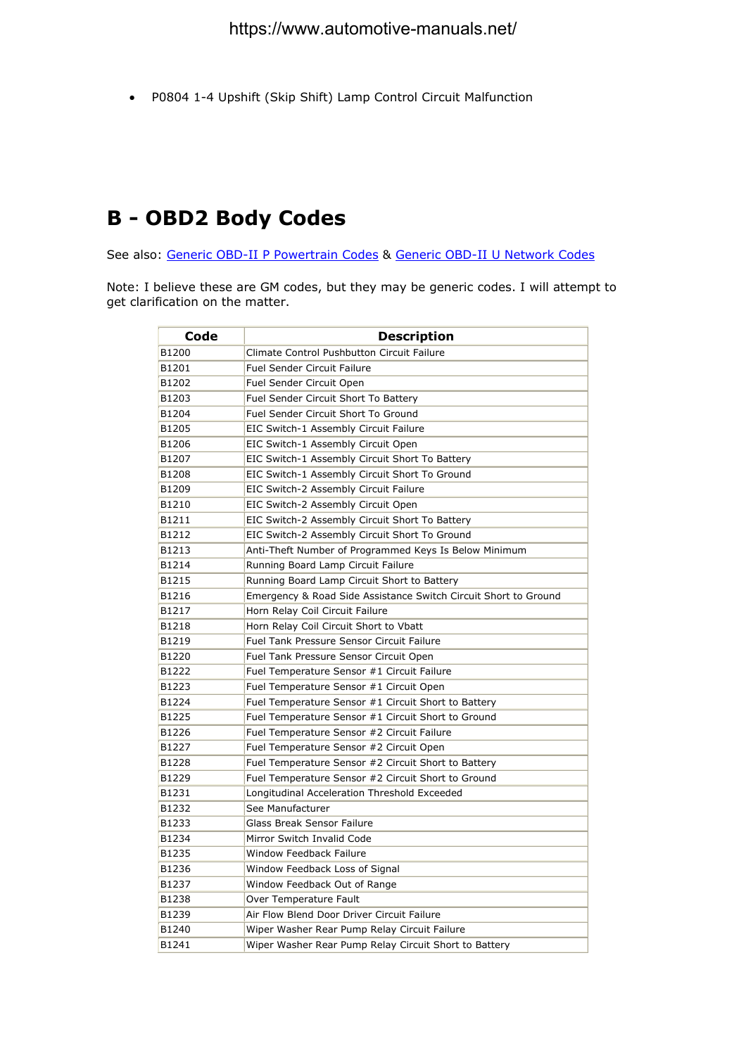- P0804 1-4 Upshift (Skip Shift) Lamp Control Circuit Malfunction

# B - OBD2 Body Codes

See also: Generic OBD-II P Powertrain Codes & Generic OBD-II U Network Codes

Note: I believe these are GM codes, but they may be generic codes. I will attempt to get clarification on the matter.

| Code | Description |
|---|---|
| B1200 | Climate Control Pushbutton Circuit Failure |
| B1201 | Fuel Sender Circuit Failure |
| B1202 | Fuel Sender Circuit Open |
| B1203 | Fuel Sender Circuit Short To Battery |
| B1204 | Fuel Sender Circuit Short To Ground |
| B1205 | EIC Switch-1 Assembly Circuit Failure |
| B1206 | EIC Switch-1 Assembly Circuit Open |
| B1207 | EIC Switch-1 Assembly Circuit Short To Battery |
| B1208 | EIC Switch-1 Assembly Circuit Short To Ground |
| B1209 | EIC Switch-2 Assembly Circuit Failure |
| B1210 | EIC Switch-2 Assembly Circuit Open |
| B1211 | EIC Switch-2 Assembly Circuit Short To Battery |
| B1212 | EIC Switch-2 Assembly Circuit Short To Ground |
| B1213 | Anti-Theft Number of Programmed Keys Is Below Minimum |
| B1214 | Running Board Lamp Circuit Failure |
| B1215 | Running Board Lamp Circuit Short to Battery |
| B1216 | Emergency & Road Side Assistance Switch Circuit Short to Ground |
| B1217 | Horn Relay Coil Circuit Failure |
| B1218 | Horn Relay Coil Circuit Short to Vbatt |
| B1219 | Fuel Tank Pressure Sensor Circuit Failure |
| B1220 | Fuel Tank Pressure Sensor Circuit Open |
| B1222 | Fuel Temperature Sensor #1 Circuit Failure |
| B1223 | Fuel Temperature Sensor #1 Circuit Open |
| B1224 | Fuel Temperature Sensor #1 Circuit Short to Battery |
| B1225 | Fuel Temperature Sensor #1 Circuit Short to Ground |
| B1226 | Fuel Temperature Sensor #2 Circuit Failure |
| B1227 | Fuel Temperature Sensor #2 Circuit Open |
| B1228 | Fuel Temperature Sensor #2 Circuit Short to Battery |
| B1229 | Fuel Temperature Sensor #2 Circuit Short to Ground |
| B1231 | Longitudinal Acceleration Threshold Exceeded |
| B1232 | See Manufacturer |
| B1233 | Glass Break Sensor Failure |
| B1234 | Mirror Switch Invalid Code |
| B1235 | Window Feedback Failure |
| B1236 | Window Feedback Loss of Signal |
| B1237 | Window Feedback Out of Range |
| B1238 | Over Temperature Fault |
| B1239 | Air Flow Blend Door Driver Circuit Failure |
| B1240 | Wiper Washer Rear Pump Relay Circuit Failure |
| B1241 | Wiper Washer Rear Pump Relay Circuit Short to Battery |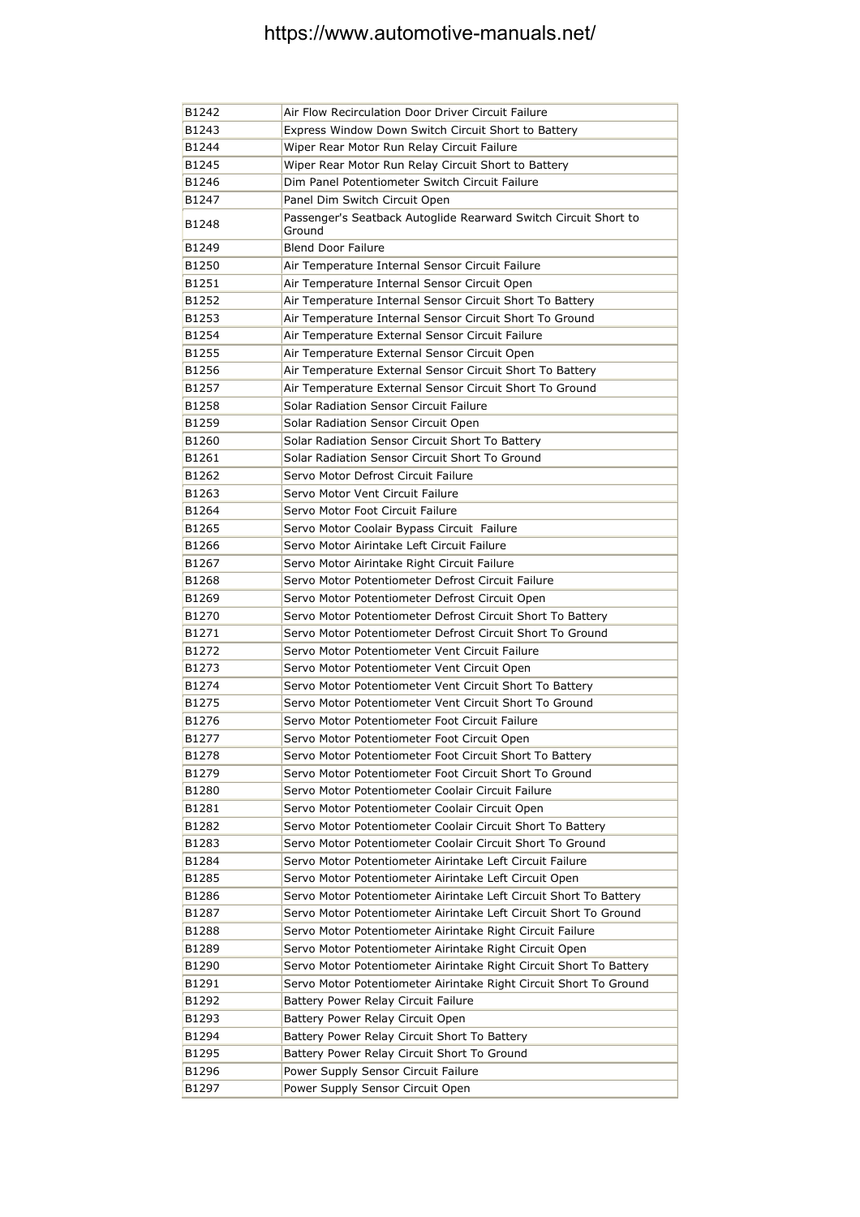| B1242 | Air Flow Recirculation Door Driver Circuit Failure |
|---|---|
| B1243 | Express Window Down Switch Circuit Short to Battery |
| B1244 | Wiper Rear Motor Run Relay Circuit Failure |
| B1245 | Wiper Rear Motor Run Relay Circuit Short to Battery |
| B1246 | Dim Panel Potentiometer Switch Circuit Failure |
| B1247 | Panel Dim Switch Circuit Open |
| B1248 | Passenger's Seatback Autoglide Rearward Switch Circuit Short to Ground |
| B1249 | Blend Door Failure |
| B1250 | Air Temperature Internal Sensor Circuit Failure |
| B1251 | Air Temperature Internal Sensor Circuit Open |
| B1252 | Air Temperature Internal Sensor Circuit Short To Battery |
| B1253 | Air Temperature Internal Sensor Circuit Short To Ground |
| B1254 | Air Temperature External Sensor Circuit Failure |
| B1255 | Air Temperature External Sensor Circuit Open |
| B1256 | Air Temperature External Sensor Circuit Short To Battery |
| B1257 | Air Temperature External Sensor Circuit Short To Ground |
| B1258 | Solar Radiation Sensor Circuit Failure |
| B1259 | Solar Radiation Sensor Circuit Open |
| B1260 | Solar Radiation Sensor Circuit Short To Battery |
| B1261 | Solar Radiation Sensor Circuit Short To Ground |
| B1262 | Servo Motor Defrost Circuit Failure |
| B1263 | Servo Motor Vent Circuit Failure |
| B1264 | Servo Motor Foot Circuit Failure |
| B1265 | Servo Motor Coolair Bypass Circuit Failure |
| B1266 | Servo Motor Airintake Left Circuit Failure |
| B1267 | Servo Motor Airintake Right Circuit Failure |
| B1268 | Servo Motor Potentiometer Defrost Circuit Failure |
| B1269 | Servo Motor Potentiometer Defrost Circuit Open |
| B1270 | Servo Motor Potentiometer Defrost Circuit Short To Battery |
| B1271 | Servo Motor Potentiometer Defrost Circuit Short To Ground |
| B1272 | Servo Motor Potentiometer Vent Circuit Failure |
| B1273 | Servo Motor Potentiometer Vent Circuit Open |
| B1274 | Servo Motor Potentiometer Vent Circuit Short To Battery |
| B1275 | Servo Motor Potentiometer Vent Circuit Short To Ground |
| B1276 | Servo Motor Potentiometer Foot Circuit Failure |
| B1277 | Servo Motor Potentiometer Foot Circuit Open |
| B1278 | Servo Motor Potentiometer Foot Circuit Short To Battery |
| B1279 | Servo Motor Potentiometer Foot Circuit Short To Ground |
| B1280 | Servo Motor Potentiometer Coolair Circuit Failure |
| B1281 | Servo Motor Potentiometer Coolair Circuit Open |
| B1282 | Servo Motor Potentiometer Coolair Circuit Short To Battery |
| B1283 | Servo Motor Potentiometer Coolair Circuit Short To Ground |
| B1284 | Servo Motor Potentiometer Airintake Left Circuit Failure |
| B1285 | Servo Motor Potentiometer Airintake Left Circuit Open |
| B1286 | Servo Motor Potentiometer Airintake Left Circuit Short To Battery |
| B1287 | Servo Motor Potentiometer Airintake Left Circuit Short To Ground |
| B1288 | Servo Motor Potentiometer Airintake Right Circuit Failure |
| B1289 | Servo Motor Potentiometer Airintake Right Circuit Open |
| B1290 | Servo Motor Potentiometer Airintake Right Circuit Short To Battery |
| B1291 | Servo Motor Potentiometer Airintake Right Circuit Short To Ground |
| B1292 | Battery Power Relay Circuit Failure |
| B1293 | Battery Power Relay Circuit Open |
| B1294 | Battery Power Relay Circuit Short To Battery |
| B1295 | Battery Power Relay Circuit Short To Ground |
| B1296 | Power Supply Sensor Circuit Failure |
| B1297 | Power Supply Sensor Circuit Open |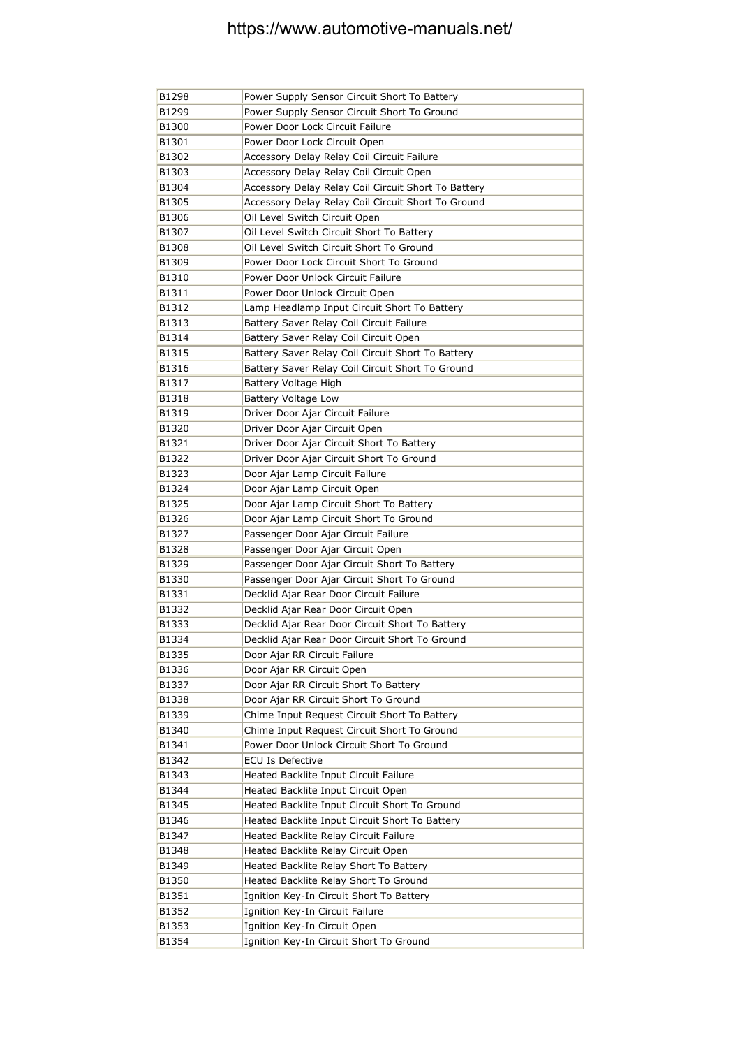| B1298 | Power Supply Sensor Circuit Short To Battery |
|---|---|
| B1299 | Power Supply Sensor Circuit Short To Ground |
| B1300 | Power Door Lock Circuit Failure |
| B1301 | Power Door Lock Circuit Open |
| B1302 | Accessory Delay Relay Coil Circuit Failure |
| B1303 | Accessory Delay Relay Coil Circuit Open |
| B1304 | Accessory Delay Relay Coil Circuit Short To Battery |
| B1305 | Accessory Delay Relay Coil Circuit Short To Ground |
| B1306 | Oil Level Switch Circuit Open |
| B1307 | Oil Level Switch Circuit Short To Battery |
| B1308 | Oil Level Switch Circuit Short To Ground |
| B1309 | Power Door Lock Circuit Short To Ground |
| B1310 | Power Door Unlock Circuit Failure |
| B1311 | Power Door Unlock Circuit Open |
| B1312 | Lamp Headlamp Input Circuit Short To Battery |
| B1313 | Battery Saver Relay Coil Circuit Failure |
| B1314 | Battery Saver Relay Coil Circuit Open |
| B1315 | Battery Saver Relay Coil Circuit Short To Battery |
| B1316 | Battery Saver Relay Coil Circuit Short To Ground |
| B1317 | Battery Voltage High |
| B1318 | Battery Voltage Low |
| B1319 | Driver Door Ajar Circuit Failure |
| B1320 | Driver Door Ajar Circuit Open |
| B1321 | Driver Door Ajar Circuit Short To Battery |
| B1322 | Driver Door Ajar Circuit Short To Ground |
| B1323 | Door Ajar Lamp Circuit Failure |
| B1324 | Door Ajar Lamp Circuit Open |
| B1325 | Door Ajar Lamp Circuit Short To Battery |
| B1326 | Door Ajar Lamp Circuit Short To Ground |
| B1327 | Passenger Door Ajar Circuit Failure |
| B1328 | Passenger Door Ajar Circuit Open |
| B1329 | Passenger Door Ajar Circuit Short To Battery |
| B1330 | Passenger Door Ajar Circuit Short To Ground |
| B1331 | Decklid Ajar Rear Door Circuit Failure |
| B1332 | Decklid Ajar Rear Door Circuit Open |
| B1333 | Decklid Ajar Rear Door Circuit Short To Battery |
| B1334 | Decklid Ajar Rear Door Circuit Short To Ground |
| B1335 | Door Ajar RR Circuit Failure |
| B1336 | Door Ajar RR Circuit Open |
| B1337 | Door Ajar RR Circuit Short To Battery |
| B1338 | Door Ajar RR Circuit Short To Ground |
| B1339 | Chime Input Request Circuit Short To Battery |
| B1340 | Chime Input Request Circuit Short To Ground |
| B1341 | Power Door Unlock Circuit Short To Ground |
| B1342 | ECU Is Defective |
| B1343 | Heated Backlite Input Circuit Failure |
| B1344 | Heated Backlite Input Circuit Open |
| B1345 | Heated Backlite Input Circuit Short To Ground |
| B1346 | Heated Backlite Input Circuit Short To Battery |
| B1347 | Heated Backlite Relay Circuit Failure |
| B1348 | Heated Backlite Relay Circuit Open |
| B1349 | Heated Backlite Relay Short To Battery |
| B1350 | Heated Backlite Relay Short To Ground |
| B1351 | Ignition Key-In Circuit Short To Battery |
| B1352 | Ignition Key-In Circuit Failure |
| B1353 | Ignition Key-In Circuit Open |
| B1354 | Ignition Key-In Circuit Short To Ground |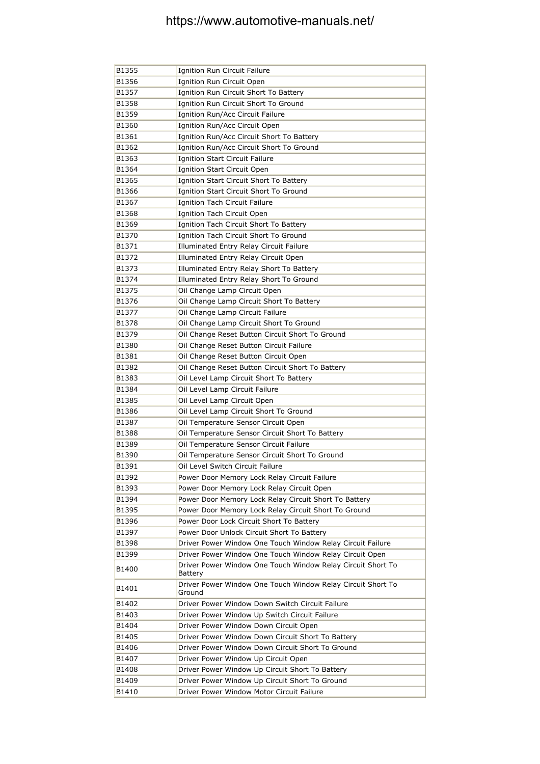| B1355 | Ignition Run Circuit Failure |
|---|---|
| B1356 | Ignition Run Circuit Open |
| B1357 | Ignition Run Circuit Short To Battery |
| B1358 | Ignition Run Circuit Short To Ground |
| B1359 | Ignition Run/Acc Circuit Failure |
| B1360 | Ignition Run/Acc Circuit Open |
| B1361 | Ignition Run/Acc Circuit Short To Battery |
| B1362 | Ignition Run/Acc Circuit Short To Ground |
| B1363 | Ignition Start Circuit Failure |
| B1364 | Ignition Start Circuit Open |
| B1365 | Ignition Start Circuit Short To Battery |
| B1366 | Ignition Start Circuit Short To Ground |
| B1367 | Ignition Tach Circuit Failure |
| B1368 | Ignition Tach Circuit Open |
| B1369 | Ignition Tach Circuit Short To Battery |
| B1370 | Ignition Tach Circuit Short To Ground |
| B1371 | Illuminated Entry Relay Circuit Failure |
| B1372 | Illuminated Entry Relay Circuit Open |
| B1373 | Illuminated Entry Relay Short To Battery |
| B1374 | Illuminated Entry Relay Short To Ground |
| B1375 | Oil Change Lamp Circuit Open |
| B1376 | Oil Change Lamp Circuit Short To Battery |
| B1377 | Oil Change Lamp Circuit Failure |
| B1378 | Oil Change Lamp Circuit Short To Ground |
| B1379 | Oil Change Reset Button Circuit Short To Ground |
| B1380 | Oil Change Reset Button Circuit Failure |
| B1381 | Oil Change Reset Button Circuit Open |
| B1382 | Oil Change Reset Button Circuit Short To Battery |
| B1383 | Oil Level Lamp Circuit Short To Battery |
| B1384 | Oil Level Lamp Circuit Failure |
| B1385 | Oil Level Lamp Circuit Open |
| B1386 | Oil Level Lamp Circuit Short To Ground |
| B1387 | Oil Temperature Sensor Circuit Open |
| B1388 | Oil Temperature Sensor Circuit Short To Battery |
| B1389 | Oil Temperature Sensor Circuit Failure |
| B1390 | Oil Temperature Sensor Circuit Short To Ground |
| B1391 | Oil Level Switch Circuit Failure |
| B1392 | Power Door Memory Lock Relay Circuit Failure |
| B1393 | Power Door Memory Lock Relay Circuit Open |
| B1394 | Power Door Memory Lock Relay Circuit Short To Battery |
| B1395 | Power Door Memory Lock Relay Circuit Short To Ground |
| B1396 | Power Door Lock Circuit Short To Battery |
| B1397 | Power Door Unlock Circuit Short To Battery |
| B1398 | Driver Power Window One Touch Window Relay Circuit Failure |
| B1399 | Driver Power Window One Touch Window Relay Circuit Open |
| B1400 | Driver Power Window One Touch Window Relay Circuit Short To Battery |
| B1401 | Driver Power Window One Touch Window Relay Circuit Short To Ground |
| B1402 | Driver Power Window Down Switch Circuit Failure |
| B1403 | Driver Power Window Up Switch Circuit Failure |
| B1404 | Driver Power Window Down Circuit Open |
| B1405 | Driver Power Window Down Circuit Short To Battery |
| B1406 | Driver Power Window Down Circuit Short To Ground |
| B1407 | Driver Power Window Up Circuit Open |
| B1408 | Driver Power Window Up Circuit Short To Battery |
| B1409 | Driver Power Window Up Circuit Short To Ground |
| B1410 | Driver Power Window Motor Circuit Failure |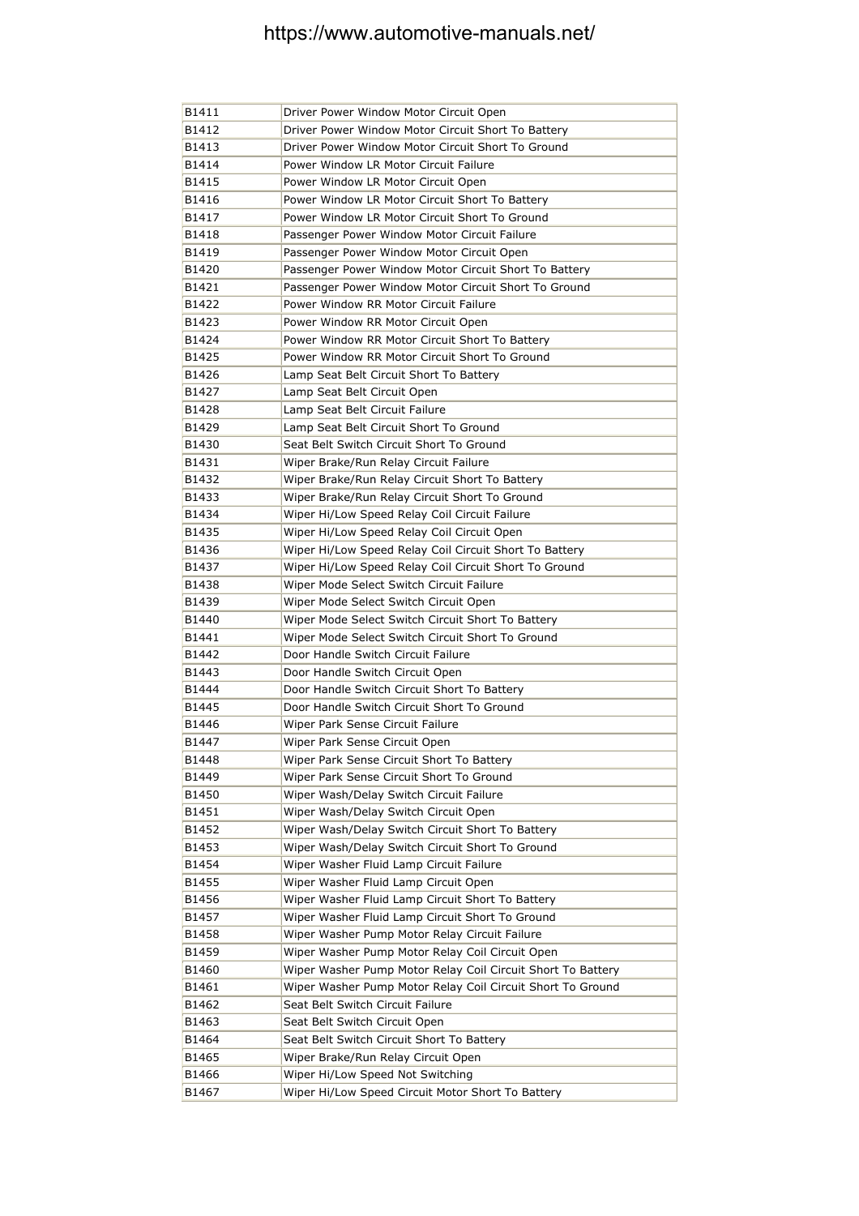| B1411 | Driver Power Window Motor Circuit Open |
|---|---|
| B1412 | Driver Power Window Motor Circuit Short To Battery |
| B1413 | Driver Power Window Motor Circuit Short To Ground |
| B1414 | Power Window LR Motor Circuit Failure |
| B1415 | Power Window LR Motor Circuit Open |
| B1416 | Power Window LR Motor Circuit Short To Battery |
| B1417 | Power Window LR Motor Circuit Short To Ground |
| B1418 | Passenger Power Window Motor Circuit Failure |
| B1419 | Passenger Power Window Motor Circuit Open |
| B1420 | Passenger Power Window Motor Circuit Short To Battery |
| B1421 | Passenger Power Window Motor Circuit Short To Ground |
| B1422 | Power Window RR Motor Circuit Failure |
| B1423 | Power Window RR Motor Circuit Open |
| B1424 | Power Window RR Motor Circuit Short To Battery |
| B1425 | Power Window RR Motor Circuit Short To Ground |
| B1426 | Lamp Seat Belt Circuit Short To Battery |
| B1427 | Lamp Seat Belt Circuit Open |
| B1428 | Lamp Seat Belt Circuit Failure |
| B1429 | Lamp Seat Belt Circuit Short To Ground |
| B1430 | Seat Belt Switch Circuit Short To Ground |
| B1431 | Wiper Brake/Run Relay Circuit Failure |
| B1432 | Wiper Brake/Run Relay Circuit Short To Battery |
| B1433 | Wiper Brake/Run Relay Circuit Short To Ground |
| B1434 | Wiper Hi/Low Speed Relay Coil Circuit Failure |
| B1435 | Wiper Hi/Low Speed Relay Coil Circuit Open |
| B1436 | Wiper Hi/Low Speed Relay Coil Circuit Short To Battery |
| B1437 | Wiper Hi/Low Speed Relay Coil Circuit Short To Ground |
| B1438 | Wiper Mode Select Switch Circuit Failure |
| B1439 | Wiper Mode Select Switch Circuit Open |
| B1440 | Wiper Mode Select Switch Circuit Short To Battery |
| B1441 | Wiper Mode Select Switch Circuit Short To Ground |
| B1442 | Door Handle Switch Circuit Failure |
| B1443 | Door Handle Switch Circuit Open |
| B1444 | Door Handle Switch Circuit Short To Battery |
| B1445 | Door Handle Switch Circuit Short To Ground |
| B1446 | Wiper Park Sense Circuit Failure |
| B1447 | Wiper Park Sense Circuit Open |
| B1448 | Wiper Park Sense Circuit Short To Battery |
| B1449 | Wiper Park Sense Circuit Short To Ground |
| B1450 | Wiper Wash/Delay Switch Circuit Failure |
| B1451 | Wiper Wash/Delay Switch Circuit Open |
| B1452 | Wiper Wash/Delay Switch Circuit Short To Battery |
| B1453 | Wiper Wash/Delay Switch Circuit Short To Ground |
| B1454 | Wiper Washer Fluid Lamp Circuit Failure |
| B1455 | Wiper Washer Fluid Lamp Circuit Open |
| B1456 | Wiper Washer Fluid Lamp Circuit Short To Battery |
| B1457 | Wiper Washer Fluid Lamp Circuit Short To Ground |
| B1458 | Wiper Washer Pump Motor Relay Circuit Failure |
| B1459 | Wiper Washer Pump Motor Relay Coil Circuit Open |
| B1460 | Wiper Washer Pump Motor Relay Coil Circuit Short To Battery |
| B1461 | Wiper Washer Pump Motor Relay Coil Circuit Short To Ground |
| B1462 | Seat Belt Switch Circuit Failure |
| B1463 | Seat Belt Switch Circuit Open |
| B1464 | Seat Belt Switch Circuit Short To Battery |
| B1465 | Wiper Brake/Run Relay Circuit Open |
| B1466 | Wiper Hi/Low Speed Not Switching |
| B1467 | Wiper Hi/Low Speed Circuit Motor Short To Battery |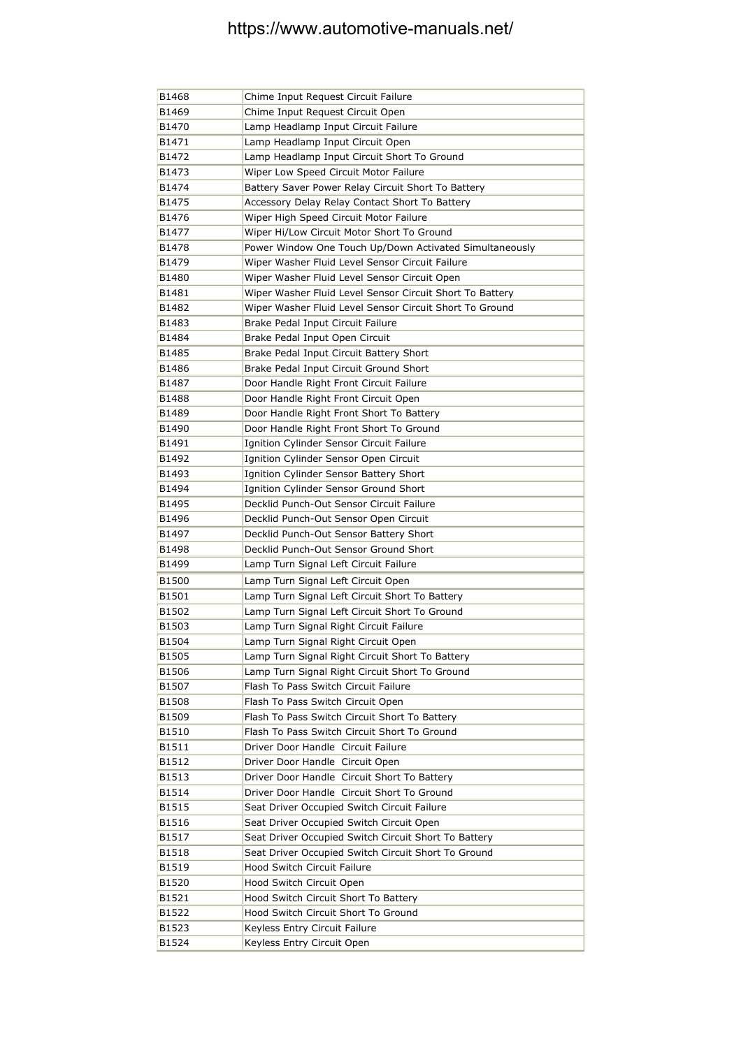| | |
|---|---|
| B1468 | Chime Input Request Circuit Failure |
| B1469 | Chime Input Request Circuit Open |
| B1470 | Lamp Headlamp Input Circuit Failure |
| B1471 | Lamp Headlamp Input Circuit Open |
| B1472 | Lamp Headlamp Input Circuit Short To Ground |
| B1473 | Wiper Low Speed Circuit Motor Failure |
| B1474 | Battery Saver Power Relay Circuit Short To Battery |
| B1475 | Accessory Delay Relay Contact Short To Battery |
| B1476 | Wiper High Speed Circuit Motor Failure |
| B1477 | Wiper Hi/Low Circuit Motor Short To Ground |
| B1478 | Power Window One Touch Up/Down Activated Simultaneously |
| B1479 | Wiper Washer Fluid Level Sensor Circuit Failure |
| B1480 | Wiper Washer Fluid Level Sensor Circuit Open |
| B1481 | Wiper Washer Fluid Level Sensor Circuit Short To Battery |
| B1482 | Wiper Washer Fluid Level Sensor Circuit Short To Ground |
| B1483 | Brake Pedal Input Circuit Failure |
| B1484 | Brake Pedal Input Open Circuit |
| B1485 | Brake Pedal Input Circuit Battery Short |
| B1486 | Brake Pedal Input Circuit Ground Short |
| B1487 | Door Handle Right Front Circuit Failure |
| B1488 | Door Handle Right Front Circuit Open |
| B1489 | Door Handle Right Front Short To Battery |
| B1490 | Door Handle Right Front Short To Ground |
| B1491 | Ignition Cylinder Sensor Circuit Failure |
| B1492 | Ignition Cylinder Sensor Open Circuit |
| B1493 | Ignition Cylinder Sensor Battery Short |
| B1494 | Ignition Cylinder Sensor Ground Short |
| B1495 | Decklid Punch-Out Sensor Circuit Failure |
| B1496 | Decklid Punch-Out Sensor Open Circuit |
| B1497 | Decklid Punch-Out Sensor Battery Short |
| B1498 | Decklid Punch-Out Sensor Ground Short |
| B1499 | Lamp Turn Signal Left Circuit Failure |
| B1500 | Lamp Turn Signal Left Circuit Open |
| B1501 | Lamp Turn Signal Left Circuit Short To Battery |
| B1502 | Lamp Turn Signal Left Circuit Short To Ground |
| B1503 | Lamp Turn Signal Right Circuit Failure |
| B1504 | Lamp Turn Signal Right Circuit Open |
| B1505 | Lamp Turn Signal Right Circuit Short To Battery |
| B1506 | Lamp Turn Signal Right Circuit Short To Ground |
| B1507 | Flash To Pass Switch Circuit Failure |
| B1508 | Flash To Pass Switch Circuit Open |
| B1509 | Flash To Pass Switch Circuit Short To Battery |
| B1510 | Flash To Pass Switch Circuit Short To Ground |
| B1511 | Driver Door Handle Circuit Failure |
| B1512 | Driver Door Handle Circuit Open |
| B1513 | Driver Door Handle Circuit Short To Battery |
| B1514 | Driver Door Handle Circuit Short To Ground |
| B1515 | Seat Driver Occupied Switch Circuit Failure |
| B1516 | Seat Driver Occupied Switch Circuit Open |
| B1517 | Seat Driver Occupied Switch Circuit Short To Battery |
| B1518 | Seat Driver Occupied Switch Circuit Short To Ground |
| B1519 | Hood Switch Circuit Failure |
| B1520 | Hood Switch Circuit Open |
| B1521 | Hood Switch Circuit Short To Battery |
| B1522 | Hood Switch Circuit Short To Ground |
| B1523 | Keyless Entry Circuit Failure |
| B1524 | Keyless Entry Circuit Open |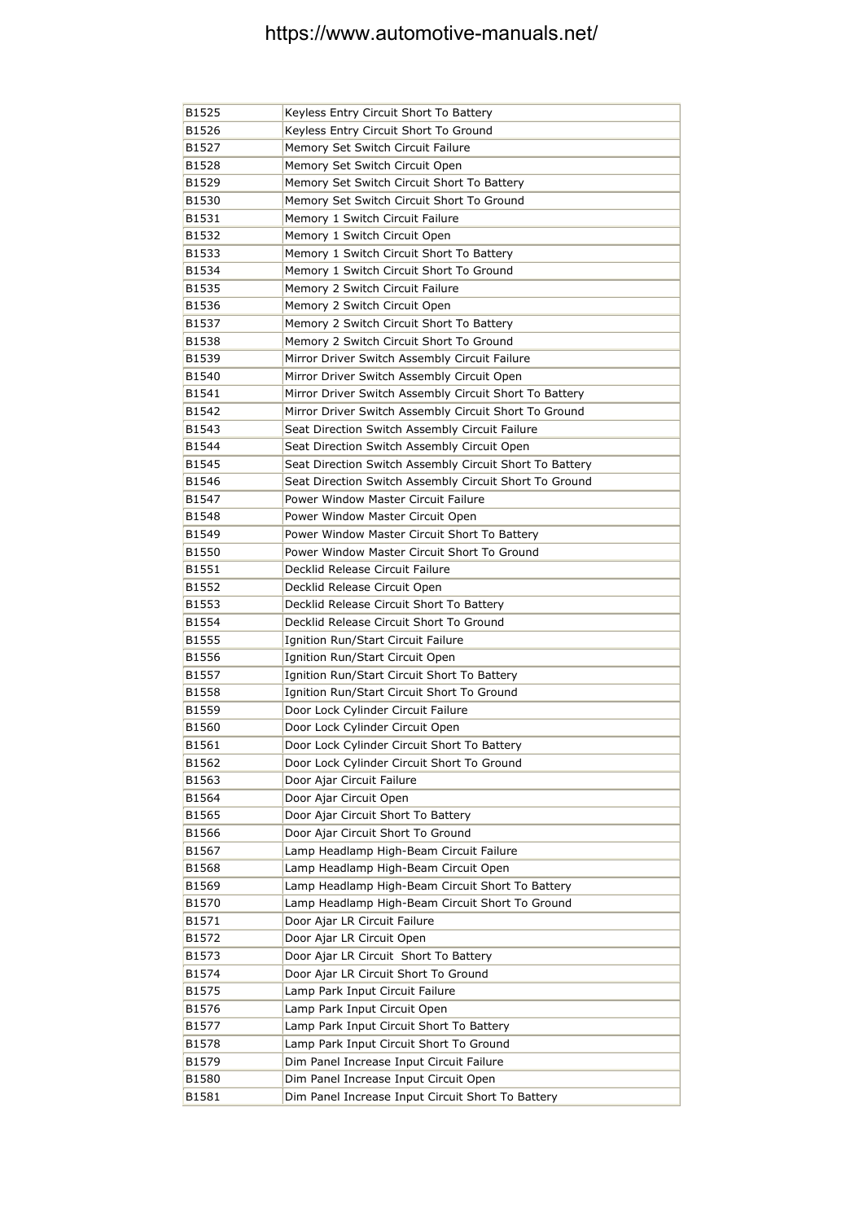| B1525 | Keyless Entry Circuit Short To Battery |
|---|---|
| B1526 | Keyless Entry Circuit Short To Ground |
| B1527 | Memory Set Switch Circuit Failure |
| B1528 | Memory Set Switch Circuit Open |
| B1529 | Memory Set Switch Circuit Short To Battery |
| B1530 | Memory Set Switch Circuit Short To Ground |
| B1531 | Memory 1 Switch Circuit Failure |
| B1532 | Memory 1 Switch Circuit Open |
| B1533 | Memory 1 Switch Circuit Short To Battery |
| B1534 | Memory 1 Switch Circuit Short To Ground |
| B1535 | Memory 2 Switch Circuit Failure |
| B1536 | Memory 2 Switch Circuit Open |
| B1537 | Memory 2 Switch Circuit Short To Battery |
| B1538 | Memory 2 Switch Circuit Short To Ground |
| B1539 | Mirror Driver Switch Assembly Circuit Failure |
| B1540 | Mirror Driver Switch Assembly Circuit Open |
| B1541 | Mirror Driver Switch Assembly Circuit Short To Battery |
| B1542 | Mirror Driver Switch Assembly Circuit Short To Ground |
| B1543 | Seat Direction Switch Assembly Circuit Failure |
| B1544 | Seat Direction Switch Assembly Circuit Open |
| B1545 | Seat Direction Switch Assembly Circuit Short To Battery |
| B1546 | Seat Direction Switch Assembly Circuit Short To Ground |
| B1547 | Power Window Master Circuit Failure |
| B1548 | Power Window Master Circuit Open |
| B1549 | Power Window Master Circuit Short To Battery |
| B1550 | Power Window Master Circuit Short To Ground |
| B1551 | Decklid Release Circuit Failure |
| B1552 | Decklid Release Circuit Open |
| B1553 | Decklid Release Circuit Short To Battery |
| B1554 | Decklid Release Circuit Short To Ground |
| B1555 | Ignition Run/Start Circuit Failure |
| B1556 | Ignition Run/Start Circuit Open |
| B1557 | Ignition Run/Start Circuit Short To Battery |
| B1558 | Ignition Run/Start Circuit Short To Ground |
| B1559 | Door Lock Cylinder Circuit Failure |
| B1560 | Door Lock Cylinder Circuit Open |
| B1561 | Door Lock Cylinder Circuit Short To Battery |
| B1562 | Door Lock Cylinder Circuit Short To Ground |
| B1563 | Door Ajar Circuit Failure |
| B1564 | Door Ajar Circuit Open |
| B1565 | Door Ajar Circuit Short To Battery |
| B1566 | Door Ajar Circuit Short To Ground |
| B1567 | Lamp Headlamp High-Beam Circuit Failure |
| B1568 | Lamp Headlamp High-Beam Circuit Open |
| B1569 | Lamp Headlamp High-Beam Circuit Short To Battery |
| B1570 | Lamp Headlamp High-Beam Circuit Short To Ground |
| B1571 | Door Ajar LR Circuit Failure |
| B1572 | Door Ajar LR Circuit Open |
| B1573 | Door Ajar LR Circuit Short To Battery |
| B1574 | Door Ajar LR Circuit Short To Ground |
| B1575 | Lamp Park Input Circuit Failure |
| B1576 | Lamp Park Input Circuit Open |
| B1577 | Lamp Park Input Circuit Short To Battery |
| B1578 | Lamp Park Input Circuit Short To Ground |
| B1579 | Dim Panel Increase Input Circuit Failure |
| B1580 | Dim Panel Increase Input Circuit Open |
| B1581 | Dim Panel Increase Input Circuit Short To Battery |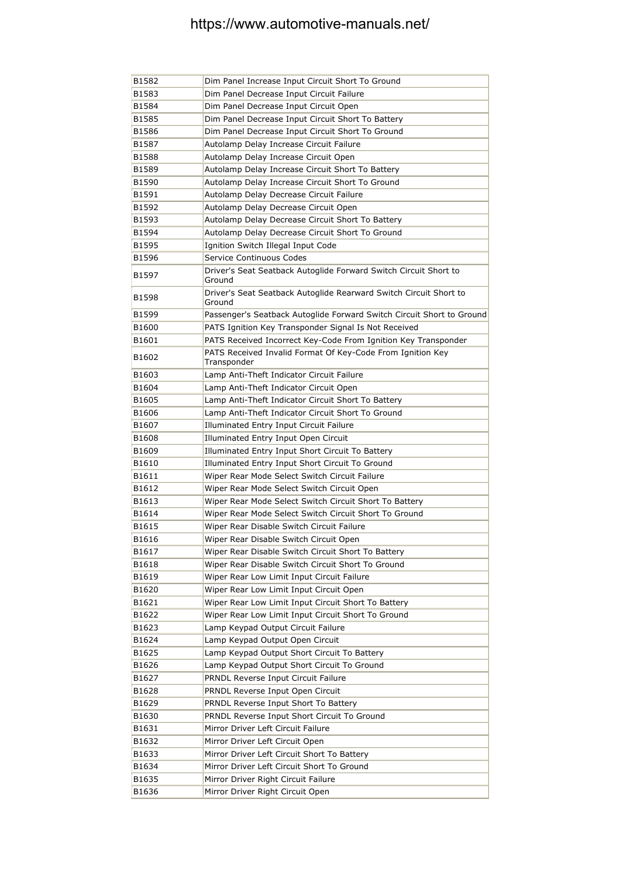| B1582 | Dim Panel Increase Input Circuit Short To Ground |
|---|---|
| B1583 | Dim Panel Decrease Input Circuit Failure |
| B1584 | Dim Panel Decrease Input Circuit Open |
| B1585 | Dim Panel Decrease Input Circuit Short To Battery |
| B1586 | Dim Panel Decrease Input Circuit Short To Ground |
| B1587 | Autolamp Delay Increase Circuit Failure |
| B1588 | Autolamp Delay Increase Circuit Open |
| B1589 | Autolamp Delay Increase Circuit Short To Battery |
| B1590 | Autolamp Delay Increase Circuit Short To Ground |
| B1591 | Autolamp Delay Decrease Circuit Failure |
| B1592 | Autolamp Delay Decrease Circuit Open |
| B1593 | Autolamp Delay Decrease Circuit Short To Battery |
| B1594 | Autolamp Delay Decrease Circuit Short To Ground |
| B1595 | Ignition Switch Illegal Input Code |
| B1596 | Service Continuous Codes |
| B1597 | Driver's Seat Seatback Autoglide Forward Switch Circuit Short to Ground |
| B1598 | Driver's Seat Seatback Autoglide Rearward Switch Circuit Short to Ground |
| B1599 | Passenger's Seatback Autoglide Forward Switch Circuit Short to Ground |
| B1600 | PATS Ignition Key Transponder Signal Is Not Received |
| B1601 | PATS Received Incorrect Key-Code From Ignition Key Transponder |
| B1602 | PATS Received Invalid Format Of Key-Code From Ignition Key Transponder |
| B1603 | Lamp Anti-Theft Indicator Circuit Failure |
| B1604 | Lamp Anti-Theft Indicator Circuit Open |
| B1605 | Lamp Anti-Theft Indicator Circuit Short To Battery |
| B1606 | Lamp Anti-Theft Indicator Circuit Short To Ground |
| B1607 | Illuminated Entry Input Circuit Failure |
| B1608 | Illuminated Entry Input Open Circuit |
| B1609 | Illuminated Entry Input Short Circuit To Battery |
| B1610 | Illuminated Entry Input Short Circuit To Ground |
| B1611 | Wiper Rear Mode Select Switch Circuit Failure |
| B1612 | Wiper Rear Mode Select Switch Circuit Open |
| B1613 | Wiper Rear Mode Select Switch Circuit Short To Battery |
| B1614 | Wiper Rear Mode Select Switch Circuit Short To Ground |
| B1615 | Wiper Rear Disable Switch Circuit Failure |
| B1616 | Wiper Rear Disable Switch Circuit Open |
| B1617 | Wiper Rear Disable Switch Circuit Short To Battery |
| B1618 | Wiper Rear Disable Switch Circuit Short To Ground |
| B1619 | Wiper Rear Low Limit Input Circuit Failure |
| B1620 | Wiper Rear Low Limit Input Circuit Open |
| B1621 | Wiper Rear Low Limit Input Circuit Short To Battery |
| B1622 | Wiper Rear Low Limit Input Circuit Short To Ground |
| B1623 | Lamp Keypad Output Circuit Failure |
| B1624 | Lamp Keypad Output Open Circuit |
| B1625 | Lamp Keypad Output Short Circuit To Battery |
| B1626 | Lamp Keypad Output Short Circuit To Ground |
| B1627 | PRNDL Reverse Input Circuit Failure |
| B1628 | PRNDL Reverse Input Open Circuit |
| B1629 | PRNDL Reverse Input Short To Battery |
| B1630 | PRNDL Reverse Input Short Circuit To Ground |
| B1631 | Mirror Driver Left Circuit Failure |
| B1632 | Mirror Driver Left Circuit Open |
| B1633 | Mirror Driver Left Circuit Short To Battery |
| B1634 | Mirror Driver Left Circuit Short To Ground |
| B1635 | Mirror Driver Right Circuit Failure |
| B1636 | Mirror Driver Right Circuit Open |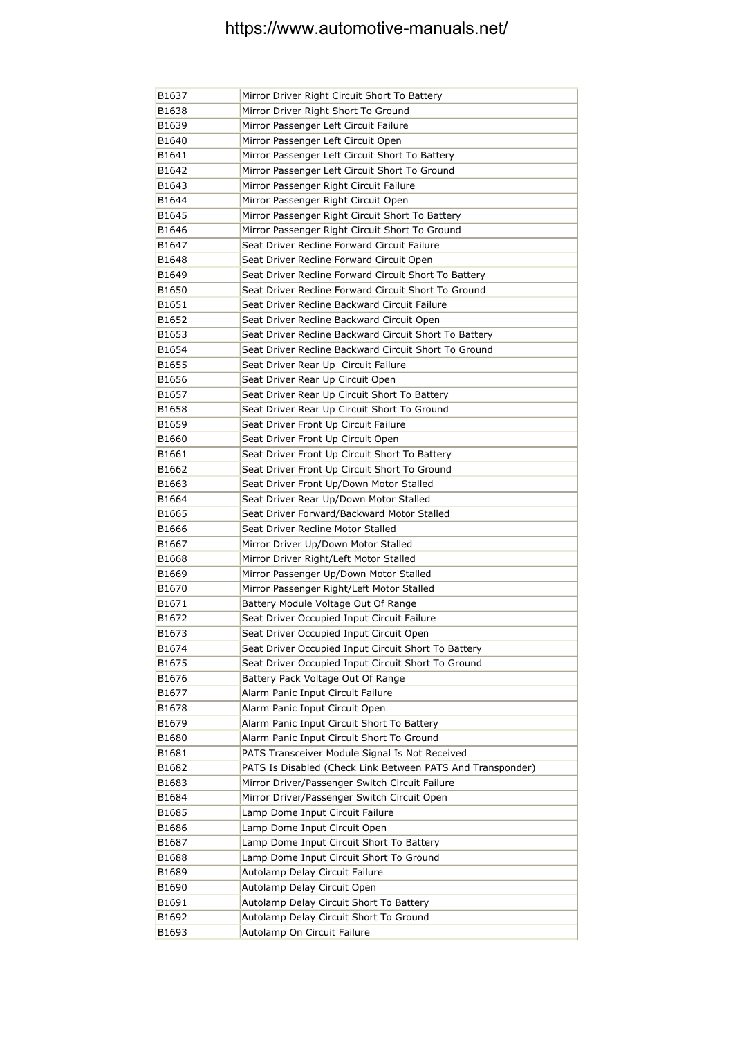| B1637 | Mirror Driver Right Circuit Short To Battery |
|---|---|
| B1638 | Mirror Driver Right Short To Ground |
| B1639 | Mirror Passenger Left Circuit Failure |
| B1640 | Mirror Passenger Left Circuit Open |
| B1641 | Mirror Passenger Left Circuit Short To Battery |
| B1642 | Mirror Passenger Left Circuit Short To Ground |
| B1643 | Mirror Passenger Right Circuit Failure |
| B1644 | Mirror Passenger Right Circuit Open |
| B1645 | Mirror Passenger Right Circuit Short To Battery |
| B1646 | Mirror Passenger Right Circuit Short To Ground |
| B1647 | Seat Driver Recline Forward Circuit Failure |
| B1648 | Seat Driver Recline Forward Circuit Open |
| B1649 | Seat Driver Recline Forward Circuit Short To Battery |
| B1650 | Seat Driver Recline Forward Circuit Short To Ground |
| B1651 | Seat Driver Recline Backward Circuit Failure |
| B1652 | Seat Driver Recline Backward Circuit Open |
| B1653 | Seat Driver Recline Backward Circuit Short To Battery |
| B1654 | Seat Driver Recline Backward Circuit Short To Ground |
| B1655 | Seat Driver Rear Up Circuit Failure |
| B1656 | Seat Driver Rear Up Circuit Open |
| B1657 | Seat Driver Rear Up Circuit Short To Battery |
| B1658 | Seat Driver Rear Up Circuit Short To Ground |
| B1659 | Seat Driver Front Up Circuit Failure |
| B1660 | Seat Driver Front Up Circuit Open |
| B1661 | Seat Driver Front Up Circuit Short To Battery |
| B1662 | Seat Driver Front Up Circuit Short To Ground |
| B1663 | Seat Driver Front Up/Down Motor Stalled |
| B1664 | Seat Driver Rear Up/Down Motor Stalled |
| B1665 | Seat Driver Forward/Backward Motor Stalled |
| B1666 | Seat Driver Recline Motor Stalled |
| B1667 | Mirror Driver Up/Down Motor Stalled |
| B1668 | Mirror Driver Right/Left Motor Stalled |
| B1669 | Mirror Passenger Up/Down Motor Stalled |
| B1670 | Mirror Passenger Right/Left Motor Stalled |
| B1671 | Battery Module Voltage Out Of Range |
| B1672 | Seat Driver Occupied Input Circuit Failure |
| B1673 | Seat Driver Occupied Input Circuit Open |
| B1674 | Seat Driver Occupied Input Circuit Short To Battery |
| B1675 | Seat Driver Occupied Input Circuit Short To Ground |
| B1676 | Battery Pack Voltage Out Of Range |
| B1677 | Alarm Panic Input Circuit Failure |
| B1678 | Alarm Panic Input Circuit Open |
| B1679 | Alarm Panic Input Circuit Short To Battery |
| B1680 | Alarm Panic Input Circuit Short To Ground |
| B1681 | PATS Transceiver Module Signal Is Not Received |
| B1682 | PATS Is Disabled (Check Link Between PATS And Transponder) |
| B1683 | Mirror Driver/Passenger Switch Circuit Failure |
| B1684 | Mirror Driver/Passenger Switch Circuit Open |
| B1685 | Lamp Dome Input Circuit Failure |
| B1686 | Lamp Dome Input Circuit Open |
| B1687 | Lamp Dome Input Circuit Short To Battery |
| B1688 | Lamp Dome Input Circuit Short To Ground |
| B1689 | Autolamp Delay Circuit Failure |
| B1690 | Autolamp Delay Circuit Open |
| B1691 | Autolamp Delay Circuit Short To Battery |
| B1692 | Autolamp Delay Circuit Short To Ground |
| B1693 | Autolamp On Circuit Failure |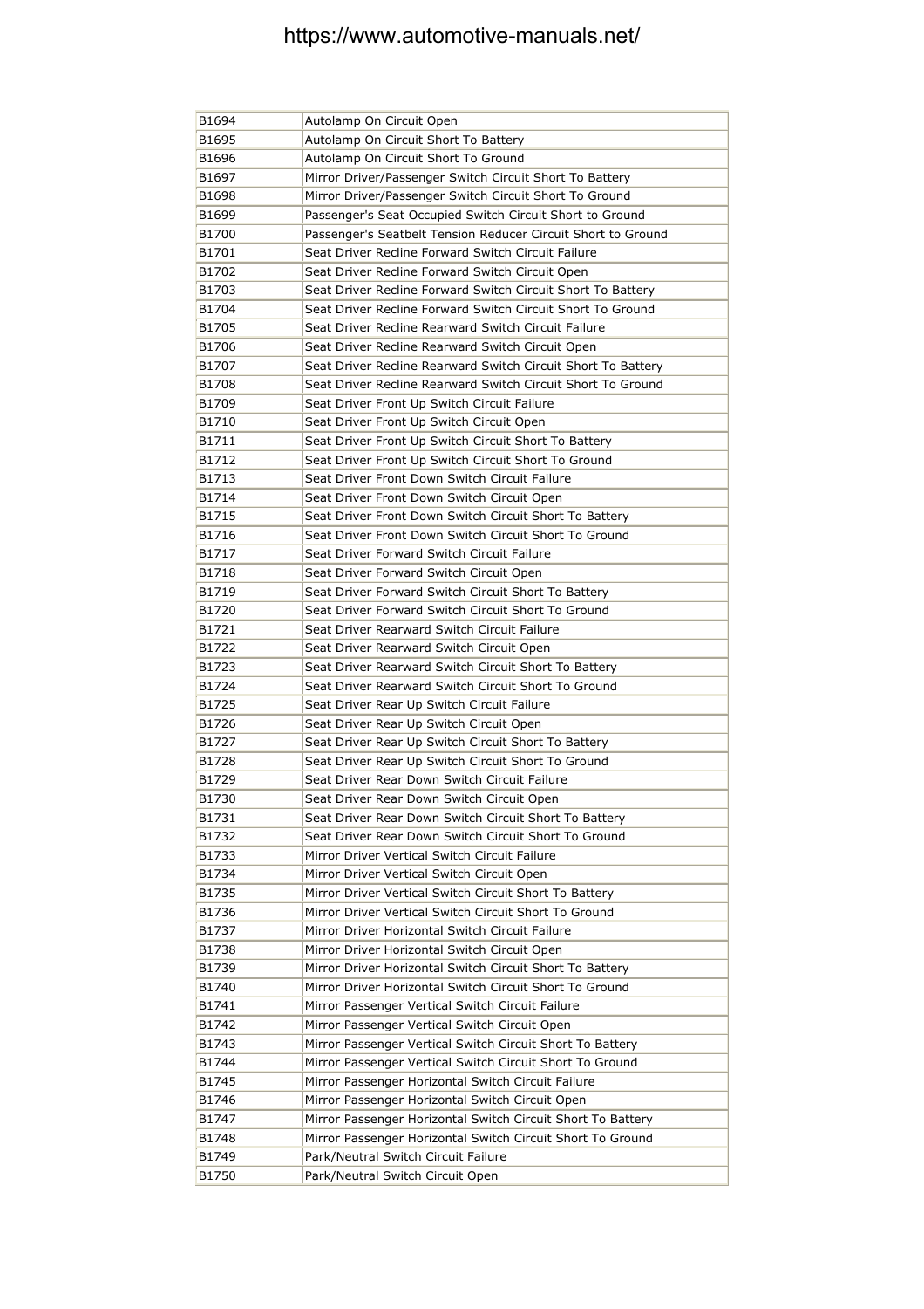| B1694 | Autolamp On Circuit Open |
|---|---|
| B1695 | Autolamp On Circuit Short To Battery |
| B1696 | Autolamp On Circuit Short To Ground |
| B1697 | Mirror Driver/Passenger Switch Circuit Short To Battery |
| B1698 | Mirror Driver/Passenger Switch Circuit Short To Ground |
| B1699 | Passenger's Seat Occupied Switch Circuit Short to Ground |
| B1700 | Passenger's Seatbelt Tension Reducer Circuit Short to Ground |
| B1701 | Seat Driver Recline Forward Switch Circuit Failure |
| B1702 | Seat Driver Recline Forward Switch Circuit Open |
| B1703 | Seat Driver Recline Forward Switch Circuit Short To Battery |
| B1704 | Seat Driver Recline Forward Switch Circuit Short To Ground |
| B1705 | Seat Driver Recline Rearward Switch Circuit Failure |
| B1706 | Seat Driver Recline Rearward Switch Circuit Open |
| B1707 | Seat Driver Recline Rearward Switch Circuit Short To Battery |
| B1708 | Seat Driver Recline Rearward Switch Circuit Short To Ground |
| B1709 | Seat Driver Front Up Switch Circuit Failure |
| B1710 | Seat Driver Front Up Switch Circuit Open |
| B1711 | Seat Driver Front Up Switch Circuit Short To Battery |
| B1712 | Seat Driver Front Up Switch Circuit Short To Ground |
| B1713 | Seat Driver Front Down Switch Circuit Failure |
| B1714 | Seat Driver Front Down Switch Circuit Open |
| B1715 | Seat Driver Front Down Switch Circuit Short To Battery |
| B1716 | Seat Driver Front Down Switch Circuit Short To Ground |
| B1717 | Seat Driver Forward Switch Circuit Failure |
| B1718 | Seat Driver Forward Switch Circuit Open |
| B1719 | Seat Driver Forward Switch Circuit Short To Battery |
| B1720 | Seat Driver Forward Switch Circuit Short To Ground |
| B1721 | Seat Driver Rearward Switch Circuit Failure |
| B1722 | Seat Driver Rearward Switch Circuit Open |
| B1723 | Seat Driver Rearward Switch Circuit Short To Battery |
| B1724 | Seat Driver Rearward Switch Circuit Short To Ground |
| B1725 | Seat Driver Rear Up Switch Circuit Failure |
| B1726 | Seat Driver Rear Up Switch Circuit Open |
| B1727 | Seat Driver Rear Up Switch Circuit Short To Battery |
| B1728 | Seat Driver Rear Up Switch Circuit Short To Ground |
| B1729 | Seat Driver Rear Down Switch Circuit Failure |
| B1730 | Seat Driver Rear Down Switch Circuit Open |
| B1731 | Seat Driver Rear Down Switch Circuit Short To Battery |
| B1732 | Seat Driver Rear Down Switch Circuit Short To Ground |
| B1733 | Mirror Driver Vertical Switch Circuit Failure |
| B1734 | Mirror Driver Vertical Switch Circuit Open |
| B1735 | Mirror Driver Vertical Switch Circuit Short To Battery |
| B1736 | Mirror Driver Vertical Switch Circuit Short To Ground |
| B1737 | Mirror Driver Horizontal Switch Circuit Failure |
| B1738 | Mirror Driver Horizontal Switch Circuit Open |
| B1739 | Mirror Driver Horizontal Switch Circuit Short To Battery |
| B1740 | Mirror Driver Horizontal Switch Circuit Short To Ground |
| B1741 | Mirror Passenger Vertical Switch Circuit Failure |
| B1742 | Mirror Passenger Vertical Switch Circuit Open |
| B1743 | Mirror Passenger Vertical Switch Circuit Short To Battery |
| B1744 | Mirror Passenger Vertical Switch Circuit Short To Ground |
| B1745 | Mirror Passenger Horizontal Switch Circuit Failure |
| B1746 | Mirror Passenger Horizontal Switch Circuit Open |
| B1747 | Mirror Passenger Horizontal Switch Circuit Short To Battery |
| B1748 | Mirror Passenger Horizontal Switch Circuit Short To Ground |
| B1749 | Park/Neutral Switch Circuit Failure |
| B1750 | Park/Neutral Switch Circuit Open |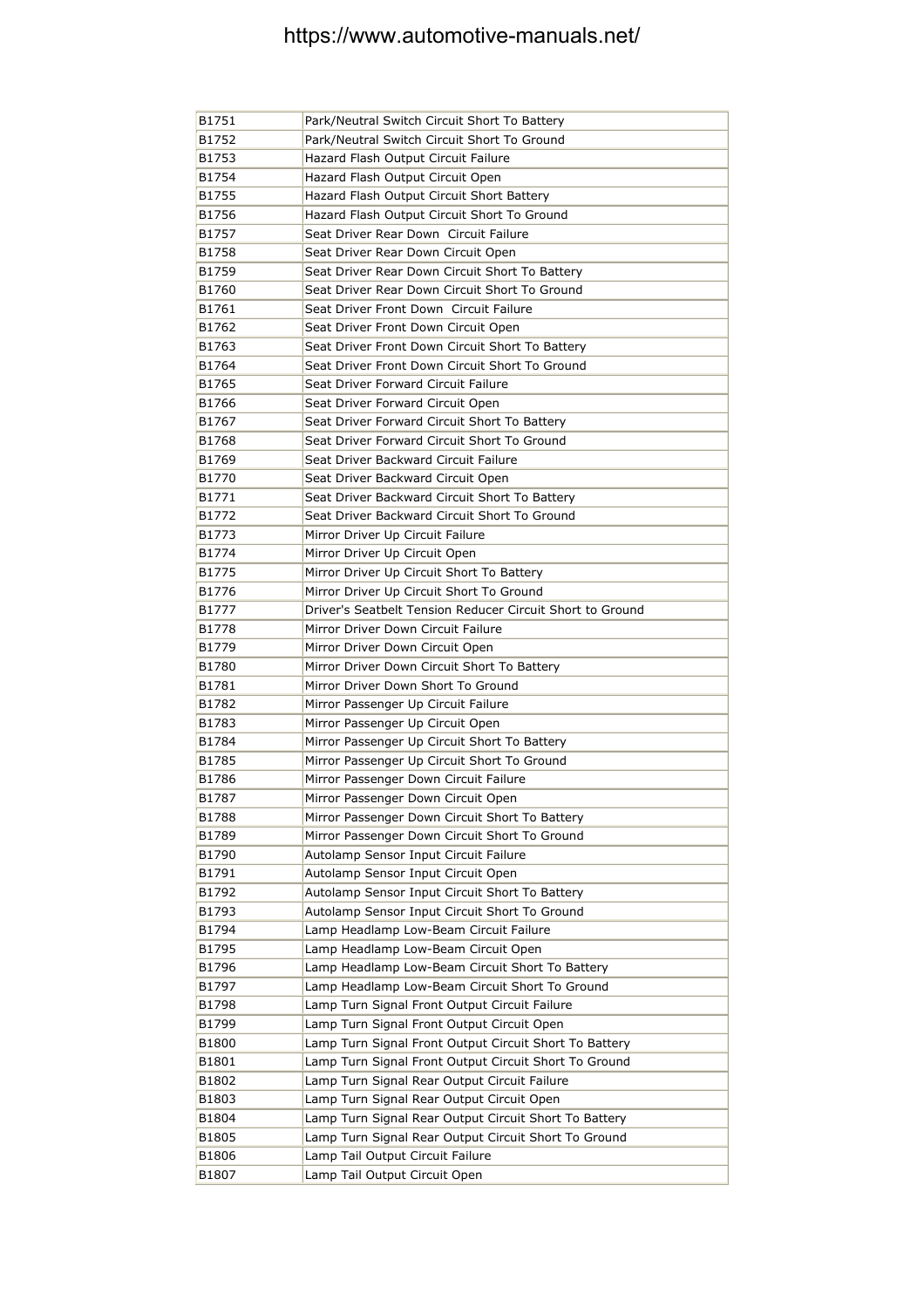| B1751 | Park/Neutral Switch Circuit Short To Battery |
|---|---|
| B1752 | Park/Neutral Switch Circuit Short To Ground |
| B1753 | Hazard Flash Output Circuit Failure |
| B1754 | Hazard Flash Output Circuit Open |
| B1755 | Hazard Flash Output Circuit Short Battery |
| B1756 | Hazard Flash Output Circuit Short To Ground |
| B1757 | Seat Driver Rear Down Circuit Failure |
| B1758 | Seat Driver Rear Down Circuit Open |
| B1759 | Seat Driver Rear Down Circuit Short To Battery |
| B1760 | Seat Driver Rear Down Circuit Short To Ground |
| B1761 | Seat Driver Front Down Circuit Failure |
| B1762 | Seat Driver Front Down Circuit Open |
| B1763 | Seat Driver Front Down Circuit Short To Battery |
| B1764 | Seat Driver Front Down Circuit Short To Ground |
| B1765 | Seat Driver Forward Circuit Failure |
| B1766 | Seat Driver Forward Circuit Open |
| B1767 | Seat Driver Forward Circuit Short To Battery |
| B1768 | Seat Driver Forward Circuit Short To Ground |
| B1769 | Seat Driver Backward Circuit Failure |
| B1770 | Seat Driver Backward Circuit Open |
| B1771 | Seat Driver Backward Circuit Short To Battery |
| B1772 | Seat Driver Backward Circuit Short To Ground |
| B1773 | Mirror Driver Up Circuit Failure |
| B1774 | Mirror Driver Up Circuit Open |
| B1775 | Mirror Driver Up Circuit Short To Battery |
| B1776 | Mirror Driver Up Circuit Short To Ground |
| B1777 | Driver's Seatbelt Tension Reducer Circuit Short to Ground |
| B1778 | Mirror Driver Down Circuit Failure |
| B1779 | Mirror Driver Down Circuit Open |
| B1780 | Mirror Driver Down Circuit Short To Battery |
| B1781 | Mirror Driver Down Short To Ground |
| B1782 | Mirror Passenger Up Circuit Failure |
| B1783 | Mirror Passenger Up Circuit Open |
| B1784 | Mirror Passenger Up Circuit Short To Battery |
| B1785 | Mirror Passenger Up Circuit Short To Ground |
| B1786 | Mirror Passenger Down Circuit Failure |
| B1787 | Mirror Passenger Down Circuit Open |
| B1788 | Mirror Passenger Down Circuit Short To Battery |
| B1789 | Mirror Passenger Down Circuit Short To Ground |
| B1790 | Autolamp Sensor Input Circuit Failure |
| B1791 | Autolamp Sensor Input Circuit Open |
| B1792 | Autolamp Sensor Input Circuit Short To Battery |
| B1793 | Autolamp Sensor Input Circuit Short To Ground |
| B1794 | Lamp Headlamp Low-Beam Circuit Failure |
| B1795 | Lamp Headlamp Low-Beam Circuit Open |
| B1796 | Lamp Headlamp Low-Beam Circuit Short To Battery |
| B1797 | Lamp Headlamp Low-Beam Circuit Short To Ground |
| B1798 | Lamp Turn Signal Front Output Circuit Failure |
| B1799 | Lamp Turn Signal Front Output Circuit Open |
| B1800 | Lamp Turn Signal Front Output Circuit Short To Battery |
| B1801 | Lamp Turn Signal Front Output Circuit Short To Ground |
| B1802 | Lamp Turn Signal Rear Output Circuit Failure |
| B1803 | Lamp Turn Signal Rear Output Circuit Open |
| B1804 | Lamp Turn Signal Rear Output Circuit Short To Battery |
| B1805 | Lamp Turn Signal Rear Output Circuit Short To Ground |
| B1806 | Lamp Tail Output Circuit Failure |
| B1807 | Lamp Tail Output Circuit Open |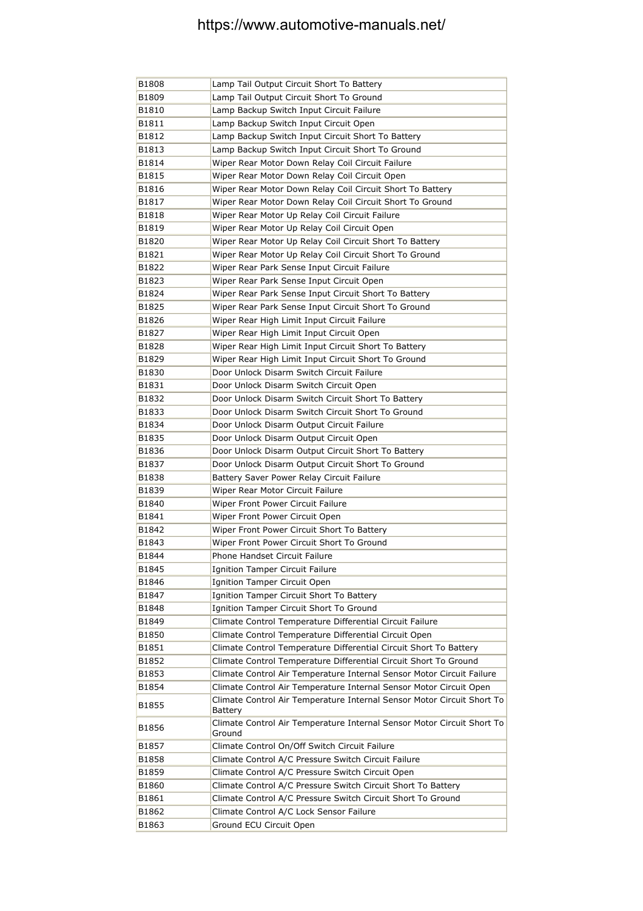| B1808 | Lamp Tail Output Circuit Short To Battery |
|---|---|
| B1809 | Lamp Tail Output Circuit Short To Ground |
| B1810 | Lamp Backup Switch Input Circuit Failure |
| B1811 | Lamp Backup Switch Input Circuit Open |
| B1812 | Lamp Backup Switch Input Circuit Short To Battery |
| B1813 | Lamp Backup Switch Input Circuit Short To Ground |
| B1814 | Wiper Rear Motor Down Relay Coil Circuit Failure |
| B1815 | Wiper Rear Motor Down Relay Coil Circuit Open |
| B1816 | Wiper Rear Motor Down Relay Coil Circuit Short To Battery |
| B1817 | Wiper Rear Motor Down Relay Coil Circuit Short To Ground |
| B1818 | Wiper Rear Motor Up Relay Coil Circuit Failure |
| B1819 | Wiper Rear Motor Up Relay Coil Circuit Open |
| B1820 | Wiper Rear Motor Up Relay Coil Circuit Short To Battery |
| B1821 | Wiper Rear Motor Up Relay Coil Circuit Short To Ground |
| B1822 | Wiper Rear Park Sense Input Circuit Failure |
| B1823 | Wiper Rear Park Sense Input Circuit Open |
| B1824 | Wiper Rear Park Sense Input Circuit Short To Battery |
| B1825 | Wiper Rear Park Sense Input Circuit Short To Ground |
| B1826 | Wiper Rear High Limit Input Circuit Failure |
| B1827 | Wiper Rear High Limit Input Circuit Open |
| B1828 | Wiper Rear High Limit Input Circuit Short To Battery |
| B1829 | Wiper Rear High Limit Input Circuit Short To Ground |
| B1830 | Door Unlock Disarm Switch Circuit Failure |
| B1831 | Door Unlock Disarm Switch Circuit Open |
| B1832 | Door Unlock Disarm Switch Circuit Short To Battery |
| B1833 | Door Unlock Disarm Switch Circuit Short To Ground |
| B1834 | Door Unlock Disarm Output Circuit Failure |
| B1835 | Door Unlock Disarm Output Circuit Open |
| B1836 | Door Unlock Disarm Output Circuit Short To Battery |
| B1837 | Door Unlock Disarm Output Circuit Short To Ground |
| B1838 | Battery Saver Power Relay Circuit Failure |
| B1839 | Wiper Rear Motor Circuit Failure |
| B1840 | Wiper Front Power Circuit Failure |
| B1841 | Wiper Front Power Circuit Open |
| B1842 | Wiper Front Power Circuit Short To Battery |
| B1843 | Wiper Front Power Circuit Short To Ground |
| B1844 | Phone Handset Circuit Failure |
| B1845 | Ignition Tamper Circuit Failure |
| B1846 | Ignition Tamper Circuit Open |
| B1847 | Ignition Tamper Circuit Short To Battery |
| B1848 | Ignition Tamper Circuit Short To Ground |
| B1849 | Climate Control Temperature Differential Circuit Failure |
| B1850 | Climate Control Temperature Differential Circuit Open |
| B1851 | Climate Control Temperature Differential Circuit Short To Battery |
| B1852 | Climate Control Temperature Differential Circuit Short To Ground |
| B1853 | Climate Control Air Temperature Internal Sensor Motor Circuit Failure |
| B1854 | Climate Control Air Temperature Internal Sensor Motor Circuit Open |
| B1855 | Climate Control Air Temperature Internal Sensor Motor Circuit Short To Battery |
| B1856 | Climate Control Air Temperature Internal Sensor Motor Circuit Short To Ground |
| B1857 | Climate Control On/Off Switch Circuit Failure |
| B1858 | Climate Control A/C Pressure Switch Circuit Failure |
| B1859 | Climate Control A/C Pressure Switch Circuit Open |
| B1860 | Climate Control A/C Pressure Switch Circuit Short To Battery |
| B1861 | Climate Control A/C Pressure Switch Circuit Short To Ground |
| B1862 | Climate Control A/C Lock Sensor Failure |
| B1863 | Ground ECU Circuit Open |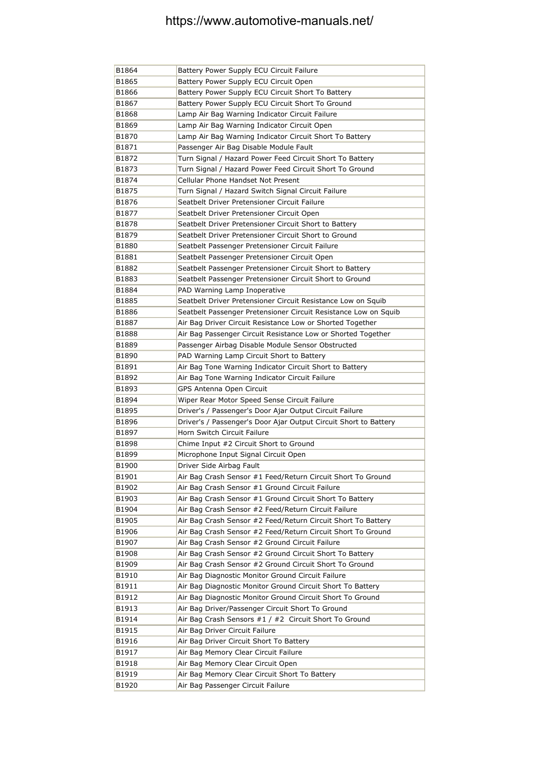| | |
|---|---|
| B1864 | Battery Power Supply ECU Circuit Failure |
| B1865 | Battery Power Supply ECU Circuit Open |
| B1866 | Battery Power Supply ECU Circuit Short To Battery |
| B1867 | Battery Power Supply ECU Circuit Short To Ground |
| B1868 | Lamp Air Bag Warning Indicator Circuit Failure |
| B1869 | Lamp Air Bag Warning Indicator Circuit Open |
| B1870 | Lamp Air Bag Warning Indicator Circuit Short To Battery |
| B1871 | Passenger Air Bag Disable Module Fault |
| B1872 | Turn Signal / Hazard Power Feed Circuit Short To Battery |
| B1873 | Turn Signal / Hazard Power Feed Circuit Short To Ground |
| B1874 | Cellular Phone Handset Not Present |
| B1875 | Turn Signal / Hazard Switch Signal Circuit Failure |
| B1876 | Seatbelt Driver Pretensioner Circuit Failure |
| B1877 | Seatbelt Driver Pretensioner Circuit Open |
| B1878 | Seatbelt Driver Pretensioner Circuit Short to Battery |
| B1879 | Seatbelt Driver Pretensioner Circuit Short to Ground |
| B1880 | Seatbelt Passenger Pretensioner Circuit Failure |
| B1881 | Seatbelt Passenger Pretensioner Circuit Open |
| B1882 | Seatbelt Passenger Pretensioner Circuit Short to Battery |
| B1883 | Seatbelt Passenger Pretensioner Circuit Short to Ground |
| B1884 | PAD Warning Lamp Inoperative |
| B1885 | Seatbelt Driver Pretensioner Circuit Resistance Low on Squib |
| B1886 | Seatbelt Passenger Pretensioner Circuit Resistance Low on Squib |
| B1887 | Air Bag Driver Circuit Resistance Low or Shorted Together |
| B1888 | Air Bag Passenger Circuit Resistance Low or Shorted Together |
| B1889 | Passenger Airbag Disable Module Sensor Obstructed |
| B1890 | PAD Warning Lamp Circuit Short to Battery |
| B1891 | Air Bag Tone Warning Indicator Circuit Short to Battery |
| B1892 | Air Bag Tone Warning Indicator Circuit Failure |
| B1893 | GPS Antenna Open Circuit |
| B1894 | Wiper Rear Motor Speed Sense Circuit Failure |
| B1895 | Driver's / Passenger's Door Ajar Output Circuit Failure |
| B1896 | Driver's / Passenger's Door Ajar Output Circuit Short to Battery |
| B1897 | Horn Switch Circuit Failure |
| B1898 | Chime Input #2 Circuit Short to Ground |
| B1899 | Microphone Input Signal Circuit Open |
| B1900 | Driver Side Airbag Fault |
| B1901 | Air Bag Crash Sensor #1 Feed/Return Circuit Short To Ground |
| B1902 | Air Bag Crash Sensor #1 Ground Circuit Failure |
| B1903 | Air Bag Crash Sensor #1 Ground Circuit Short To Battery |
| B1904 | Air Bag Crash Sensor #2 Feed/Return Circuit Failure |
| B1905 | Air Bag Crash Sensor #2 Feed/Return Circuit Short To Battery |
| B1906 | Air Bag Crash Sensor #2 Feed/Return Circuit Short To Ground |
| B1907 | Air Bag Crash Sensor #2 Ground Circuit Failure |
| B1908 | Air Bag Crash Sensor #2 Ground Circuit Short To Battery |
| B1909 | Air Bag Crash Sensor #2 Ground Circuit Short To Ground |
| B1910 | Air Bag Diagnostic Monitor Ground Circuit Failure |
| B1911 | Air Bag Diagnostic Monitor Ground Circuit Short To Battery |
| B1912 | Air Bag Diagnostic Monitor Ground Circuit Short To Ground |
| B1913 | Air Bag Driver/Passenger Circuit Short To Ground |
| B1914 | Air Bag Crash Sensors #1 / #2 Circuit Short To Ground |
| B1915 | Air Bag Driver Circuit Failure |
| B1916 | Air Bag Driver Circuit Short To Battery |
| B1917 | Air Bag Memory Clear Circuit Failure |
| B1918 | Air Bag Memory Clear Circuit Open |
| B1919 | Air Bag Memory Clear Circuit Short To Battery |
| B1920 | Air Bag Passenger Circuit Failure |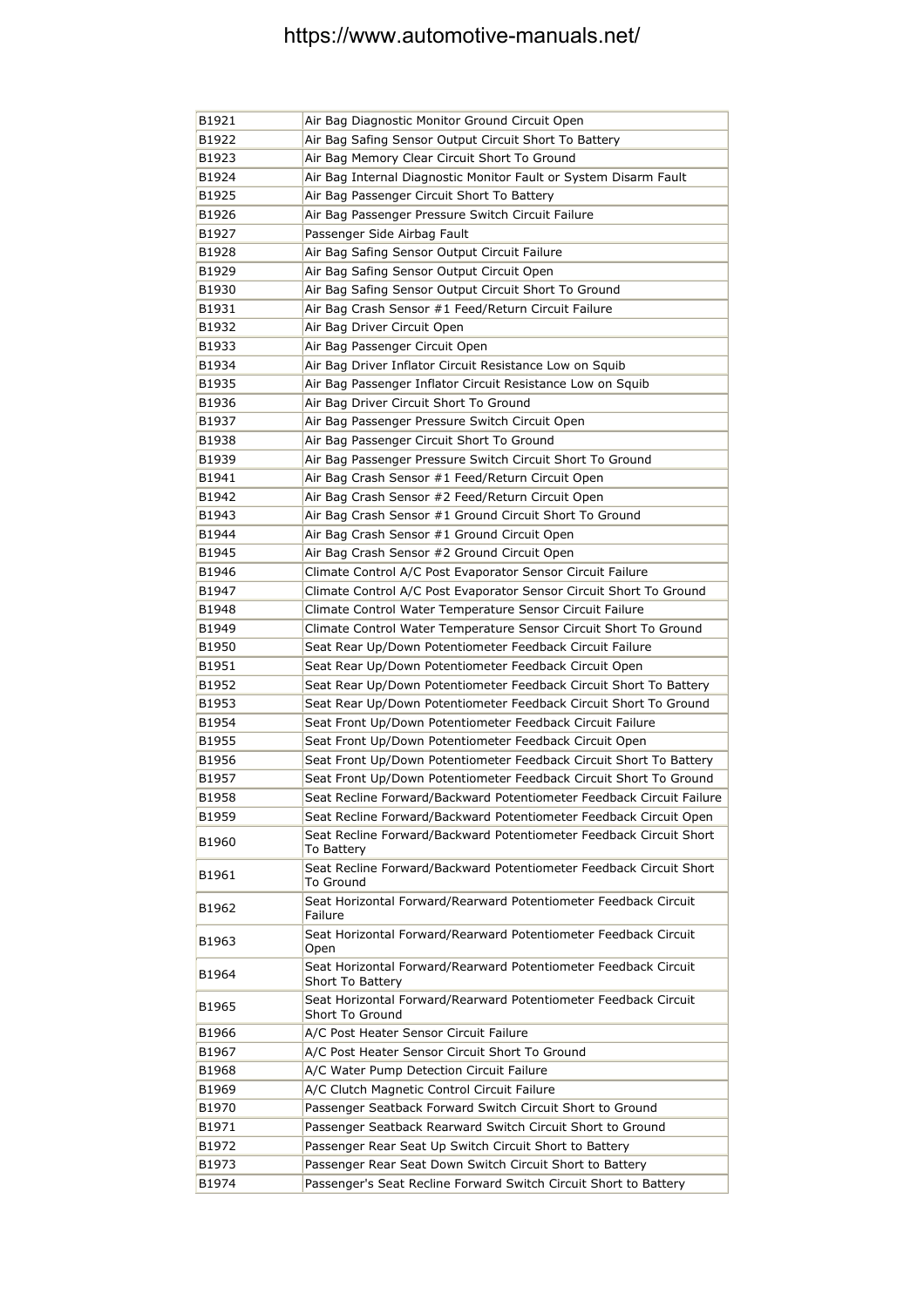| | |
|---|---|
| B1921 | Air Bag Diagnostic Monitor Ground Circuit Open |
| B1922 | Air Bag Safing Sensor Output Circuit Short To Battery |
| B1923 | Air Bag Memory Clear Circuit Short To Ground |
| B1924 | Air Bag Internal Diagnostic Monitor Fault or System Disarm Fault |
| B1925 | Air Bag Passenger Circuit Short To Battery |
| B1926 | Air Bag Passenger Pressure Switch Circuit Failure |
| B1927 | Passenger Side Airbag Fault |
| B1928 | Air Bag Safing Sensor Output Circuit Failure |
| B1929 | Air Bag Safing Sensor Output Circuit Open |
| B1930 | Air Bag Safing Sensor Output Circuit Short To Ground |
| B1931 | Air Bag Crash Sensor #1 Feed/Return Circuit Failure |
| B1932 | Air Bag Driver Circuit Open |
| B1933 | Air Bag Passenger Circuit Open |
| B1934 | Air Bag Driver Inflator Circuit Resistance Low on Squib |
| B1935 | Air Bag Passenger Inflator Circuit Resistance Low on Squib |
| B1936 | Air Bag Driver Circuit Short To Ground |
| B1937 | Air Bag Passenger Pressure Switch Circuit Open |
| B1938 | Air Bag Passenger Circuit Short To Ground |
| B1939 | Air Bag Passenger Pressure Switch Circuit Short To Ground |
| B1941 | Air Bag Crash Sensor #1 Feed/Return Circuit Open |
| B1942 | Air Bag Crash Sensor #2 Feed/Return Circuit Open |
| B1943 | Air Bag Crash Sensor #1 Ground Circuit Short To Ground |
| B1944 | Air Bag Crash Sensor #1 Ground Circuit Open |
| B1945 | Air Bag Crash Sensor #2 Ground Circuit Open |
| B1946 | Climate Control A/C Post Evaporator Sensor Circuit Failure |
| B1947 | Climate Control A/C Post Evaporator Sensor Circuit Short To Ground |
| B1948 | Climate Control Water Temperature Sensor Circuit Failure |
| B1949 | Climate Control Water Temperature Sensor Circuit Short To Ground |
| B1950 | Seat Rear Up/Down Potentiometer Feedback Circuit Failure |
| B1951 | Seat Rear Up/Down Potentiometer Feedback Circuit Open |
| B1952 | Seat Rear Up/Down Potentiometer Feedback Circuit Short To Battery |
| B1953 | Seat Rear Up/Down Potentiometer Feedback Circuit Short To Ground |
| B1954 | Seat Front Up/Down Potentiometer Feedback Circuit Failure |
| B1955 | Seat Front Up/Down Potentiometer Feedback Circuit Open |
| B1956 | Seat Front Up/Down Potentiometer Feedback Circuit Short To Battery |
| B1957 | Seat Front Up/Down Potentiometer Feedback Circuit Short To Ground |
| B1958 | Seat Recline Forward/Backward Potentiometer Feedback Circuit Failure |
| B1959 | Seat Recline Forward/Backward Potentiometer Feedback Circuit Open |
| B1960 | Seat Recline Forward/Backward Potentiometer Feedback Circuit Short To Battery |
| B1961 | Seat Recline Forward/Backward Potentiometer Feedback Circuit Short To Ground |
| B1962 | Seat Horizontal Forward/Rearward Potentiometer Feedback Circuit Failure |
| B1963 | Seat Horizontal Forward/Rearward Potentiometer Feedback Circuit Open |
| B1964 | Seat Horizontal Forward/Rearward Potentiometer Feedback Circuit Short To Battery |
| B1965 | Seat Horizontal Forward/Rearward Potentiometer Feedback Circuit Short To Ground |
| B1966 | A/C Post Heater Sensor Circuit Failure |
| B1967 | A/C Post Heater Sensor Circuit Short To Ground |
| B1968 | A/C Water Pump Detection Circuit Failure |
| B1969 | A/C Clutch Magnetic Control Circuit Failure |
| B1970 | Passenger Seatback Forward Switch Circuit Short to Ground |
| B1971 | Passenger Seatback Rearward Switch Circuit Short to Ground |
| B1972 | Passenger Rear Seat Up Switch Circuit Short to Battery |
| B1973 | Passenger Rear Seat Down Switch Circuit Short to Battery |
| B1974 | Passenger's Seat Recline Forward Switch Circuit Short to Battery |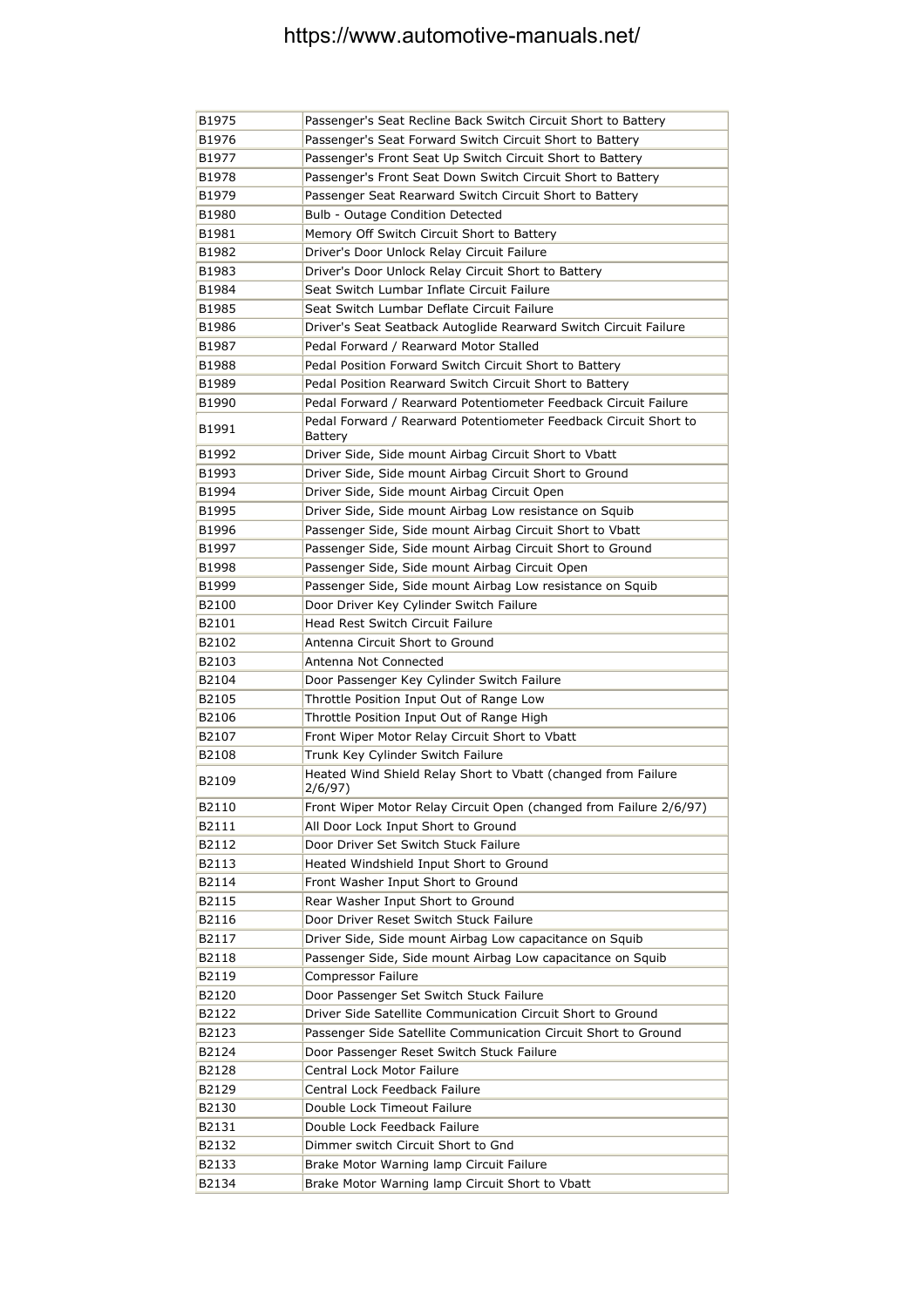| B1975 | Passenger's Seat Recline Back Switch Circuit Short to Battery |
|---|---|
| B1976 | Passenger's Seat Forward Switch Circuit Short to Battery |
| B1977 | Passenger's Front Seat Up Switch Circuit Short to Battery |
| B1978 | Passenger's Front Seat Down Switch Circuit Short to Battery |
| B1979 | Passenger Seat Rearward Switch Circuit Short to Battery |
| B1980 | Bulb - Outage Condition Detected |
| B1981 | Memory Off Switch Circuit Short to Battery |
| B1982 | Driver's Door Unlock Relay Circuit Failure |
| B1983 | Driver's Door Unlock Relay Circuit Short to Battery |
| B1984 | Seat Switch Lumbar Inflate Circuit Failure |
| B1985 | Seat Switch Lumbar Deflate Circuit Failure |
| B1986 | Driver's Seat Seatback Autoglide Rearward Switch Circuit Failure |
| B1987 | Pedal Forward / Rearward Motor Stalled |
| B1988 | Pedal Position Forward Switch Circuit Short to Battery |
| B1989 | Pedal Position Rearward Switch Circuit Short to Battery |
| B1990 | Pedal Forward / Rearward Potentiometer Feedback Circuit Failure |
| B1991 | Pedal Forward / Rearward Potentiometer Feedback Circuit Short to Battery |
| B1992 | Driver Side, Side mount Airbag Circuit Short to Vbatt |
| B1993 | Driver Side, Side mount Airbag Circuit Short to Ground |
| B1994 | Driver Side, Side mount Airbag Circuit Open |
| B1995 | Driver Side, Side mount Airbag Low resistance on Squib |
| B1996 | Passenger Side, Side mount Airbag Circuit Short to Vbatt |
| B1997 | Passenger Side, Side mount Airbag Circuit Short to Ground |
| B1998 | Passenger Side, Side mount Airbag Circuit Open |
| B1999 | Passenger Side, Side mount Airbag Low resistance on Squib |
| B2100 | Door Driver Key Cylinder Switch Failure |
| B2101 | Head Rest Switch Circuit Failure |
| B2102 | Antenna Circuit Short to Ground |
| B2103 | Antenna Not Connected |
| B2104 | Door Passenger Key Cylinder Switch Failure |
| B2105 | Throttle Position Input Out of Range Low |
| B2106 | Throttle Position Input Out of Range High |
| B2107 | Front Wiper Motor Relay Circuit Short to Vbatt |
| B2108 | Trunk Key Cylinder Switch Failure |
| B2109 | Heated Wind Shield Relay Short to Vbatt (changed from Failure 2/6/97) |
| B2110 | Front Wiper Motor Relay Circuit Open (changed from Failure 2/6/97) |
| B2111 | All Door Lock Input Short to Ground |
| B2112 | Door Driver Set Switch Stuck Failure |
| B2113 | Heated Windshield Input Short to Ground |
| B2114 | Front Washer Input Short to Ground |
| B2115 | Rear Washer Input Short to Ground |
| B2116 | Door Driver Reset Switch Stuck Failure |
| B2117 | Driver Side, Side mount Airbag Low capacitance on Squib |
| B2118 | Passenger Side, Side mount Airbag Low capacitance on Squib |
| B2119 | Compressor Failure |
| B2120 | Door Passenger Set Switch Stuck Failure |
| B2122 | Driver Side Satellite Communication Circuit Short to Ground |
| B2123 | Passenger Side Satellite Communication Circuit Short to Ground |
| B2124 | Door Passenger Reset Switch Stuck Failure |
| B2128 | Central Lock Motor Failure |
| B2129 | Central Lock Feedback Failure |
| B2130 | Double Lock Timeout Failure |
| B2131 | Double Lock Feedback Failure |
| B2132 | Dimmer switch Circuit Short to Gnd |
| B2133 | Brake Motor Warning lamp Circuit Failure |
| B2134 | Brake Motor Warning lamp Circuit Short to Vbatt |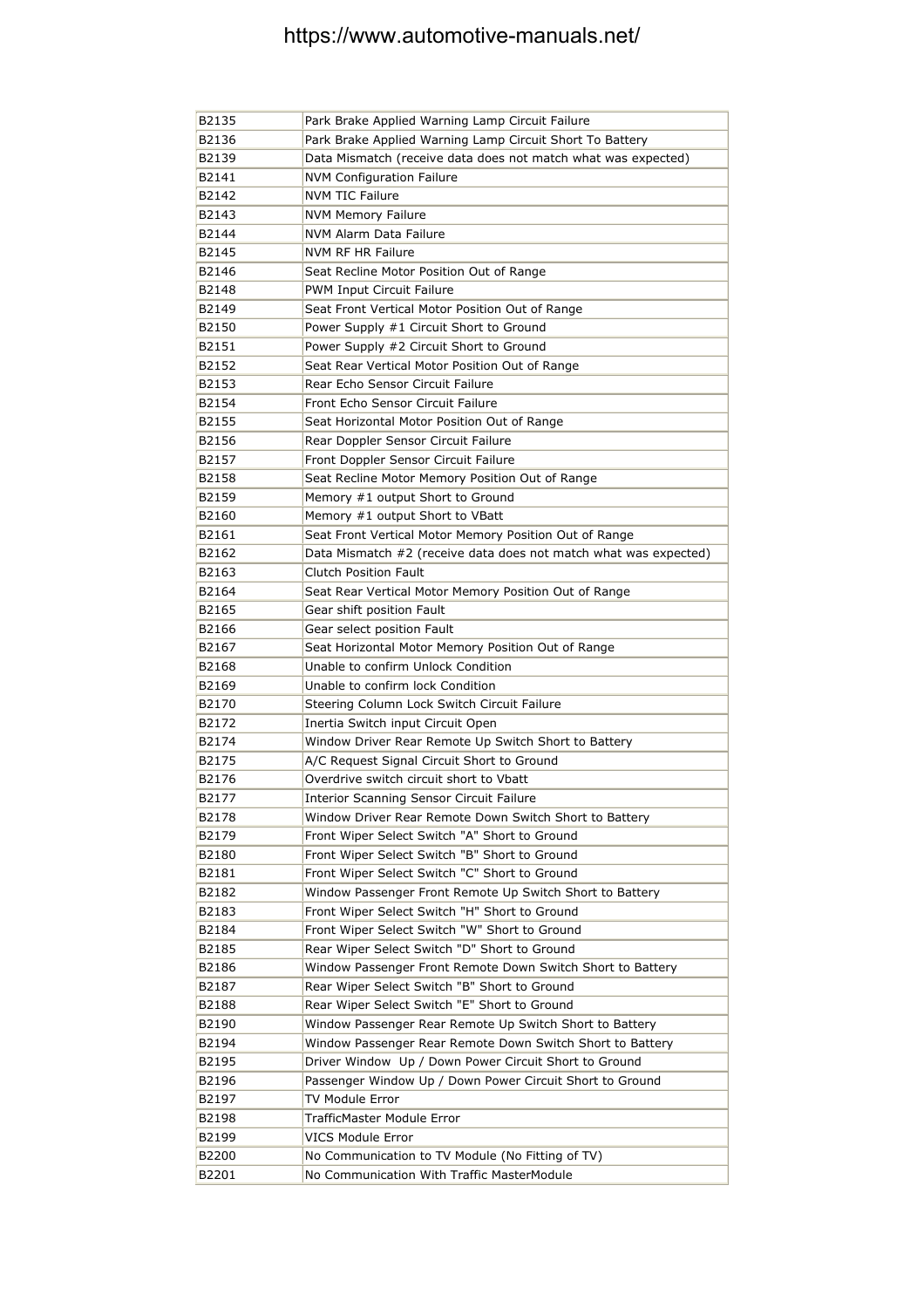| B2135 | Park Brake Applied Warning Lamp Circuit Failure |
|---|---|
| B2136 | Park Brake Applied Warning Lamp Circuit Short To Battery |
| B2139 | Data Mismatch (receive data does not match what was expected) |
| B2141 | NVM Configuration Failure |
| B2142 | NVM TIC Failure |
| B2143 | NVM Memory Failure |
| B2144 | NVM Alarm Data Failure |
| B2145 | NVM RF HR Failure |
| B2146 | Seat Recline Motor Position Out of Range |
| B2148 | PWM Input Circuit Failure |
| B2149 | Seat Front Vertical Motor Position Out of Range |
| B2150 | Power Supply #1 Circuit Short to Ground |
| B2151 | Power Supply #2 Circuit Short to Ground |
| B2152 | Seat Rear Vertical Motor Position Out of Range |
| B2153 | Rear Echo Sensor Circuit Failure |
| B2154 | Front Echo Sensor Circuit Failure |
| B2155 | Seat Horizontal Motor Position Out of Range |
| B2156 | Rear Doppler Sensor Circuit Failure |
| B2157 | Front Doppler Sensor Circuit Failure |
| B2158 | Seat Recline Motor Memory Position Out of Range |
| B2159 | Memory #1 output Short to Ground |
| B2160 | Memory #1 output Short to VBatt |
| B2161 | Seat Front Vertical Motor Memory Position Out of Range |
| B2162 | Data Mismatch #2 (receive data does not match what was expected) |
| B2163 | Clutch Position Fault |
| B2164 | Seat Rear Vertical Motor Memory Position Out of Range |
| B2165 | Gear shift position Fault |
| B2166 | Gear select position Fault |
| B2167 | Seat Horizontal Motor Memory Position Out of Range |
| B2168 | Unable to confirm Unlock Condition |
| B2169 | Unable to confirm lock Condition |
| B2170 | Steering Column Lock Switch Circuit Failure |
| B2172 | Inertia Switch input Circuit Open |
| B2174 | Window Driver Rear Remote Up Switch Short to Battery |
| B2175 | A/C Request Signal Circuit Short to Ground |
| B2176 | Overdrive switch circuit short to Vbatt |
| B2177 | Interior Scanning Sensor Circuit Failure |
| B2178 | Window Driver Rear Remote Down Switch Short to Battery |
| B2179 | Front Wiper Select Switch "A" Short to Ground |
| B2180 | Front Wiper Select Switch "B" Short to Ground |
| B2181 | Front Wiper Select Switch "C" Short to Ground |
| B2182 | Window Passenger Front Remote Up Switch Short to Battery |
| B2183 | Front Wiper Select Switch "H" Short to Ground |
| B2184 | Front Wiper Select Switch "W" Short to Ground |
| B2185 | Rear Wiper Select Switch "D" Short to Ground |
| B2186 | Window Passenger Front Remote Down Switch Short to Battery |
| B2187 | Rear Wiper Select Switch "B" Short to Ground |
| B2188 | Rear Wiper Select Switch "E" Short to Ground |
| B2190 | Window Passenger Rear Remote Up Switch Short to Battery |
| B2194 | Window Passenger Rear Remote Down Switch Short to Battery |
| B2195 | Driver Window Up / Down Power Circuit Short to Ground |
| B2196 | Passenger Window Up / Down Power Circuit Short to Ground |
| B2197 | TV Module Error |
| B2198 | TrafficMaster Module Error |
| B2199 | VICS Module Error |
| B2200 | No Communication to TV Module (No Fitting of TV) |
| B2201 | No Communication With Traffic MasterModule |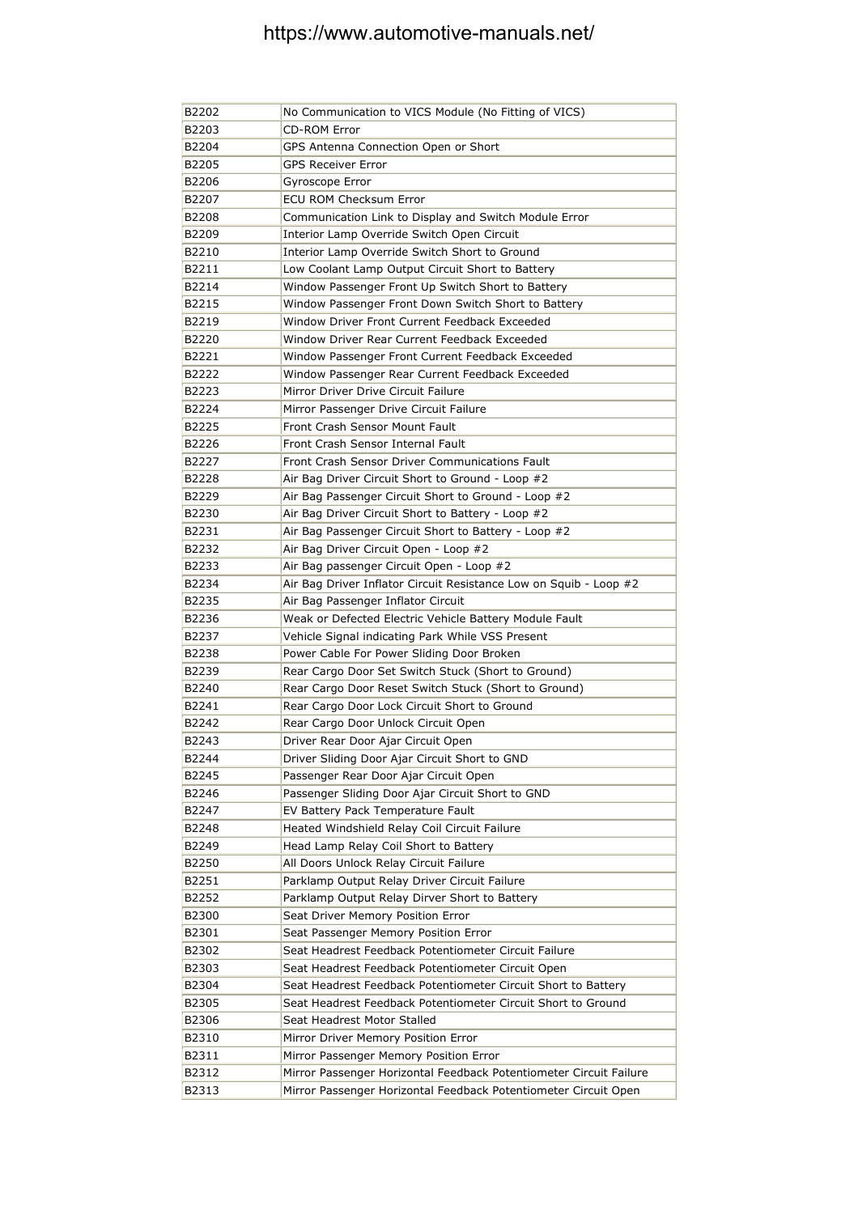| B2202 | No Communication to VICS Module (No Fitting of VICS) |
|---|---|
| B2203 | CD-ROM Error |
| B2204 | GPS Antenna Connection Open or Short |
| B2205 | GPS Receiver Error |
| B2206 | Gyroscope Error |
| B2207 | ECU ROM Checksum Error |
| B2208 | Communication Link to Display and Switch Module Error |
| B2209 | Interior Lamp Override Switch Open Circuit |
| B2210 | Interior Lamp Override Switch Short to Ground |
| B2211 | Low Coolant Lamp Output Circuit Short to Battery |
| B2214 | Window Passenger Front Up Switch Short to Battery |
| B2215 | Window Passenger Front Down Switch Short to Battery |
| B2219 | Window Driver Front Current Feedback Exceeded |
| B2220 | Window Driver Rear Current Feedback Exceeded |
| B2221 | Window Passenger Front Current Feedback Exceeded |
| B2222 | Window Passenger Rear Current Feedback Exceeded |
| B2223 | Mirror Driver Drive Circuit Failure |
| B2224 | Mirror Passenger Drive Circuit Failure |
| B2225 | Front Crash Sensor Mount Fault |
| B2226 | Front Crash Sensor Internal Fault |
| B2227 | Front Crash Sensor Driver Communications Fault |
| B2228 | Air Bag Driver Circuit Short to Ground - Loop #2 |
| B2229 | Air Bag Passenger Circuit Short to Ground - Loop #2 |
| B2230 | Air Bag Driver Circuit Short to Battery - Loop #2 |
| B2231 | Air Bag Passenger Circuit Short to Battery - Loop #2 |
| B2232 | Air Bag Driver Circuit Open - Loop #2 |
| B2233 | Air Bag passenger Circuit Open - Loop #2 |
| B2234 | Air Bag Driver Inflator Circuit Resistance Low on Squib - Loop #2 |
| B2235 | Air Bag Passenger Inflator Circuit |
| B2236 | Weak or Defected Electric Vehicle Battery Module Fault |
| B2237 | Vehicle Signal indicating Park While VSS Present |
| B2238 | Power Cable For Power Sliding Door Broken |
| B2239 | Rear Cargo Door Set Switch Stuck (Short to Ground) |
| B2240 | Rear Cargo Door Reset Switch Stuck (Short to Ground) |
| B2241 | Rear Cargo Door Lock Circuit Short to Ground |
| B2242 | Rear Cargo Door Unlock Circuit Open |
| B2243 | Driver Rear Door Ajar Circuit Open |
| B2244 | Driver Sliding Door Ajar Circuit Short to GND |
| B2245 | Passenger Rear Door Ajar Circuit Open |
| B2246 | Passenger Sliding Door Ajar Circuit Short to GND |
| B2247 | EV Battery Pack Temperature Fault |
| B2248 | Heated Windshield Relay Coil Circuit Failure |
| B2249 | Head Lamp Relay Coil Short to Battery |
| B2250 | All Doors Unlock Relay Circuit Failure |
| B2251 | Parklamp Output Relay Driver Circuit Failure |
| B2252 | Parklamp Output Relay Dirver Short to Battery |
| B2300 | Seat Driver Memory Position Error |
| B2301 | Seat Passenger Memory Position Error |
| B2302 | Seat Headrest Feedback Potentiometer Circuit Failure |
| B2303 | Seat Headrest Feedback Potentiometer Circuit Open |
| B2304 | Seat Headrest Feedback Potentiometer Circuit Short to Battery |
| B2305 | Seat Headrest Feedback Potentiometer Circuit Short to Ground |
| B2306 | Seat Headrest Motor Stalled |
| B2310 | Mirror Driver Memory Position Error |
| B2311 | Mirror Passenger Memory Position Error |
| B2312 | Mirror Passenger Horizontal Feedback Potentiometer Circuit Failure |
| B2313 | Mirror Passenger Horizontal Feedback Potentiometer Circuit Open |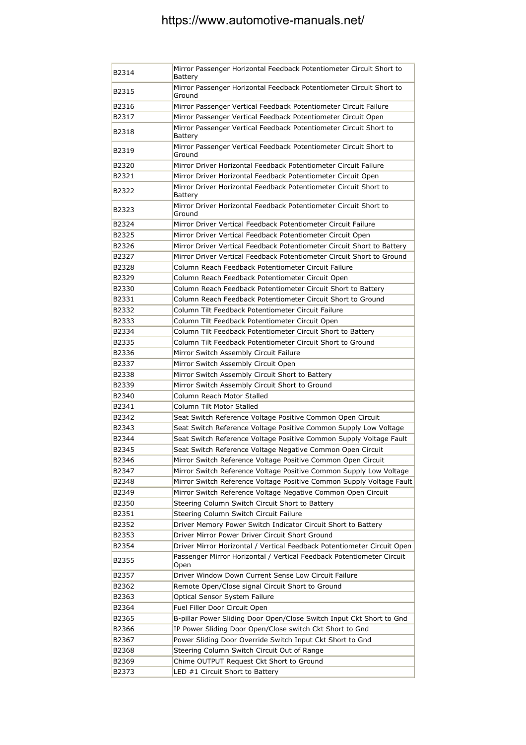| | |
|---|---|
| B2314 | Mirror Passenger Horizontal Feedback Potentiometer Circuit Short to Battery |
| B2315 | Mirror Passenger Horizontal Feedback Potentiometer Circuit Short to Ground |
| B2316 | Mirror Passenger Vertical Feedback Potentiometer Circuit Failure |
| B2317 | Mirror Passenger Vertical Feedback Potentiometer Circuit Open |
| B2318 | Mirror Passenger Vertical Feedback Potentiometer Circuit Short to Battery |
| B2319 | Mirror Passenger Vertical Feedback Potentiometer Circuit Short to Ground |
| B2320 | Mirror Driver Horizontal Feedback Potentiometer Circuit Failure |
| B2321 | Mirror Driver Horizontal Feedback Potentiometer Circuit Open |
| B2322 | Mirror Driver Horizontal Feedback Potentiometer Circuit Short to Battery |
| B2323 | Mirror Driver Horizontal Feedback Potentiometer Circuit Short to Ground |
| B2324 | Mirror Driver Vertical Feedback Potentiometer Circuit Failure |
| B2325 | Mirror Driver Vertical Feedback Potentiometer Circuit Open |
| B2326 | Mirror Driver Vertical Feedback Potentiometer Circuit Short to Battery |
| B2327 | Mirror Driver Vertical Feedback Potentiometer Circuit Short to Ground |
| B2328 | Column Reach Feedback Potentiometer Circuit Failure |
| B2329 | Column Reach Feedback Potentiometer Circuit Open |
| B2330 | Column Reach Feedback Potentiometer Circuit Short to Battery |
| B2331 | Column Reach Feedback Potentiometer Circuit Short to Ground |
| B2332 | Column Tilt Feedback Potentiometer Circuit Failure |
| B2333 | Column Tilt Feedback Potentiometer Circuit Open |
| B2334 | Column Tilt Feedback Potentiometer Circuit Short to Battery |
| B2335 | Column Tilt Feedback Potentiometer Circuit Short to Ground |
| B2336 | Mirror Switch Assembly Circuit Failure |
| B2337 | Mirror Switch Assembly Circuit Open |
| B2338 | Mirror Switch Assembly Circuit Short to Battery |
| B2339 | Mirror Switch Assembly Circuit Short to Ground |
| B2340 | Column Reach Motor Stalled |
| B2341 | Column Tilt Motor Stalled |
| B2342 | Seat Switch Reference Voltage Positive Common Open Circuit |
| B2343 | Seat Switch Reference Voltage Positive Common Supply Low Voltage |
| B2344 | Seat Switch Reference Voltage Positive Common Supply Voltage Fault |
| B2345 | Seat Switch Reference Voltage Negative Common Open Circuit |
| B2346 | Mirror Switch Reference Voltage Positive Common Open Circuit |
| B2347 | Mirror Switch Reference Voltage Positive Common Supply Low Voltage |
| B2348 | Mirror Switch Reference Voltage Positive Common Supply Voltage Fault |
| B2349 | Mirror Switch Reference Voltage Negative Common Open Circuit |
| B2350 | Steering Column Switch Circuit Short to Battery |
| B2351 | Steering Column Switch Circuit Failure |
| B2352 | Driver Memory Power Switch Indicator Circuit Short to Battery |
| B2353 | Driver Mirror Power Driver Circuit Short Ground |
| B2354 | Driver Mirror Horizontal / Vertical Feedback Potentiometer Circuit Open |
| B2355 | Passenger Mirror Horizontal / Vertical Feedback Potentiometer Circuit Open |
| B2357 | Driver Window Down Current Sense Low Circuit Failure |
| B2362 | Remote Open/Close signal Circuit Short to Ground |
| B2363 | Optical Sensor System Failure |
| B2364 | Fuel Filler Door Circuit Open |
| B2365 | B-pillar Power Sliding Door Open/Close Switch Input Ckt Short to Gnd |
| B2366 | IP Power Sliding Door Open/Close switch Ckt Short to Gnd |
| B2367 | Power Sliding Door Override Switch Input Ckt Short to Gnd |
| B2368 | Steering Column Switch Circuit Out of Range |
| B2369 | Chime OUTPUT Request Ckt Short to Ground |
| B2373 | LED #1 Circuit Short to Battery |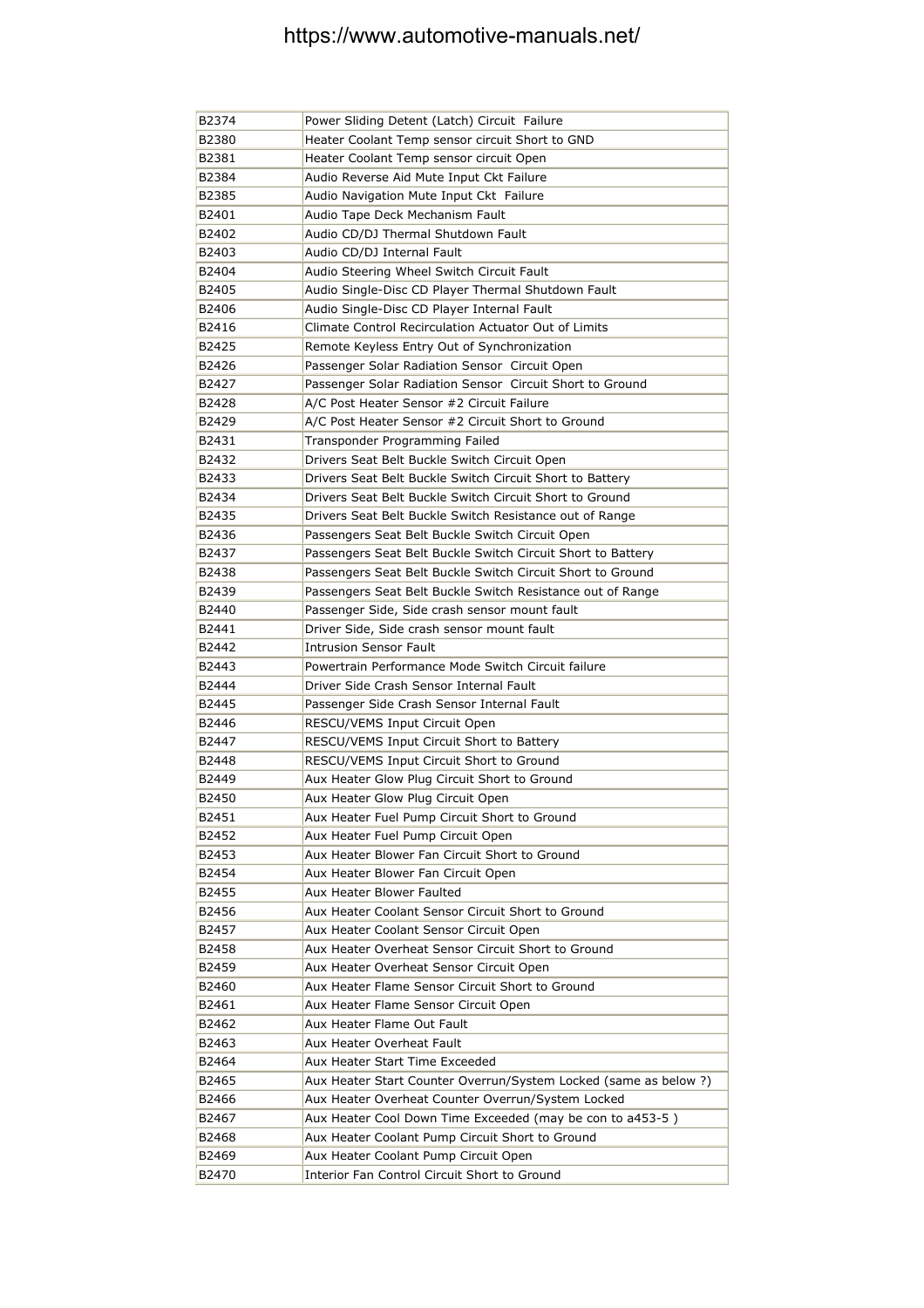| B2374 | Power Sliding Detent (Latch) Circuit Failure |
|---|---|
| B2380 | Heater Coolant Temp sensor circuit Short to GND |
| B2381 | Heater Coolant Temp sensor circuit Open |
| B2384 | Audio Reverse Aid Mute Input Ckt Failure |
| B2385 | Audio Navigation Mute Input Ckt Failure |
| B2401 | Audio Tape Deck Mechanism Fault |
| B2402 | Audio CD/DJ Thermal Shutdown Fault |
| B2403 | Audio CD/DJ Internal Fault |
| B2404 | Audio Steering Wheel Switch Circuit Fault |
| B2405 | Audio Single-Disc CD Player Thermal Shutdown Fault |
| B2406 | Audio Single-Disc CD Player Internal Fault |
| B2416 | Climate Control Recirculation Actuator Out of Limits |
| B2425 | Remote Keyless Entry Out of Synchronization |
| B2426 | Passenger Solar Radiation Sensor Circuit Open |
| B2427 | Passenger Solar Radiation Sensor Circuit Short to Ground |
| B2428 | A/C Post Heater Sensor #2 Circuit Failure |
| B2429 | A/C Post Heater Sensor #2 Circuit Short to Ground |
| B2431 | Transponder Programming Failed |
| B2432 | Drivers Seat Belt Buckle Switch Circuit Open |
| B2433 | Drivers Seat Belt Buckle Switch Circuit Short to Battery |
| B2434 | Drivers Seat Belt Buckle Switch Circuit Short to Ground |
| B2435 | Drivers Seat Belt Buckle Switch Resistance out of Range |
| B2436 | Passengers Seat Belt Buckle Switch Circuit Open |
| B2437 | Passengers Seat Belt Buckle Switch Circuit Short to Battery |
| B2438 | Passengers Seat Belt Buckle Switch Circuit Short to Ground |
| B2439 | Passengers Seat Belt Buckle Switch Resistance out of Range |
| B2440 | Passenger Side, Side crash sensor mount fault |
| B2441 | Driver Side, Side crash sensor mount fault |
| B2442 | Intrusion Sensor Fault |
| B2443 | Powertrain Performance Mode Switch Circuit failure |
| B2444 | Driver Side Crash Sensor Internal Fault |
| B2445 | Passenger Side Crash Sensor Internal Fault |
| B2446 | RESCU/VEMS Input Circuit Open |
| B2447 | RESCU/VEMS Input Circuit Short to Battery |
| B2448 | RESCU/VEMS Input Circuit Short to Ground |
| B2449 | Aux Heater Glow Plug Circuit Short to Ground |
| B2450 | Aux Heater Glow Plug Circuit Open |
| B2451 | Aux Heater Fuel Pump Circuit Short to Ground |
| B2452 | Aux Heater Fuel Pump Circuit Open |
| B2453 | Aux Heater Blower Fan Circuit Short to Ground |
| B2454 | Aux Heater Blower Fan Circuit Open |
| B2455 | Aux Heater Blower Faulted |
| B2456 | Aux Heater Coolant Sensor Circuit Short to Ground |
| B2457 | Aux Heater Coolant Sensor Circuit Open |
| B2458 | Aux Heater Overheat Sensor Circuit Short to Ground |
| B2459 | Aux Heater Overheat Sensor Circuit Open |
| B2460 | Aux Heater Flame Sensor Circuit Short to Ground |
| B2461 | Aux Heater Flame Sensor Circuit Open |
| B2462 | Aux Heater Flame Out Fault |
| B2463 | Aux Heater Overheat Fault |
| B2464 | Aux Heater Start Time Exceeded |
| B2465 | Aux Heater Start Counter Overrun/System Locked (same as below ?) |
| B2466 | Aux Heater Overheat Counter Overrun/System Locked |
| B2467 | Aux Heater Cool Down Time Exceeded (may be con to a453-5 ) |
| B2468 | Aux Heater Coolant Pump Circuit Short to Ground |
| B2469 | Aux Heater Coolant Pump Circuit Open |
| B2470 | Interior Fan Control Circuit Short to Ground |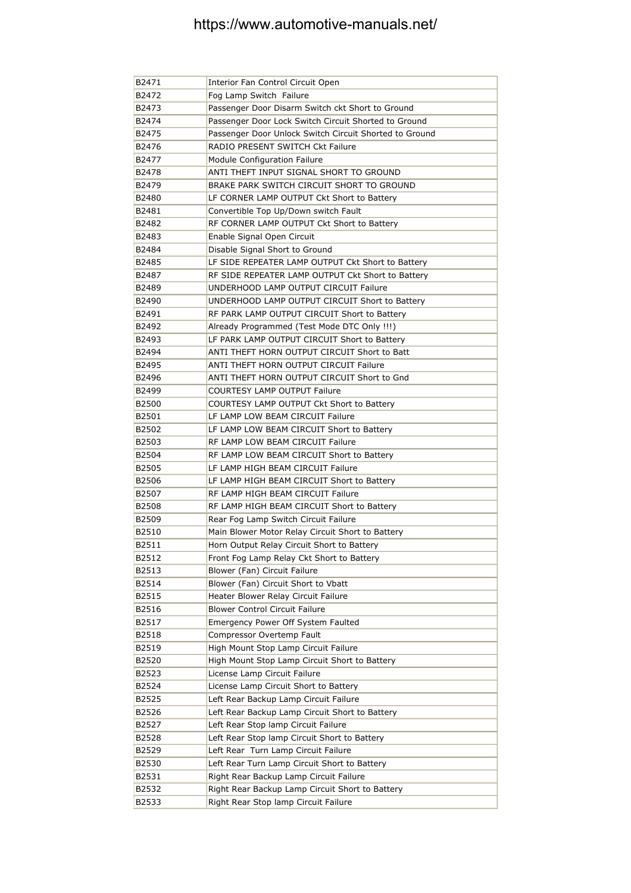| | |
|---|---|
| B2471 | Interior Fan Control Circuit Open |
| B2472 | Fog Lamp Switch  Failure |
| B2473 | Passenger Door Disarm Switch ckt Short to Ground |
| B2474 | Passenger Door Lock Switch Circuit Shorted to Ground |
| B2475 | Passenger Door Unlock Switch Circuit Shorted to Ground |
| B2476 | RADIO PRESENT SWITCH Ckt Failure |
| B2477 | Module Configuration Failure |
| B2478 | ANTI THEFT INPUT SIGNAL SHORT TO GROUND |
| B2479 | BRAKE PARK SWITCH CIRCUIT SHORT TO GROUND |
| B2480 | LF CORNER LAMP OUTPUT Ckt Short to Battery |
| B2481 | Convertible Top Up/Down switch Fault |
| B2482 | RF CORNER LAMP OUTPUT Ckt Short to Battery |
| B2483 | Enable Signal Open Circuit |
| B2484 | Disable Signal Short to Ground |
| B2485 | LF SIDE REPEATER LAMP OUTPUT Ckt Short to Battery |
| B2487 | RF SIDE REPEATER LAMP OUTPUT Ckt Short to Battery |
| B2489 | UNDERHOOD LAMP OUTPUT CIRCUIT Failure |
| B2490 | UNDERHOOD LAMP OUTPUT CIRCUIT Short to Battery |
| B2491 | RF PARK LAMP OUTPUT CIRCUIT Short to Battery |
| B2492 | Already Programmed (Test Mode DTC Only !!!) |
| B2493 | LF PARK LAMP OUTPUT CIRCUIT Short to Battery |
| B2494 | ANTI THEFT HORN OUTPUT CIRCUIT Short to Batt |
| B2495 | ANTI THEFT HORN OUTPUT CIRCUIT Failure |
| B2496 | ANTI THEFT HORN OUTPUT CIRCUIT Short to Gnd |
| B2499 | COURTESY LAMP OUTPUT Failure |
| B2500 | COURTESY LAMP OUTPUT Ckt Short to Battery |
| B2501 | LF LAMP LOW BEAM CIRCUIT Failure |
| B2502 | LF LAMP LOW BEAM CIRCUIT Short to Battery |
| B2503 | RF LAMP LOW BEAM CIRCUIT Failure |
| B2504 | RF LAMP LOW BEAM CIRCUIT Short to Battery |
| B2505 | LF LAMP HIGH BEAM CIRCUIT Failure |
| B2506 | LF LAMP HIGH BEAM CIRCUIT Short to Battery |
| B2507 | RF LAMP HIGH BEAM CIRCUIT Failure |
| B2508 | RF LAMP HIGH BEAM CIRCUIT Short to Battery |
| B2509 | Rear Fog Lamp Switch Circuit Failure |
| B2510 | Main Blower Motor Relay Circuit Short to Battery |
| B2511 | Horn Output Relay Circuit Short to Battery |
| B2512 | Front Fog Lamp Relay Ckt Short to Battery |
| B2513 | Blower (Fan) Circuit Failure |
| B2514 | Blower (Fan) Circuit Short to Vbatt |
| B2515 | Heater Blower Relay Circuit Failure |
| B2516 | Blower Control Circuit Failure |
| B2517 | Emergency Power Off System Faulted |
| B2518 | Compressor Overtemp Fault |
| B2519 | High Mount Stop Lamp Circuit Failure |
| B2520 | High Mount Stop Lamp Circuit Short to Battery |
| B2523 | License Lamp Circuit Failure |
| B2524 | License Lamp Circuit Short to Battery |
| B2525 | Left Rear Backup Lamp Circuit Failure |
| B2526 | Left Rear Backup Lamp Circuit Short to Battery |
| B2527 | Left Rear Stop lamp Circuit Failure |
| B2528 | Left Rear Stop lamp Circuit Short to Battery |
| B2529 | Left Rear  Turn Lamp Circuit Failure |
| B2530 | Left Rear Turn Lamp Circuit Short to Battery |
| B2531 | Right Rear Backup Lamp Circuit Failure |
| B2532 | Right Rear Backup Lamp Circuit Short to Battery |
| B2533 | Right Rear Stop lamp Circuit Failure |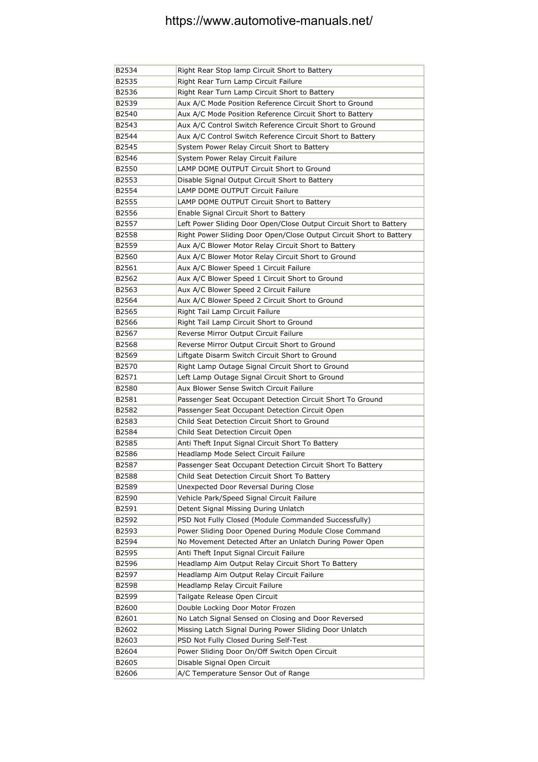| B2534 | Right Rear Stop lamp Circuit Short to Battery |
|---|---|
| B2535 | Right Rear Turn Lamp Circuit Failure |
| B2536 | Right Rear Turn Lamp Circuit Short to Battery |
| B2539 | Aux A/C Mode Position Reference Circuit Short to Ground |
| B2540 | Aux A/C Mode Position Reference Circuit Short to Battery |
| B2543 | Aux A/C Control Switch Reference Circuit Short to Ground |
| B2544 | Aux A/C Control Switch Reference Circuit Short to Battery |
| B2545 | System Power Relay Circuit Short to Battery |
| B2546 | System Power Relay Circuit Failure |
| B2550 | LAMP DOME OUTPUT Circuit Short to Ground |
| B2553 | Disable Signal Output Circuit Short to Battery |
| B2554 | LAMP DOME OUTPUT Circuit Failure |
| B2555 | LAMP DOME OUTPUT Circuit Short to Battery |
| B2556 | Enable Signal Circuit Short to Battery |
| B2557 | Left Power Sliding Door Open/Close Output Circuit Short to Battery |
| B2558 | Right Power Sliding Door Open/Close Output Circuit Short to Battery |
| B2559 | Aux A/C Blower Motor Relay Circuit Short to Battery |
| B2560 | Aux A/C Blower Motor Relay Circuit Short to Ground |
| B2561 | Aux A/C Blower Speed 1 Circuit Failure |
| B2562 | Aux A/C Blower Speed 1 Circuit Short to Ground |
| B2563 | Aux A/C Blower Speed 2 Circuit Failure |
| B2564 | Aux A/C Blower Speed 2 Circuit Short to Ground |
| B2565 | Right Tail Lamp Circuit Failure |
| B2566 | Right Tail Lamp Circuit Short to Ground |
| B2567 | Reverse Mirror Output Circuit Failure |
| B2568 | Reverse Mirror Output Circuit Short to Ground |
| B2569 | Liftgate Disarm Switch Circuit Short to Ground |
| B2570 | Right Lamp Outage Signal Circuit Short to Ground |
| B2571 | Left Lamp Outage Signal Circuit Short to Ground |
| B2580 | Aux Blower Sense Switch Circuit Failure |
| B2581 | Passenger Seat Occupant Detection Circuit Short To Ground |
| B2582 | Passenger Seat Occupant Detection Circuit Open |
| B2583 | Child Seat Detection Circuit Short to Ground |
| B2584 | Child Seat Detection Circuit Open |
| B2585 | Anti Theft Input Signal Circuit Short To Battery |
| B2586 | Headlamp Mode Select Circuit Failure |
| B2587 | Passenger Seat Occupant Detection Circuit Short To Battery |
| B2588 | Child Seat Detection Circuit Short To Battery |
| B2589 | Unexpected Door Reversal During Close |
| B2590 | Vehicle Park/Speed Signal Circuit Failure |
| B2591 | Detent Signal Missing During Unlatch |
| B2592 | PSD Not Fully Closed (Module Commanded Successfully) |
| B2593 | Power Sliding Door Opened During Module Close Command |
| B2594 | No Movement Detected After an Unlatch During Power Open |
| B2595 | Anti Theft Input Signal Circuit Failure |
| B2596 | Headlamp Aim Output Relay Circuit Short To Battery |
| B2597 | Headlamp Aim Output Relay Circuit Failure |
| B2598 | Headlamp Relay Circuit Failure |
| B2599 | Tailgate Release Open Circuit |
| B2600 | Double Locking Door Motor Frozen |
| B2601 | No Latch Signal Sensed on Closing and Door Reversed |
| B2602 | Missing Latch Signal During Power Sliding Door Unlatch |
| B2603 | PSD Not Fully Closed During Self-Test |
| B2604 | Power Sliding Door On/Off Switch Open Circuit |
| B2605 | Disable Signal Open Circuit |
| B2606 | A/C Temperature Sensor Out of Range |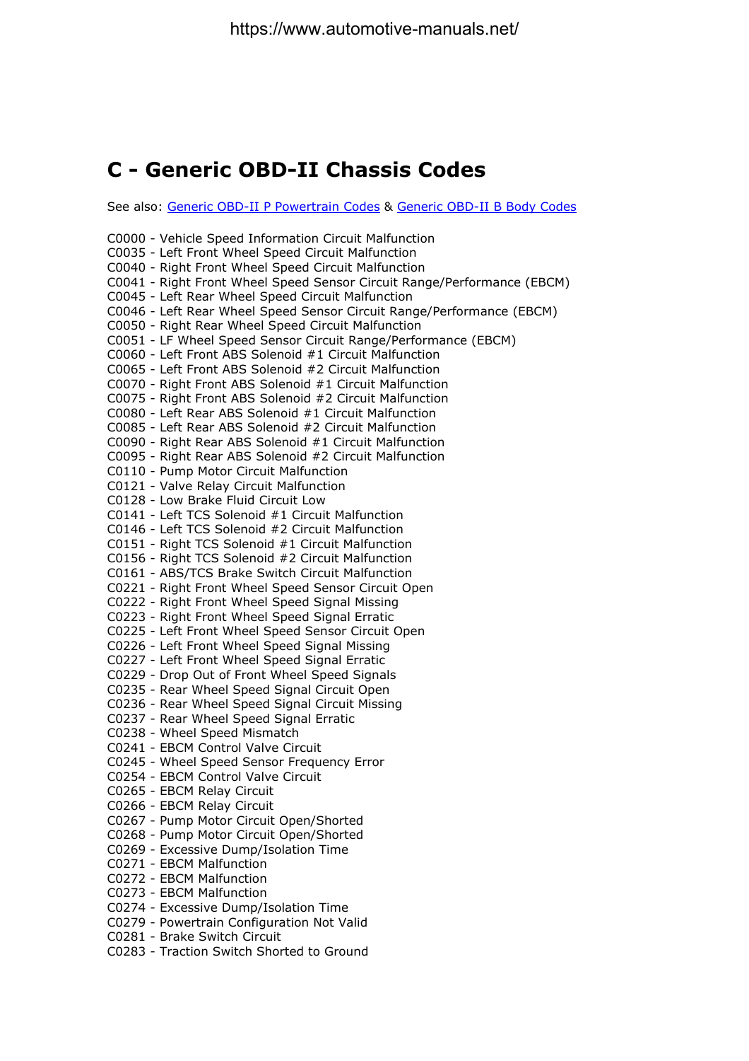# C - Generic OBD-II Chassis Codes

See also: Generic OBD-II P Powertrain Codes & Generic OBD-II B Body Codes

C0000 - Vehicle Speed Information Circuit Malfunction
C0035 - Left Front Wheel Speed Circuit Malfunction
C0040 - Right Front Wheel Speed Circuit Malfunction
C0041 - Right Front Wheel Speed Sensor Circuit Range/Performance (EBCM)
C0045 - Left Rear Wheel Speed Circuit Malfunction
C0046 - Left Rear Wheel Speed Sensor Circuit Range/Performance (EBCM)
C0050 - Right Rear Wheel Speed Circuit Malfunction
C0051 - LF Wheel Speed Sensor Circuit Range/Performance (EBCM)
C0060 - Left Front ABS Solenoid #1 Circuit Malfunction
C0065 - Left Front ABS Solenoid #2 Circuit Malfunction
C0070 - Right Front ABS Solenoid #1 Circuit Malfunction
C0075 - Right Front ABS Solenoid #2 Circuit Malfunction
C0080 - Left Rear ABS Solenoid #1 Circuit Malfunction
C0085 - Left Rear ABS Solenoid #2 Circuit Malfunction
C0090 - Right Rear ABS Solenoid #1 Circuit Malfunction
C0095 - Right Rear ABS Solenoid #2 Circuit Malfunction
C0110 - Pump Motor Circuit Malfunction
C0121 - Valve Relay Circuit Malfunction
C0128 - Low Brake Fluid Circuit Low
C0141 - Left TCS Solenoid #1 Circuit Malfunction
C0146 - Left TCS Solenoid #2 Circuit Malfunction
C0151 - Right TCS Solenoid #1 Circuit Malfunction
C0156 - Right TCS Solenoid #2 Circuit Malfunction
C0161 - ABS/TCS Brake Switch Circuit Malfunction
C0221 - Right Front Wheel Speed Sensor Circuit Open
C0222 - Right Front Wheel Speed Signal Missing
C0223 - Right Front Wheel Speed Signal Erratic
C0225 - Left Front Wheel Speed Sensor Circuit Open
C0226 - Left Front Wheel Speed Signal Missing
C0227 - Left Front Wheel Speed Signal Erratic
C0229 - Drop Out of Front Wheel Speed Signals
C0235 - Rear Wheel Speed Signal Circuit Open
C0236 - Rear Wheel Speed Signal Circuit Missing
C0237 - Rear Wheel Speed Signal Erratic
C0238 - Wheel Speed Mismatch
C0241 - EBCM Control Valve Circuit
C0245 - Wheel Speed Sensor Frequency Error
C0254 - EBCM Control Valve Circuit
C0265 - EBCM Relay Circuit
C0266 - EBCM Relay Circuit
C0267 - Pump Motor Circuit Open/Shorted
C0268 - Pump Motor Circuit Open/Shorted
C0269 - Excessive Dump/Isolation Time
C0271 - EBCM Malfunction
C0272 - EBCM Malfunction
C0273 - EBCM Malfunction
C0274 - Excessive Dump/Isolation Time
C0279 - Powertrain Configuration Not Valid
C0281 - Brake Switch Circuit
C0283 - Traction Switch Shorted to Ground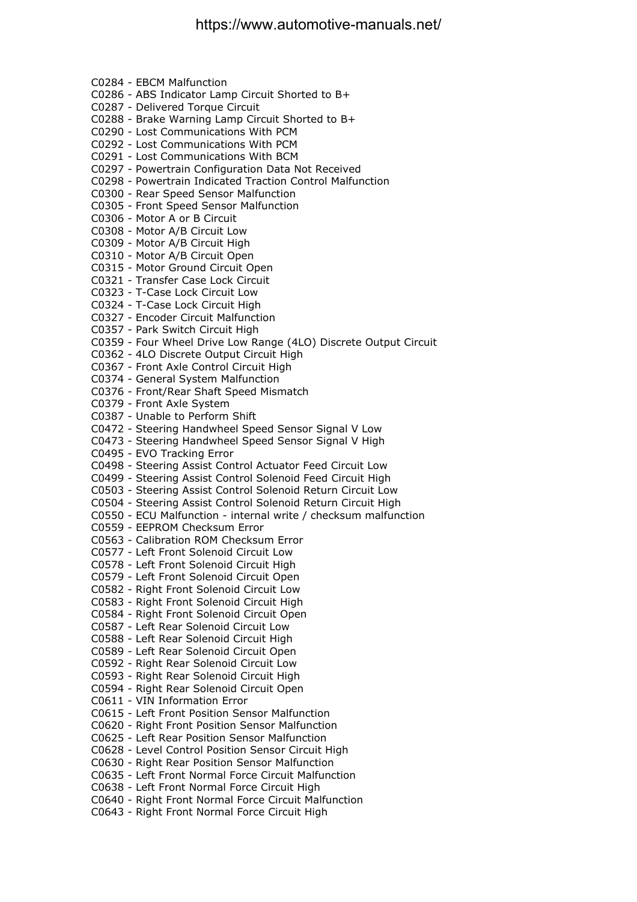C0284 - EBCM Malfunction
C0286 - ABS Indicator Lamp Circuit Shorted to B+
C0287 - Delivered Torque Circuit
C0288 - Brake Warning Lamp Circuit Shorted to B+
C0290 - Lost Communications With PCM
C0292 - Lost Communications With PCM
C0291 - Lost Communications With BCM
C0297 - Powertrain Configuration Data Not Received
C0298 - Powertrain Indicated Traction Control Malfunction
C0300 - Rear Speed Sensor Malfunction
C0305 - Front Speed Sensor Malfunction
C0306 - Motor A or B Circuit
C0308 - Motor A/B Circuit Low
C0309 - Motor A/B Circuit High
C0310 - Motor A/B Circuit Open
C0315 - Motor Ground Circuit Open
C0321 - Transfer Case Lock Circuit
C0323 - T-Case Lock Circuit Low
C0324 - T-Case Lock Circuit High
C0327 - Encoder Circuit Malfunction
C0357 - Park Switch Circuit High
C0359 - Four Wheel Drive Low Range (4LO) Discrete Output Circuit
C0362 - 4LO Discrete Output Circuit High
C0367 - Front Axle Control Circuit High
C0374 - General System Malfunction
C0376 - Front/Rear Shaft Speed Mismatch
C0379 - Front Axle System
C0387 - Unable to Perform Shift
C0472 - Steering Handwheel Speed Sensor Signal V Low
C0473 - Steering Handwheel Speed Sensor Signal V High
C0495 - EVO Tracking Error
C0498 - Steering Assist Control Actuator Feed Circuit Low
C0499 - Steering Assist Control Solenoid Feed Circuit High
C0503 - Steering Assist Control Solenoid Return Circuit Low
C0504 - Steering Assist Control Solenoid Return Circuit High
C0550 - ECU Malfunction - internal write / checksum malfunction
C0559 - EEPROM Checksum Error
C0563 - Calibration ROM Checksum Error
C0577 - Left Front Solenoid Circuit Low
C0578 - Left Front Solenoid Circuit High
C0579 - Left Front Solenoid Circuit Open
C0582 - Right Front Solenoid Circuit Low
C0583 - Right Front Solenoid Circuit High
C0584 - Right Front Solenoid Circuit Open
C0587 - Left Rear Solenoid Circuit Low
C0588 - Left Rear Solenoid Circuit High
C0589 - Left Rear Solenoid Circuit Open
C0592 - Right Rear Solenoid Circuit Low
C0593 - Right Rear Solenoid Circuit High
C0594 - Right Rear Solenoid Circuit Open
C0611 - VIN Information Error
C0615 - Left Front Position Sensor Malfunction
C0620 - Right Front Position Sensor Malfunction
C0625 - Left Rear Position Sensor Malfunction
C0628 - Level Control Position Sensor Circuit High
C0630 - Right Rear Position Sensor Malfunction
C0635 - Left Front Normal Force Circuit Malfunction
C0638 - Left Front Normal Force Circuit High
C0640 - Right Front Normal Force Circuit Malfunction
C0643 - Right Front Normal Force Circuit High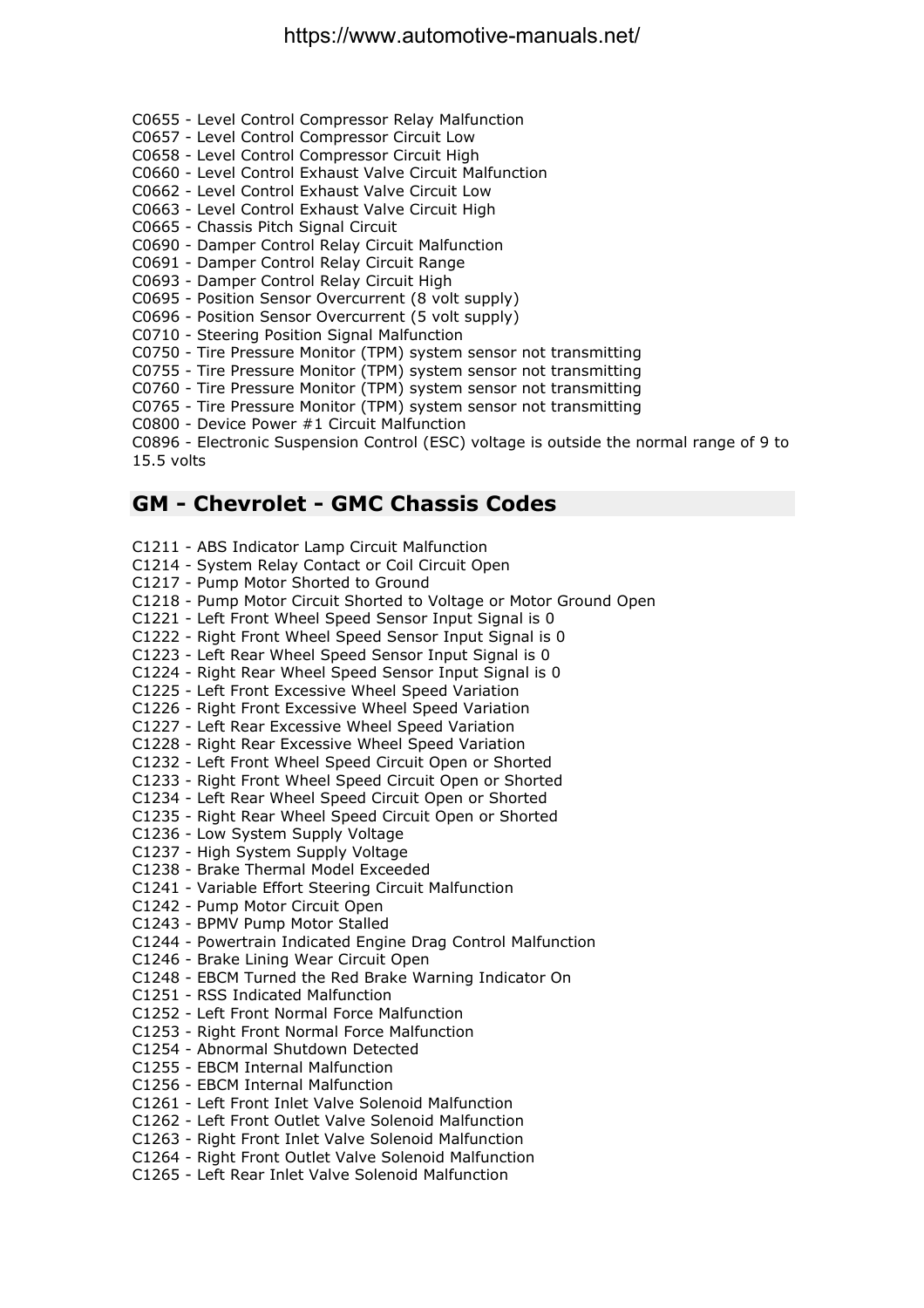C0655 - Level Control Compressor Relay Malfunction
C0657 - Level Control Compressor Circuit Low
C0658 - Level Control Compressor Circuit High
C0660 - Level Control Exhaust Valve Circuit Malfunction
C0662 - Level Control Exhaust Valve Circuit Low
C0663 - Level Control Exhaust Valve Circuit High
C0665 - Chassis Pitch Signal Circuit
C0690 - Damper Control Relay Circuit Malfunction
C0691 - Damper Control Relay Circuit Range
C0693 - Damper Control Relay Circuit High
C0695 - Position Sensor Overcurrent (8 volt supply)
C0696 - Position Sensor Overcurrent (5 volt supply)
C0710 - Steering Position Signal Malfunction
C0750 - Tire Pressure Monitor (TPM) system sensor not transmitting
C0755 - Tire Pressure Monitor (TPM) system sensor not transmitting
C0760 - Tire Pressure Monitor (TPM) system sensor not transmitting
C0765 - Tire Pressure Monitor (TPM) system sensor not transmitting
C0800 - Device Power #1 Circuit Malfunction
C0896 - Electronic Suspension Control (ESC) voltage is outside the normal range of 9 to 15.5 volts

## GM - Chevrolet - GMC Chassis Codes

C1211 - ABS Indicator Lamp Circuit Malfunction
C1214 - System Relay Contact or Coil Circuit Open
C1217 - Pump Motor Shorted to Ground
C1218 - Pump Motor Circuit Shorted to Voltage or Motor Ground Open
C1221 - Left Front Wheel Speed Sensor Input Signal is 0
C1222 - Right Front Wheel Speed Sensor Input Signal is 0
C1223 - Left Rear Wheel Speed Sensor Input Signal is 0
C1224 - Right Rear Wheel Speed Sensor Input Signal is 0
C1225 - Left Front Excessive Wheel Speed Variation
C1226 - Right Front Excessive Wheel Speed Variation
C1227 - Left Rear Excessive Wheel Speed Variation
C1228 - Right Rear Excessive Wheel Speed Variation
C1232 - Left Front Wheel Speed Circuit Open or Shorted
C1233 - Right Front Wheel Speed Circuit Open or Shorted
C1234 - Left Rear Wheel Speed Circuit Open or Shorted
C1235 - Right Rear Wheel Speed Circuit Open or Shorted
C1236 - Low System Supply Voltage
C1237 - High System Supply Voltage
C1238 - Brake Thermal Model Exceeded
C1241 - Variable Effort Steering Circuit Malfunction
C1242 - Pump Motor Circuit Open
C1243 - BPMV Pump Motor Stalled
C1244 - Powertrain Indicated Engine Drag Control Malfunction
C1246 - Brake Lining Wear Circuit Open
C1248 - EBCM Turned the Red Brake Warning Indicator On
C1251 - RSS Indicated Malfunction
C1252 - Left Front Normal Force Malfunction
C1253 - Right Front Normal Force Malfunction
C1254 - Abnormal Shutdown Detected
C1255 - EBCM Internal Malfunction
C1256 - EBCM Internal Malfunction
C1261 - Left Front Inlet Valve Solenoid Malfunction
C1262 - Left Front Outlet Valve Solenoid Malfunction
C1263 - Right Front Inlet Valve Solenoid Malfunction
C1264 - Right Front Outlet Valve Solenoid Malfunction
C1265 - Left Rear Inlet Valve Solenoid Malfunction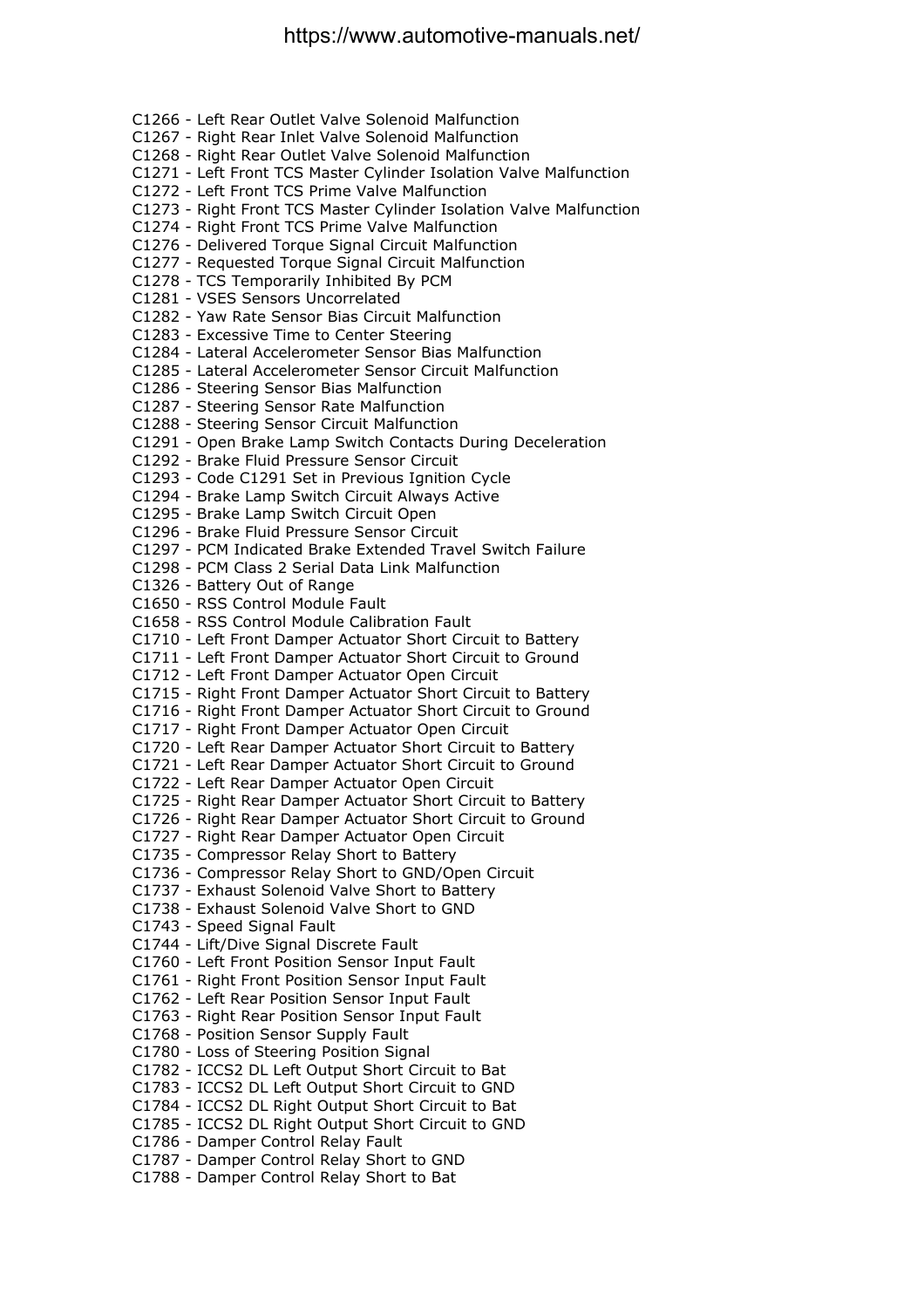C1266 - Left Rear Outlet Valve Solenoid Malfunction
C1267 - Right Rear Inlet Valve Solenoid Malfunction
C1268 - Right Rear Outlet Valve Solenoid Malfunction
C1271 - Left Front TCS Master Cylinder Isolation Valve Malfunction
C1272 - Left Front TCS Prime Valve Malfunction
C1273 - Right Front TCS Master Cylinder Isolation Valve Malfunction
C1274 - Right Front TCS Prime Valve Malfunction
C1276 - Delivered Torque Signal Circuit Malfunction
C1277 - Requested Torque Signal Circuit Malfunction
C1278 - TCS Temporarily Inhibited By PCM
C1281 - VSES Sensors Uncorrelated
C1282 - Yaw Rate Sensor Bias Circuit Malfunction
C1283 - Excessive Time to Center Steering
C1284 - Lateral Accelerometer Sensor Bias Malfunction
C1285 - Lateral Accelerometer Sensor Circuit Malfunction
C1286 - Steering Sensor Bias Malfunction
C1287 - Steering Sensor Rate Malfunction
C1288 - Steering Sensor Circuit Malfunction
C1291 - Open Brake Lamp Switch Contacts During Deceleration
C1292 - Brake Fluid Pressure Sensor Circuit
C1293 - Code C1291 Set in Previous Ignition Cycle
C1294 - Brake Lamp Switch Circuit Always Active
C1295 - Brake Lamp Switch Circuit Open
C1296 - Brake Fluid Pressure Sensor Circuit
C1297 - PCM Indicated Brake Extended Travel Switch Failure
C1298 - PCM Class 2 Serial Data Link Malfunction
C1326 - Battery Out of Range
C1650 - RSS Control Module Fault
C1658 - RSS Control Module Calibration Fault
C1710 - Left Front Damper Actuator Short Circuit to Battery
C1711 - Left Front Damper Actuator Short Circuit to Ground
C1712 - Left Front Damper Actuator Open Circuit
C1715 - Right Front Damper Actuator Short Circuit to Battery
C1716 - Right Front Damper Actuator Short Circuit to Ground
C1717 - Right Front Damper Actuator Open Circuit
C1720 - Left Rear Damper Actuator Short Circuit to Battery
C1721 - Left Rear Damper Actuator Short Circuit to Ground
C1722 - Left Rear Damper Actuator Open Circuit
C1725 - Right Rear Damper Actuator Short Circuit to Battery
C1726 - Right Rear Damper Actuator Short Circuit to Ground
C1727 - Right Rear Damper Actuator Open Circuit
C1735 - Compressor Relay Short to Battery
C1736 - Compressor Relay Short to GND/Open Circuit
C1737 - Exhaust Solenoid Valve Short to Battery
C1738 - Exhaust Solenoid Valve Short to GND
C1743 - Speed Signal Fault
C1744 - Lift/Dive Signal Discrete Fault
C1760 - Left Front Position Sensor Input Fault
C1761 - Right Front Position Sensor Input Fault
C1762 - Left Rear Position Sensor Input Fault
C1763 - Right Rear Position Sensor Input Fault
C1768 - Position Sensor Supply Fault
C1780 - Loss of Steering Position Signal
C1782 - ICCS2 DL Left Output Short Circuit to Bat
C1783 - ICCS2 DL Left Output Short Circuit to GND
C1784 - ICCS2 DL Right Output Short Circuit to Bat
C1785 - ICCS2 DL Right Output Short Circuit to GND
C1786 - Damper Control Relay Fault
C1787 - Damper Control Relay Short to GND
C1788 - Damper Control Relay Short to Bat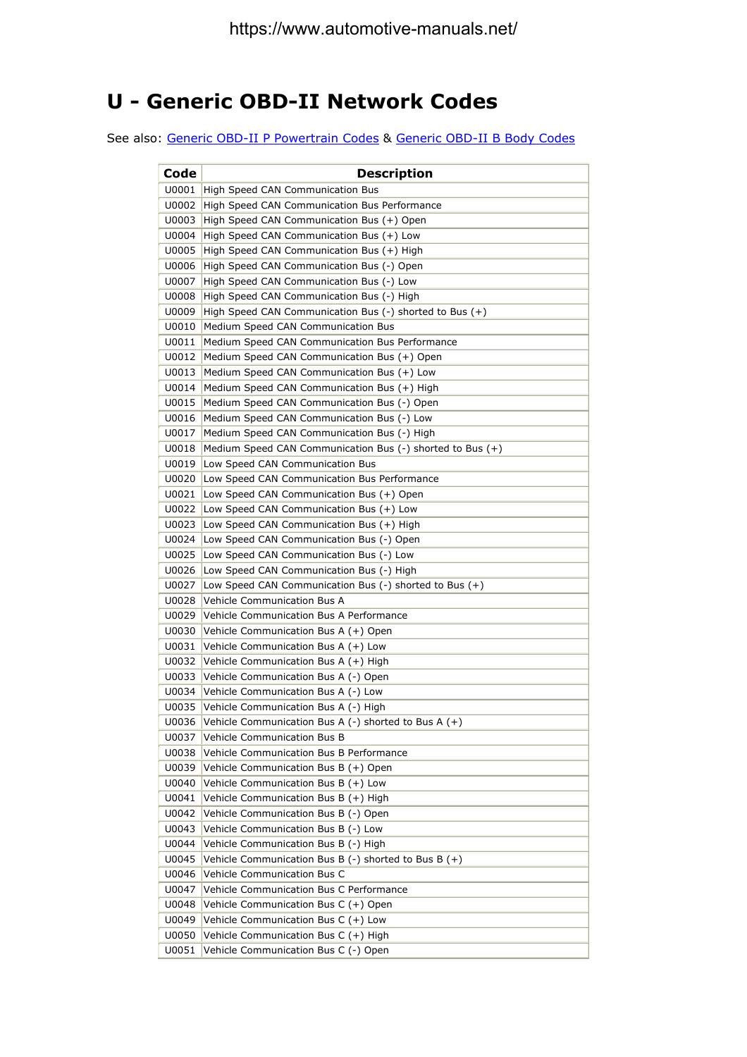# U - Generic OBD-II Network Codes

See also: Generic OBD-II P Powertrain Codes & Generic OBD-II B Body Codes

| Code | Description |
|---|---|
| U0001 | High Speed CAN Communication Bus |
| U0002 | High Speed CAN Communication Bus Performance |
| U0003 | High Speed CAN Communication Bus (+) Open |
| U0004 | High Speed CAN Communication Bus (+) Low |
| U0005 | High Speed CAN Communication Bus (+) High |
| U0006 | High Speed CAN Communication Bus (-) Open |
| U0007 | High Speed CAN Communication Bus (-) Low |
| U0008 | High Speed CAN Communication Bus (-) High |
| U0009 | High Speed CAN Communication Bus (-) shorted to Bus (+) |
| U0010 | Medium Speed CAN Communication Bus |
| U0011 | Medium Speed CAN Communication Bus Performance |
| U0012 | Medium Speed CAN Communication Bus (+) Open |
| U0013 | Medium Speed CAN Communication Bus (+) Low |
| U0014 | Medium Speed CAN Communication Bus (+) High |
| U0015 | Medium Speed CAN Communication Bus (-) Open |
| U0016 | Medium Speed CAN Communication Bus (-) Low |
| U0017 | Medium Speed CAN Communication Bus (-) High |
| U0018 | Medium Speed CAN Communication Bus (-) shorted to Bus (+) |
| U0019 | Low Speed CAN Communication Bus |
| U0020 | Low Speed CAN Communication Bus Performance |
| U0021 | Low Speed CAN Communication Bus (+) Open |
| U0022 | Low Speed CAN Communication Bus (+) Low |
| U0023 | Low Speed CAN Communication Bus (+) High |
| U0024 | Low Speed CAN Communication Bus (-) Open |
| U0025 | Low Speed CAN Communication Bus (-) Low |
| U0026 | Low Speed CAN Communication Bus (-) High |
| U0027 | Low Speed CAN Communication Bus (-) shorted to Bus (+) |
| U0028 | Vehicle Communication Bus A |
| U0029 | Vehicle Communication Bus A Performance |
| U0030 | Vehicle Communication Bus A (+) Open |
| U0031 | Vehicle Communication Bus A (+) Low |
| U0032 | Vehicle Communication Bus A (+) High |
| U0033 | Vehicle Communication Bus A (-) Open |
| U0034 | Vehicle Communication Bus A (-) Low |
| U0035 | Vehicle Communication Bus A (-) High |
| U0036 | Vehicle Communication Bus A (-) shorted to Bus A (+) |
| U0037 | Vehicle Communication Bus B |
| U0038 | Vehicle Communication Bus B Performance |
| U0039 | Vehicle Communication Bus B (+) Open |
| U0040 | Vehicle Communication Bus B (+) Low |
| U0041 | Vehicle Communication Bus B (+) High |
| U0042 | Vehicle Communication Bus B (-) Open |
| U0043 | Vehicle Communication Bus B (-) Low |
| U0044 | Vehicle Communication Bus B (-) High |
| U0045 | Vehicle Communication Bus B (-) shorted to Bus B (+) |
| U0046 | Vehicle Communication Bus C |
| U0047 | Vehicle Communication Bus C Performance |
| U0048 | Vehicle Communication Bus C (+) Open |
| U0049 | Vehicle Communication Bus C (+) Low |
| U0050 | Vehicle Communication Bus C (+) High |
| U0051 | Vehicle Communication Bus C (-) Open |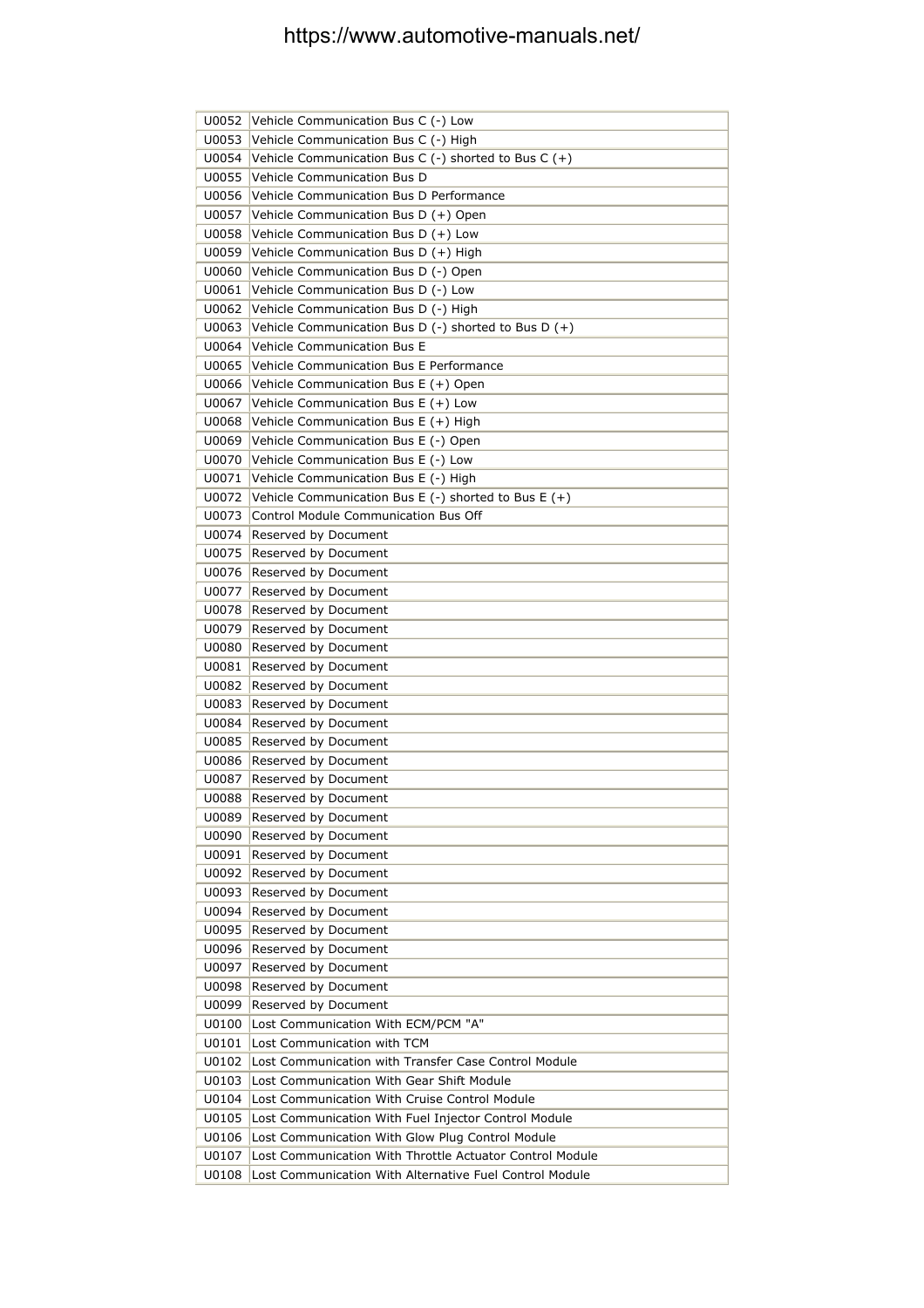| | |
|---|---|
| U0052 | Vehicle Communication Bus C (-) Low |
| U0053 | Vehicle Communication Bus C (-) High |
| U0054 | Vehicle Communication Bus C (-) shorted to Bus C (+) |
| U0055 | Vehicle Communication Bus D |
| U0056 | Vehicle Communication Bus D Performance |
| U0057 | Vehicle Communication Bus D (+) Open |
| U0058 | Vehicle Communication Bus D (+) Low |
| U0059 | Vehicle Communication Bus D (+) High |
| U0060 | Vehicle Communication Bus D (-) Open |
| U0061 | Vehicle Communication Bus D (-) Low |
| U0062 | Vehicle Communication Bus D (-) High |
| U0063 | Vehicle Communication Bus D (-) shorted to Bus D (+) |
| U0064 | Vehicle Communication Bus E |
| U0065 | Vehicle Communication Bus E Performance |
| U0066 | Vehicle Communication Bus E (+) Open |
| U0067 | Vehicle Communication Bus E (+) Low |
| U0068 | Vehicle Communication Bus E (+) High |
| U0069 | Vehicle Communication Bus E (-) Open |
| U0070 | Vehicle Communication Bus E (-) Low |
| U0071 | Vehicle Communication Bus E (-) High |
| U0072 | Vehicle Communication Bus E (-) shorted to Bus E (+) |
| U0073 | Control Module Communication Bus Off |
| U0074 | Reserved by Document |
| U0075 | Reserved by Document |
| U0076 | Reserved by Document |
| U0077 | Reserved by Document |
| U0078 | Reserved by Document |
| U0079 | Reserved by Document |
| U0080 | Reserved by Document |
| U0081 | Reserved by Document |
| U0082 | Reserved by Document |
| U0083 | Reserved by Document |
| U0084 | Reserved by Document |
| U0085 | Reserved by Document |
| U0086 | Reserved by Document |
| U0087 | Reserved by Document |
| U0088 | Reserved by Document |
| U0089 | Reserved by Document |
| U0090 | Reserved by Document |
| U0091 | Reserved by Document |
| U0092 | Reserved by Document |
| U0093 | Reserved by Document |
| U0094 | Reserved by Document |
| U0095 | Reserved by Document |
| U0096 | Reserved by Document |
| U0097 | Reserved by Document |
| U0098 | Reserved by Document |
| U0099 | Reserved by Document |
| U0100 | Lost Communication With ECM/PCM "A" |
| U0101 | Lost Communication with TCM |
| U0102 | Lost Communication with Transfer Case Control Module |
| U0103 | Lost Communication With Gear Shift Module |
| U0104 | Lost Communication With Cruise Control Module |
| U0105 | Lost Communication With Fuel Injector Control Module |
| U0106 | Lost Communication With Glow Plug Control Module |
| U0107 | Lost Communication With Throttle Actuator Control Module |
| U0108 | Lost Communication With Alternative Fuel Control Module |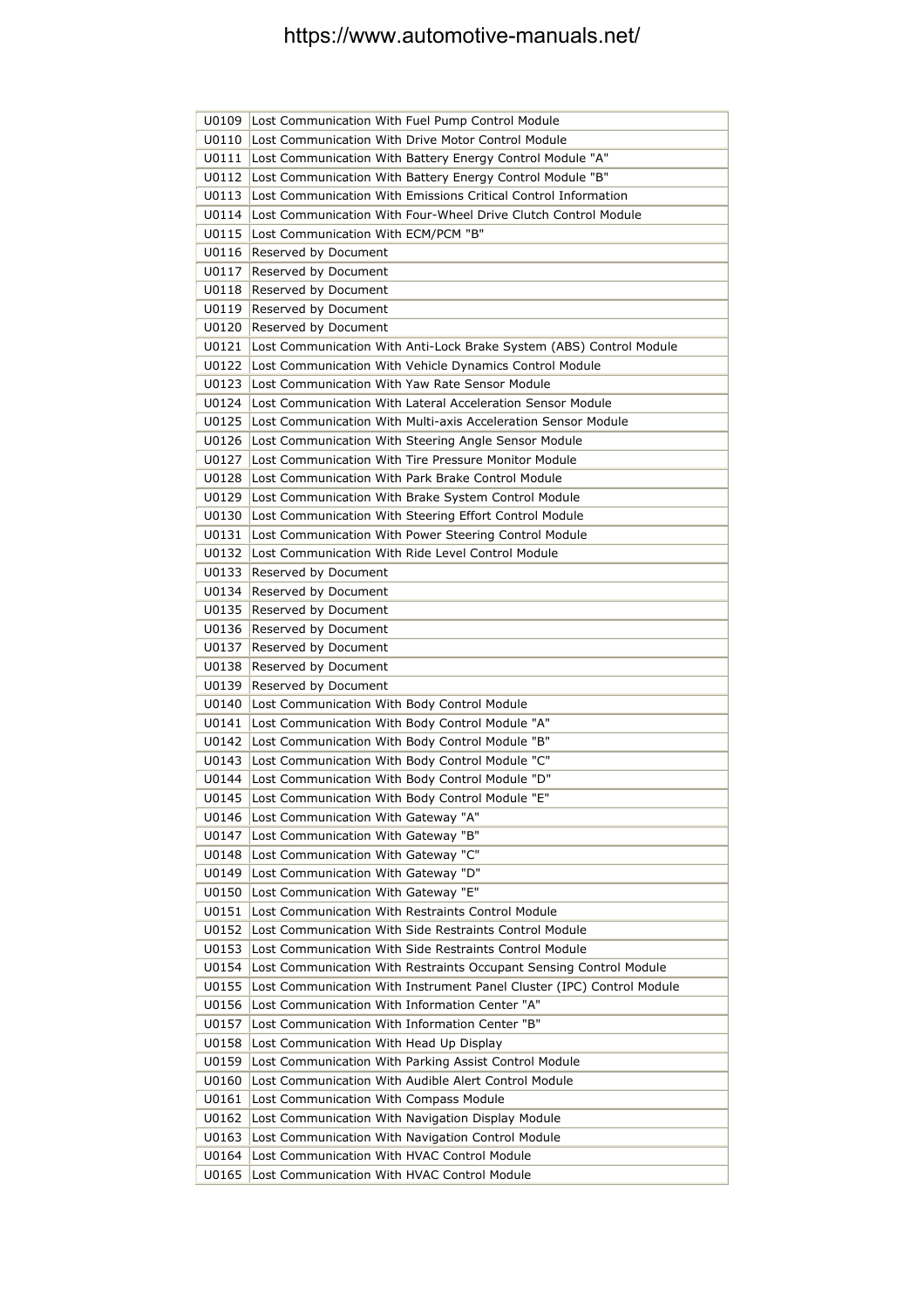| | |
|---|---|
| U0109 | Lost Communication With Fuel Pump Control Module |
| U0110 | Lost Communication With Drive Motor Control Module |
| U0111 | Lost Communication With Battery Energy Control Module "A" |
| U0112 | Lost Communication With Battery Energy Control Module "B" |
| U0113 | Lost Communication With Emissions Critical Control Information |
| U0114 | Lost Communication With Four-Wheel Drive Clutch Control Module |
| U0115 | Lost Communication With ECM/PCM "B" |
| U0116 | Reserved by Document |
| U0117 | Reserved by Document |
| U0118 | Reserved by Document |
| U0119 | Reserved by Document |
| U0120 | Reserved by Document |
| U0121 | Lost Communication With Anti-Lock Brake System (ABS) Control Module |
| U0122 | Lost Communication With Vehicle Dynamics Control Module |
| U0123 | Lost Communication With Yaw Rate Sensor Module |
| U0124 | Lost Communication With Lateral Acceleration Sensor Module |
| U0125 | Lost Communication With Multi-axis Acceleration Sensor Module |
| U0126 | Lost Communication With Steering Angle Sensor Module |
| U0127 | Lost Communication With Tire Pressure Monitor Module |
| U0128 | Lost Communication With Park Brake Control Module |
| U0129 | Lost Communication With Brake System Control Module |
| U0130 | Lost Communication With Steering Effort Control Module |
| U0131 | Lost Communication With Power Steering Control Module |
| U0132 | Lost Communication With Ride Level Control Module |
| U0133 | Reserved by Document |
| U0134 | Reserved by Document |
| U0135 | Reserved by Document |
| U0136 | Reserved by Document |
| U0137 | Reserved by Document |
| U0138 | Reserved by Document |
| U0139 | Reserved by Document |
| U0140 | Lost Communication With Body Control Module |
| U0141 | Lost Communication With Body Control Module "A" |
| U0142 | Lost Communication With Body Control Module "B" |
| U0143 | Lost Communication With Body Control Module "C" |
| U0144 | Lost Communication With Body Control Module "D" |
| U0145 | Lost Communication With Body Control Module "E" |
| U0146 | Lost Communication With Gateway "A" |
| U0147 | Lost Communication With Gateway "B" |
| U0148 | Lost Communication With Gateway "C" |
| U0149 | Lost Communication With Gateway "D" |
| U0150 | Lost Communication With Gateway "E" |
| U0151 | Lost Communication With Restraints Control Module |
| U0152 | Lost Communication With Side Restraints Control Module |
| U0153 | Lost Communication With Side Restraints Control Module |
| U0154 | Lost Communication With Restraints Occupant Sensing Control Module |
| U0155 | Lost Communication With Instrument Panel Cluster (IPC) Control Module |
| U0156 | Lost Communication With Information Center "A" |
| U0157 | Lost Communication With Information Center "B" |
| U0158 | Lost Communication With Head Up Display |
| U0159 | Lost Communication With Parking Assist Control Module |
| U0160 | Lost Communication With Audible Alert Control Module |
| U0161 | Lost Communication With Compass Module |
| U0162 | Lost Communication With Navigation Display Module |
| U0163 | Lost Communication With Navigation Control Module |
| U0164 | Lost Communication With HVAC Control Module |
| U0165 | Lost Communication With HVAC Control Module |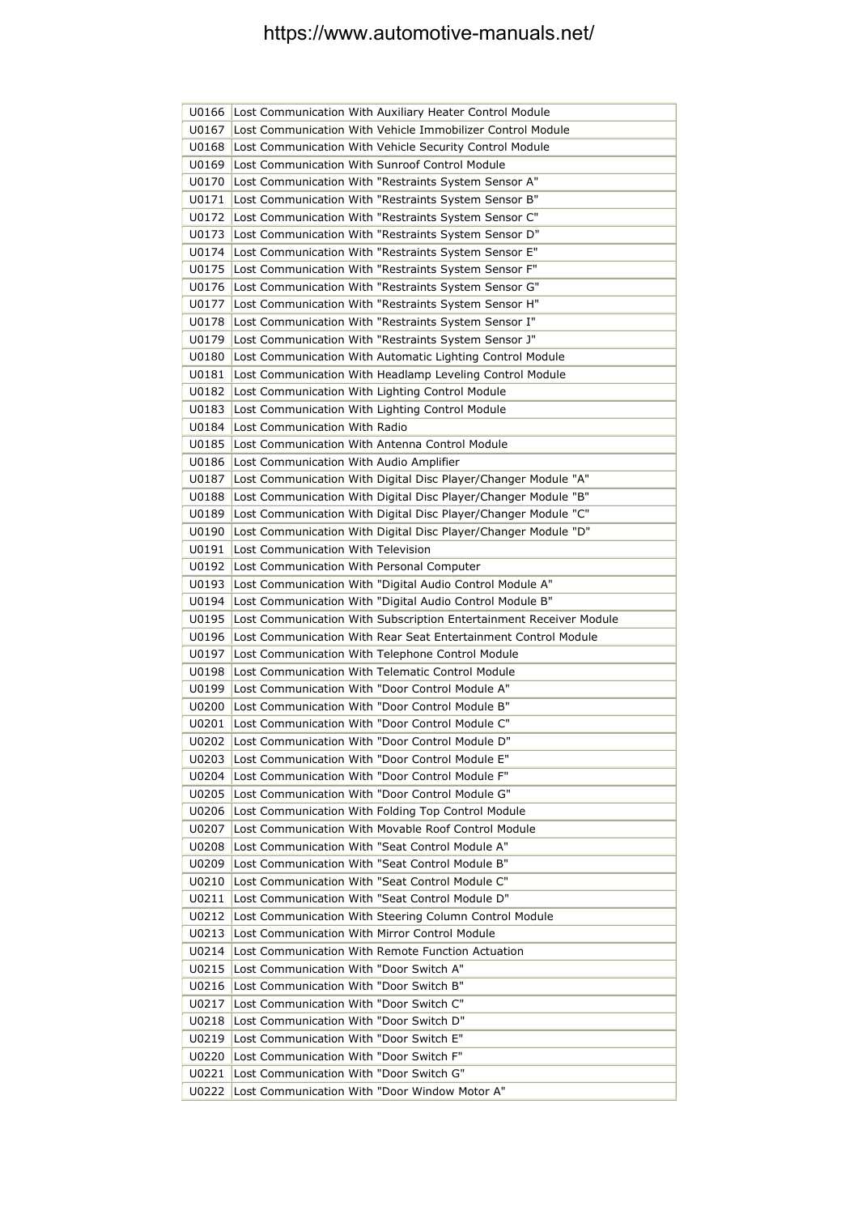| | |
|---|---|
| U0166 | Lost Communication With Auxiliary Heater Control Module |
| U0167 | Lost Communication With Vehicle Immobilizer Control Module |
| U0168 | Lost Communication With Vehicle Security Control Module |
| U0169 | Lost Communication With Sunroof Control Module |
| U0170 | Lost Communication With "Restraints System Sensor A" |
| U0171 | Lost Communication With "Restraints System Sensor B" |
| U0172 | Lost Communication With "Restraints System Sensor C" |
| U0173 | Lost Communication With "Restraints System Sensor D" |
| U0174 | Lost Communication With "Restraints System Sensor E" |
| U0175 | Lost Communication With "Restraints System Sensor F" |
| U0176 | Lost Communication With "Restraints System Sensor G" |
| U0177 | Lost Communication With "Restraints System Sensor H" |
| U0178 | Lost Communication With "Restraints System Sensor I" |
| U0179 | Lost Communication With "Restraints System Sensor J" |
| U0180 | Lost Communication With Automatic Lighting Control Module |
| U0181 | Lost Communication With Headlamp Leveling Control Module |
| U0182 | Lost Communication With Lighting Control Module |
| U0183 | Lost Communication With Lighting Control Module |
| U0184 | Lost Communication With Radio |
| U0185 | Lost Communication With Antenna Control Module |
| U0186 | Lost Communication With Audio Amplifier |
| U0187 | Lost Communication With Digital Disc Player/Changer Module "A" |
| U0188 | Lost Communication With Digital Disc Player/Changer Module "B" |
| U0189 | Lost Communication With Digital Disc Player/Changer Module "C" |
| U0190 | Lost Communication With Digital Disc Player/Changer Module "D" |
| U0191 | Lost Communication With Television |
| U0192 | Lost Communication With Personal Computer |
| U0193 | Lost Communication With "Digital Audio Control Module A" |
| U0194 | Lost Communication With "Digital Audio Control Module B" |
| U0195 | Lost Communication With Subscription Entertainment Receiver Module |
| U0196 | Lost Communication With Rear Seat Entertainment Control Module |
| U0197 | Lost Communication With Telephone Control Module |
| U0198 | Lost Communication With Telematic Control Module |
| U0199 | Lost Communication With "Door Control Module A" |
| U0200 | Lost Communication With "Door Control Module B" |
| U0201 | Lost Communication With "Door Control Module C" |
| U0202 | Lost Communication With "Door Control Module D" |
| U0203 | Lost Communication With "Door Control Module E" |
| U0204 | Lost Communication With "Door Control Module F" |
| U0205 | Lost Communication With "Door Control Module G" |
| U0206 | Lost Communication With Folding Top Control Module |
| U0207 | Lost Communication With Movable Roof Control Module |
| U0208 | Lost Communication With "Seat Control Module A" |
| U0209 | Lost Communication With "Seat Control Module B" |
| U0210 | Lost Communication With "Seat Control Module C" |
| U0211 | Lost Communication With "Seat Control Module D" |
| U0212 | Lost Communication With Steering Column Control Module |
| U0213 | Lost Communication With Mirror Control Module |
| U0214 | Lost Communication With Remote Function Actuation |
| U0215 | Lost Communication With "Door Switch A" |
| U0216 | Lost Communication With "Door Switch B" |
| U0217 | Lost Communication With "Door Switch C" |
| U0218 | Lost Communication With "Door Switch D" |
| U0219 | Lost Communication With "Door Switch E" |
| U0220 | Lost Communication With "Door Switch F" |
| U0221 | Lost Communication With "Door Switch G" |
| U0222 | Lost Communication With "Door Window Motor A" |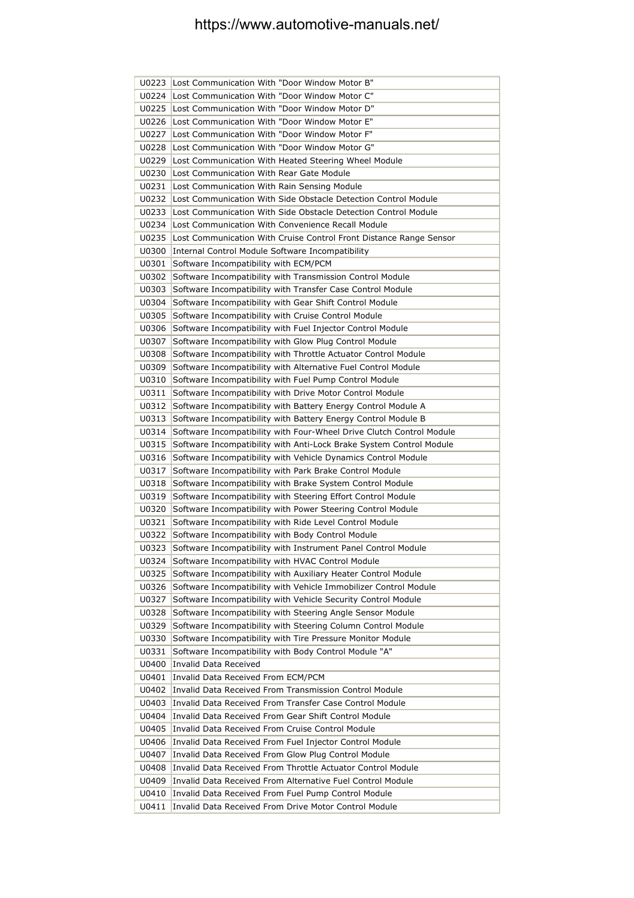| | |
|---|---|
| U0223 | Lost Communication With "Door Window Motor B" |
| U0224 | Lost Communication With "Door Window Motor C" |
| U0225 | Lost Communication With "Door Window Motor D" |
| U0226 | Lost Communication With "Door Window Motor E" |
| U0227 | Lost Communication With "Door Window Motor F" |
| U0228 | Lost Communication With "Door Window Motor G" |
| U0229 | Lost Communication With Heated Steering Wheel Module |
| U0230 | Lost Communication With Rear Gate Module |
| U0231 | Lost Communication With Rain Sensing Module |
| U0232 | Lost Communication With Side Obstacle Detection Control Module |
| U0233 | Lost Communication With Side Obstacle Detection Control Module |
| U0234 | Lost Communication With Convenience Recall Module |
| U0235 | Lost Communication With Cruise Control Front Distance Range Sensor |
| U0300 | Internal Control Module Software Incompatibility |
| U0301 | Software Incompatibility with ECM/PCM |
| U0302 | Software Incompatibility with Transmission Control Module |
| U0303 | Software Incompatibility with Transfer Case Control Module |
| U0304 | Software Incompatibility with Gear Shift Control Module |
| U0305 | Software Incompatibility with Cruise Control Module |
| U0306 | Software Incompatibility with Fuel Injector Control Module |
| U0307 | Software Incompatibility with Glow Plug Control Module |
| U0308 | Software Incompatibility with Throttle Actuator Control Module |
| U0309 | Software Incompatibility with Alternative Fuel Control Module |
| U0310 | Software Incompatibility with Fuel Pump Control Module |
| U0311 | Software Incompatibility with Drive Motor Control Module |
| U0312 | Software Incompatibility with Battery Energy Control Module A |
| U0313 | Software Incompatibility with Battery Energy Control Module B |
| U0314 | Software Incompatibility with Four-Wheel Drive Clutch Control Module |
| U0315 | Software Incompatibility with Anti-Lock Brake System Control Module |
| U0316 | Software Incompatibility with Vehicle Dynamics Control Module |
| U0317 | Software Incompatibility with Park Brake Control Module |
| U0318 | Software Incompatibility with Brake System Control Module |
| U0319 | Software Incompatibility with Steering Effort Control Module |
| U0320 | Software Incompatibility with Power Steering Control Module |
| U0321 | Software Incompatibility with Ride Level Control Module |
| U0322 | Software Incompatibility with Body Control Module |
| U0323 | Software Incompatibility with Instrument Panel Control Module |
| U0324 | Software Incompatibility with HVAC Control Module |
| U0325 | Software Incompatibility with Auxiliary Heater Control Module |
| U0326 | Software Incompatibility with Vehicle Immobilizer Control Module |
| U0327 | Software Incompatibility with Vehicle Security Control Module |
| U0328 | Software Incompatibility with Steering Angle Sensor Module |
| U0329 | Software Incompatibility with Steering Column Control Module |
| U0330 | Software Incompatibility with Tire Pressure Monitor Module |
| U0331 | Software Incompatibility with Body Control Module "A" |
| U0400 | Invalid Data Received |
| U0401 | Invalid Data Received From ECM/PCM |
| U0402 | Invalid Data Received From Transmission Control Module |
| U0403 | Invalid Data Received From Transfer Case Control Module |
| U0404 | Invalid Data Received From Gear Shift Control Module |
| U0405 | Invalid Data Received From Cruise Control Module |
| U0406 | Invalid Data Received From Fuel Injector Control Module |
| U0407 | Invalid Data Received From Glow Plug Control Module |
| U0408 | Invalid Data Received From Throttle Actuator Control Module |
| U0409 | Invalid Data Received From Alternative Fuel Control Module |
| U0410 | Invalid Data Received From Fuel Pump Control Module |
| U0411 | Invalid Data Received From Drive Motor Control Module |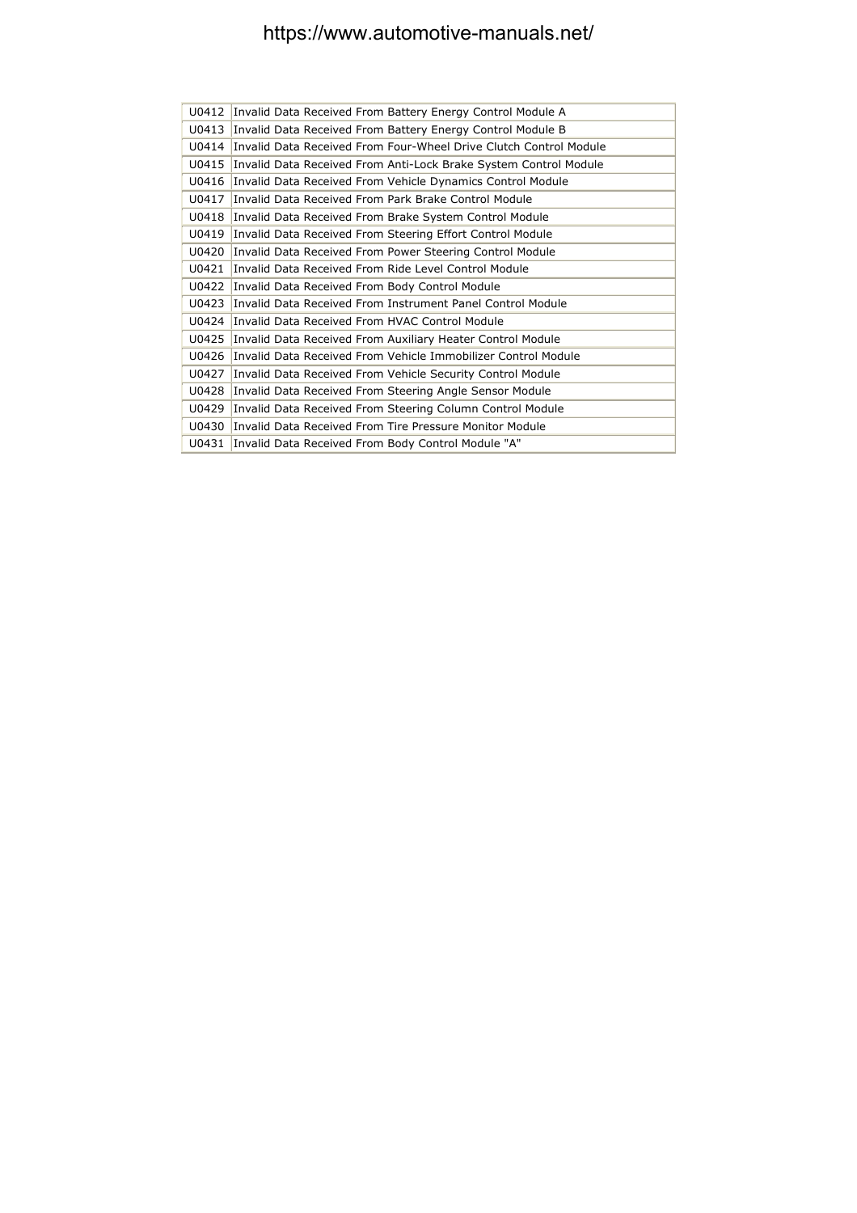| | |
|---|---|
| U0412 | Invalid Data Received From Battery Energy Control Module A |
| U0413 | Invalid Data Received From Battery Energy Control Module B |
| U0414 | Invalid Data Received From Four-Wheel Drive Clutch Control Module |
| U0415 | Invalid Data Received From Anti-Lock Brake System Control Module |
| U0416 | Invalid Data Received From Vehicle Dynamics Control Module |
| U0417 | Invalid Data Received From Park Brake Control Module |
| U0418 | Invalid Data Received From Brake System Control Module |
| U0419 | Invalid Data Received From Steering Effort Control Module |
| U0420 | Invalid Data Received From Power Steering Control Module |
| U0421 | Invalid Data Received From Ride Level Control Module |
| U0422 | Invalid Data Received From Body Control Module |
| U0423 | Invalid Data Received From Instrument Panel Control Module |
| U0424 | Invalid Data Received From HVAC Control Module |
| U0425 | Invalid Data Received From Auxiliary Heater Control Module |
| U0426 | Invalid Data Received From Vehicle Immobilizer Control Module |
| U0427 | Invalid Data Received From Vehicle Security Control Module |
| U0428 | Invalid Data Received From Steering Angle Sensor Module |
| U0429 | Invalid Data Received From Steering Column Control Module |
| U0430 | Invalid Data Received From Tire Pressure Monitor Module |
| U0431 | Invalid Data Received From Body Control Module "A" |